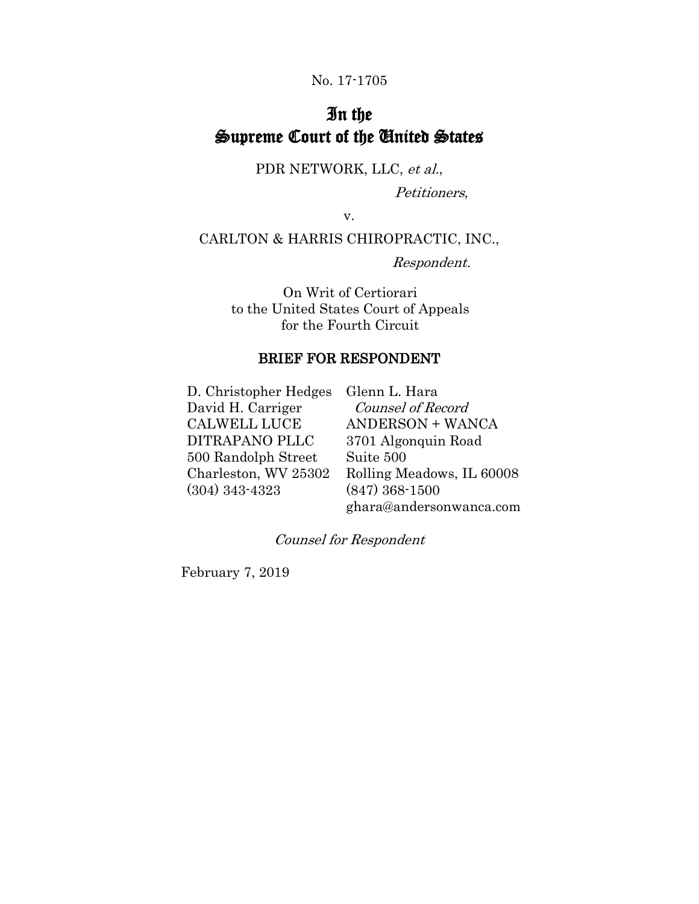No. 17-1705

# In the Supreme Court of the United States

PDR NETWORK, LLC, *et al.*,

*Petitioners*,

v.

CARLTON & HARRIS CHIROPRACTIC, INC.,

*Respondent.*

On Writ of Certiorari
to the United States Court of Appeals
for the Fourth Circuit

## BRIEF FOR RESPONDENT

D. Christopher Hedges
David H. Carriger
CALWELL LUCE
DITRAPANO PLLC
500 Randolph Street
Charleston, WV 25302
(304) 343-4323

Glenn L. Hara
*Counsel of Record*
ANDERSON + WANCA
3701 Algonquin Road
Suite 500
Rolling Meadows, IL 60008
(847) 368-1500
ghara@andersonwanca.com

*Counsel for Respondent*

February 7, 2019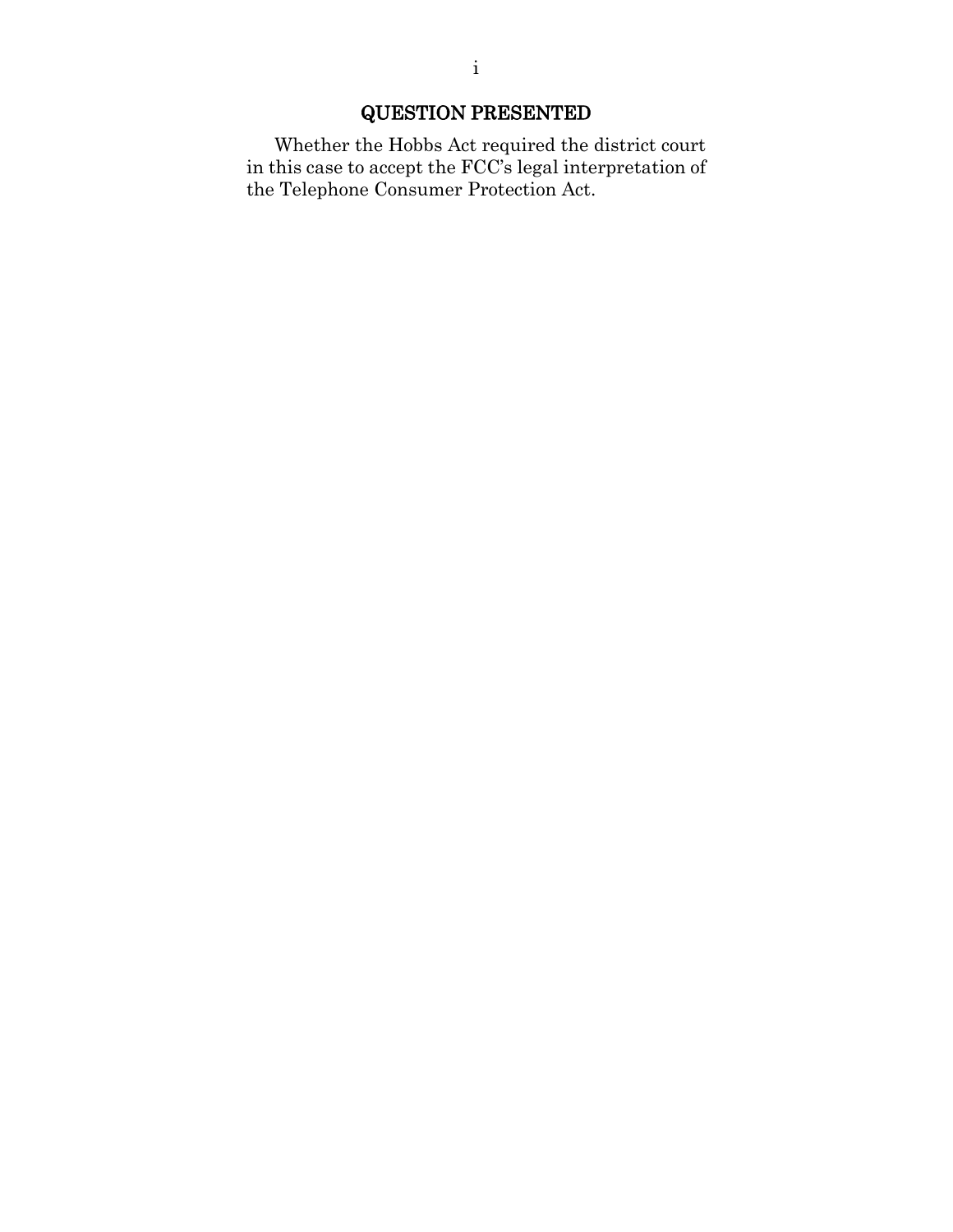# QUESTION PRESENTED

Whether the Hobbs Act required the district court in this case to accept the FCC's legal interpretation of the Telephone Consumer Protection Act.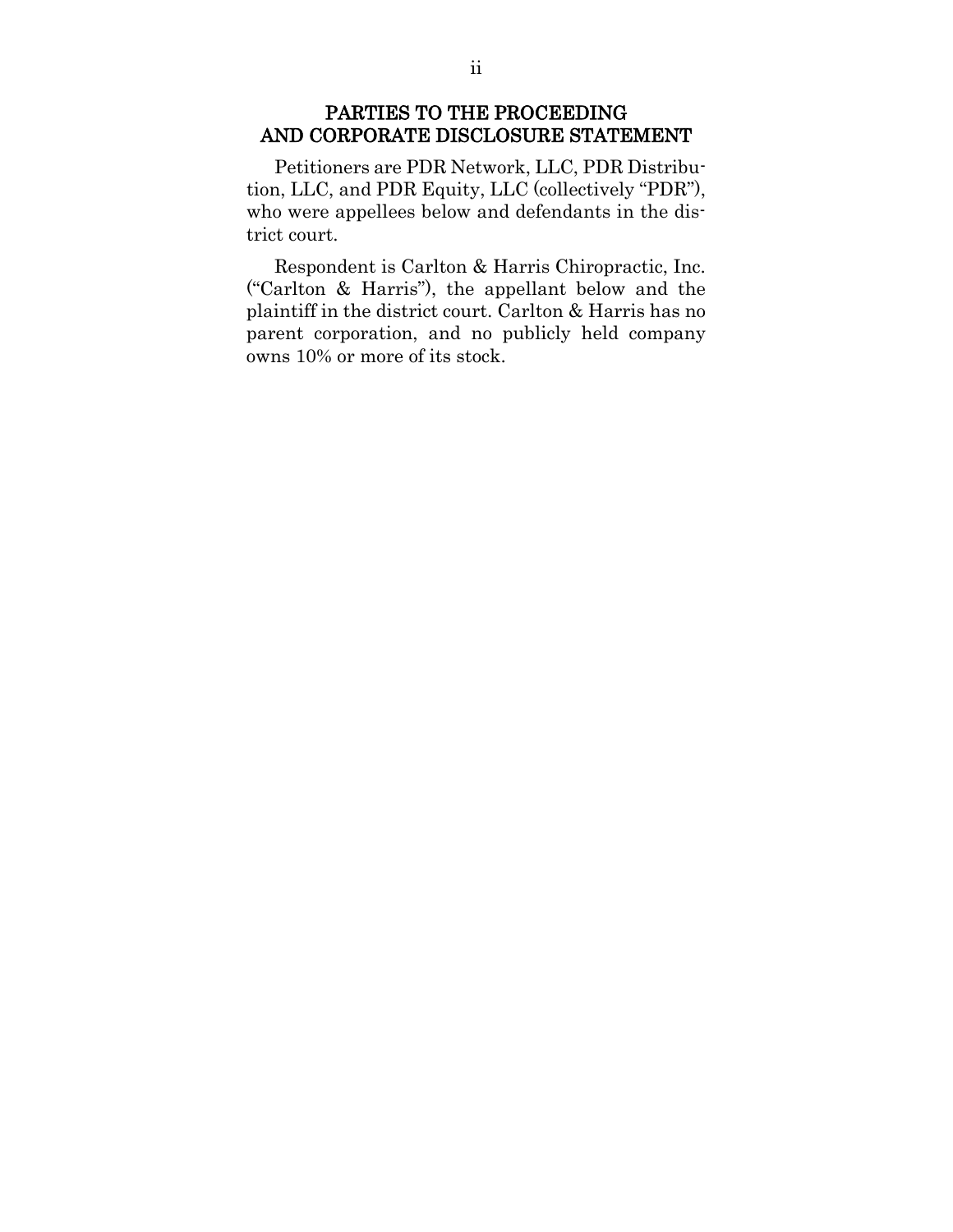## PARTIES TO THE PROCEEDING AND CORPORATE DISCLOSURE STATEMENT

Petitioners are PDR Network, LLC, PDR Distribution, LLC, and PDR Equity, LLC (collectively "PDR"), who were appellees below and defendants in the district court.

Respondent is Carlton & Harris Chiropractic, Inc. ("Carlton & Harris"), the appellant below and the plaintiff in the district court. Carlton & Harris has no parent corporation, and no publicly held company owns 10% or more of its stock.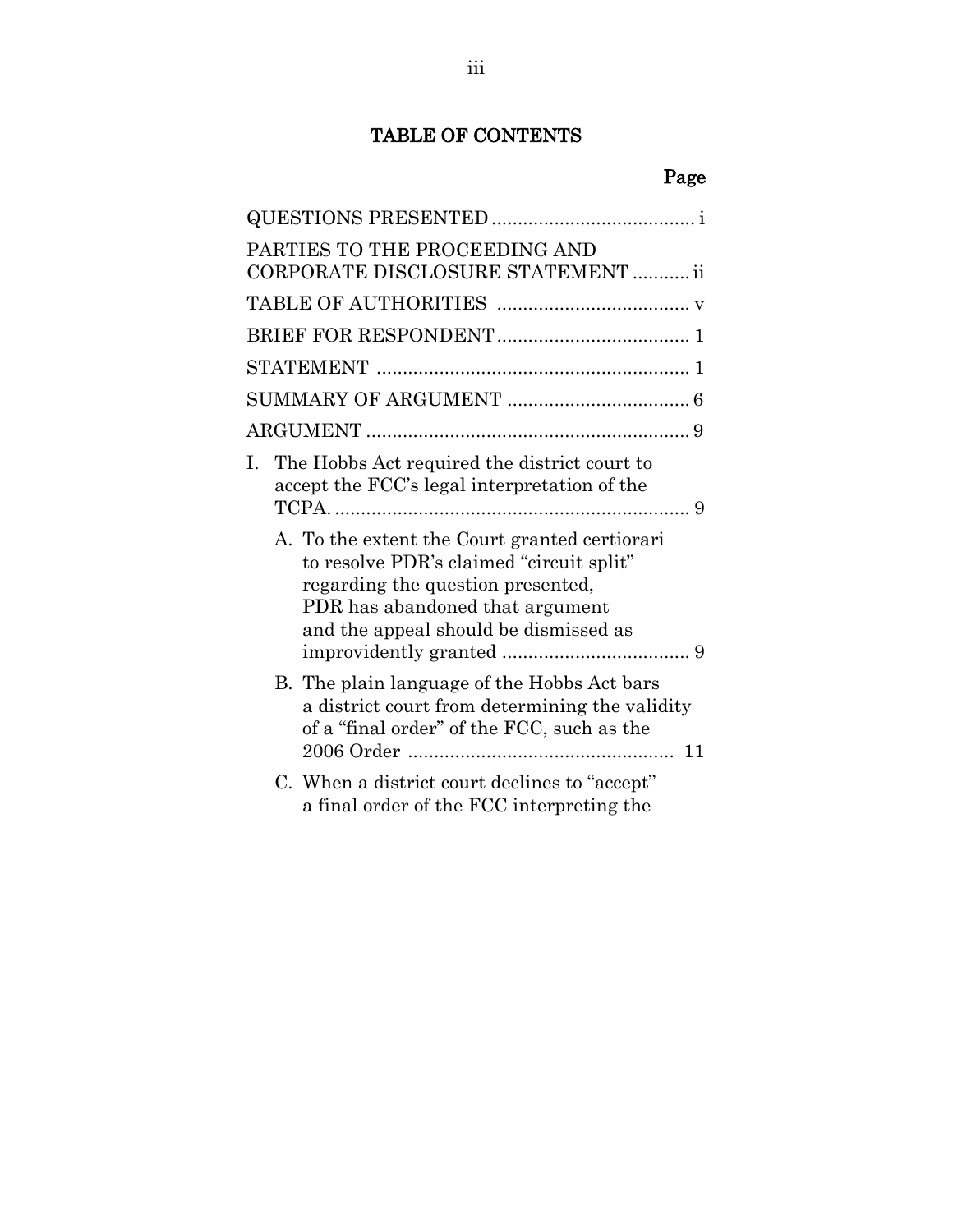## TABLE OF CONTENTS

| | Page |
|---|---|
| QUESTIONS PRESENTED | i |
| PARTIES TO THE PROCEEDING AND CORPORATE DISCLOSURE STATEMENT | ii |
| TABLE OF AUTHORITIES | v |
| BRIEF FOR RESPONDENT | 1 |
| STATEMENT | 1 |
| SUMMARY OF ARGUMENT | 6 |
| ARGUMENT | 9 |
| I. The Hobbs Act required the district court to accept the FCC's legal interpretation of the TCPA. | 9 |
| A. To the extent the Court granted certiorari to resolve PDR's claimed "circuit split" regarding the question presented, PDR has abandoned that argument and the appeal should be dismissed as improvidently granted | 9 |
| B. The plain language of the Hobbs Act bars a district court from determining the validity of a "final order" of the FCC, such as the 2006 Order | 11 |
| C. When a district court declines to "accept" a final order of the FCC interpreting the | |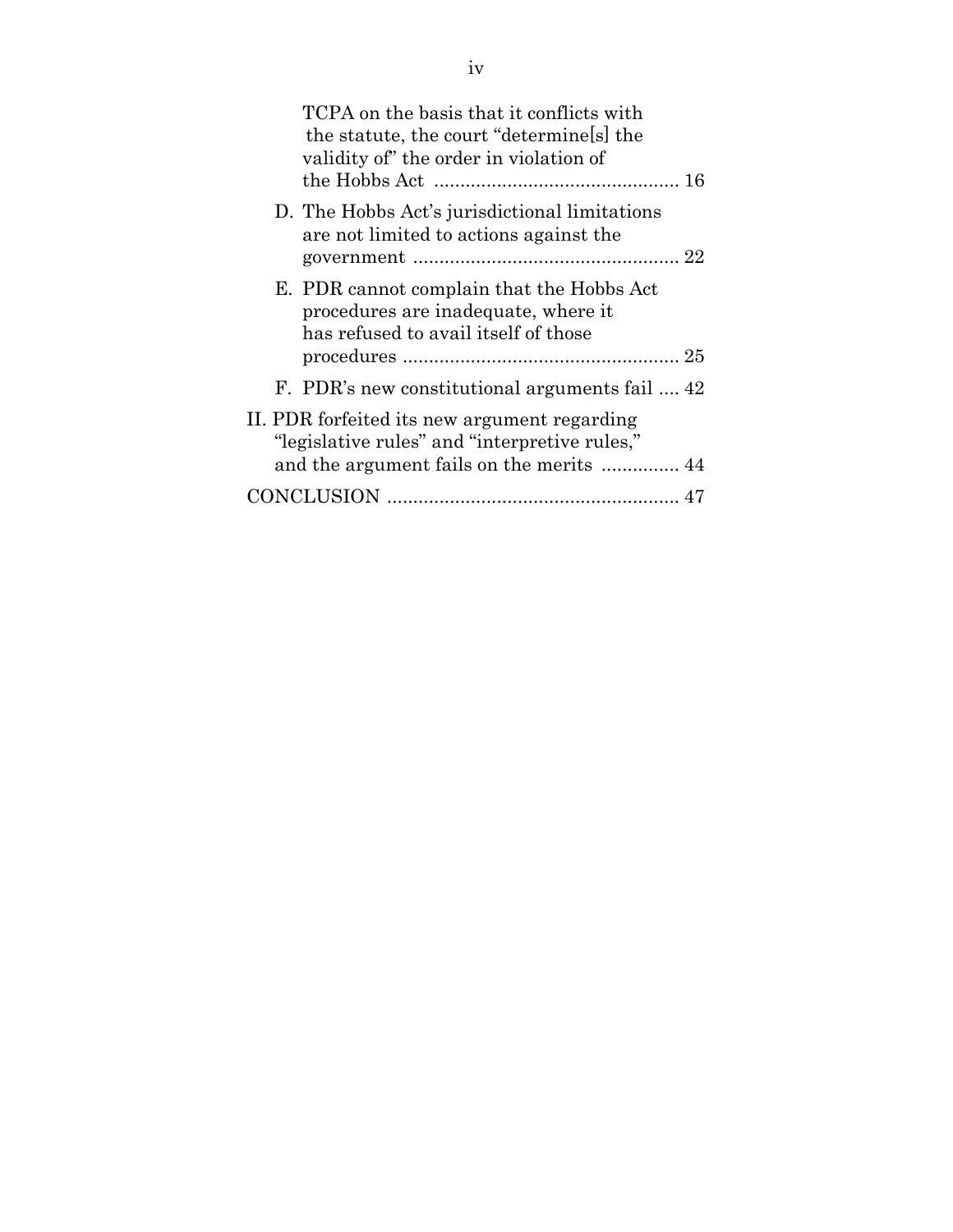TCPA on the basis that it conflicts with the statute, the court "determine[s] the validity of" the order in violation of the Hobbs Act ............................................. 16

D. The Hobbs Act's jurisdictional limitations are not limited to actions against the government ................................................. 22

E. PDR cannot complain that the Hobbs Act procedures are inadequate, where it has refused to avail itself of those procedures .................................................... 25

F. PDR's new constitutional arguments fail .... 42

II. PDR forfeited its new argument regarding "legislative rules" and "interpretive rules," and the argument fails on the merits ............... 44

CONCLUSION ....................................................... 47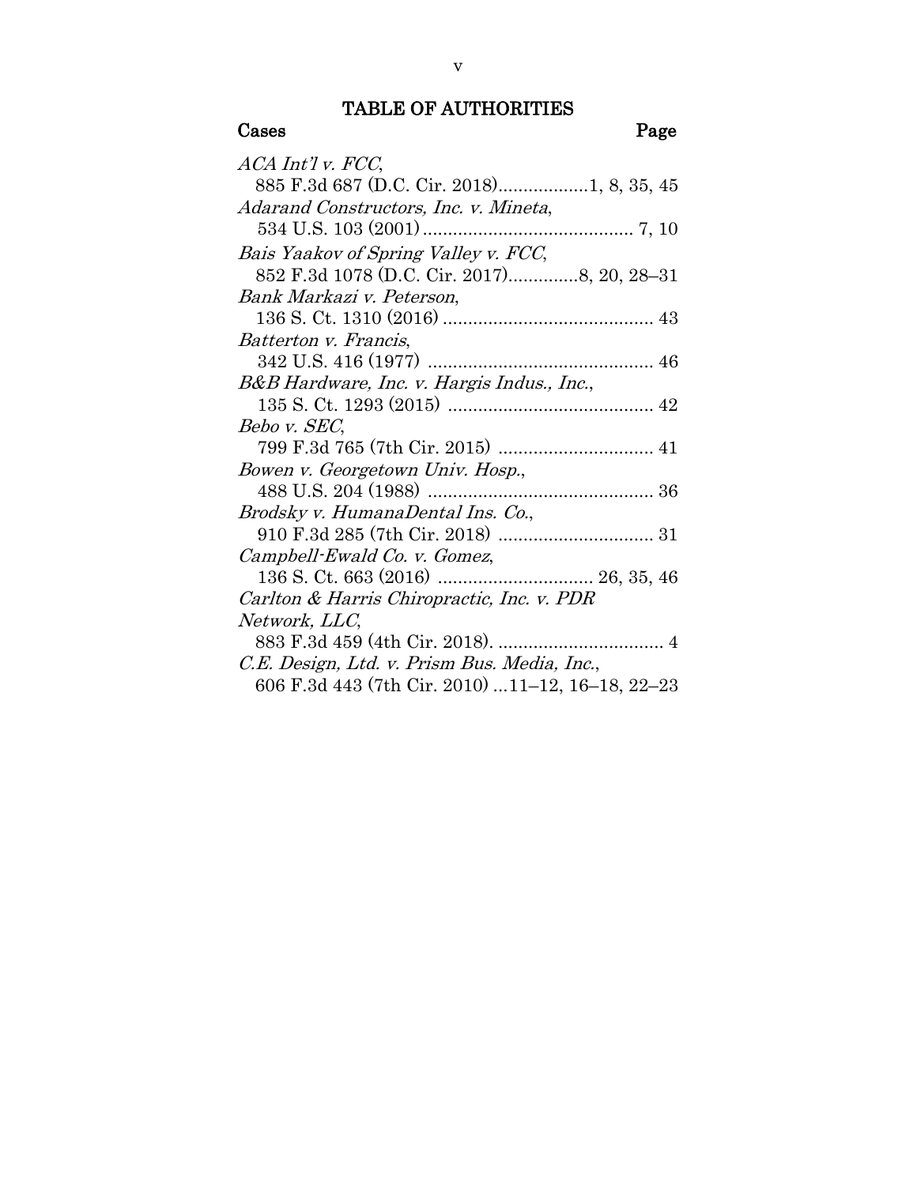# TABLE OF AUTHORITIES

**Cases** **Page**

*ACA Int'l v. FCC*,
885 F.3d 687 (D.C. Cir. 2018)..................1, 8, 35, 45

*Adarand Constructors, Inc. v. Mineta*,
534 U.S. 103 (2001)......................................... 7, 10

*Bais Yaakov of Spring Valley v. FCC*,
852 F.3d 1078 (D.C. Cir. 2017)..............8, 20, 28–31

*Bank Markazi v. Peterson*,
136 S. Ct. 1310 (2016).......................................... 43

*Batterton v. Francis*,
342 U.S. 416 (1977) ............................................ 46

*B&B Hardware, Inc. v. Hargis Indus., Inc.*,
135 S. Ct. 1293 (2015) ......................................... 42

*Bebo v. SEC*,
799 F.3d 765 (7th Cir. 2015) .............................. 41

*Bowen v. Georgetown Univ. Hosp.*,
488 U.S. 204 (1988) ............................................ 36

*Brodsky v. HumanaDental Ins. Co.*,
910 F.3d 285 (7th Cir. 2018) .............................. 31

*Campbell-Ewald Co. v. Gomez*,
136 S. Ct. 663 (2016) ............................... 26, 35, 46

*Carlton & Harris Chiropractic, Inc. v. PDR Network, LLC*,
883 F.3d 459 (4th Cir. 2018). ................................ 4

*C.E. Design, Ltd. v. Prism Bus. Media, Inc.*,
606 F.3d 443 (7th Cir. 2010) ...11–12, 16–18, 22–23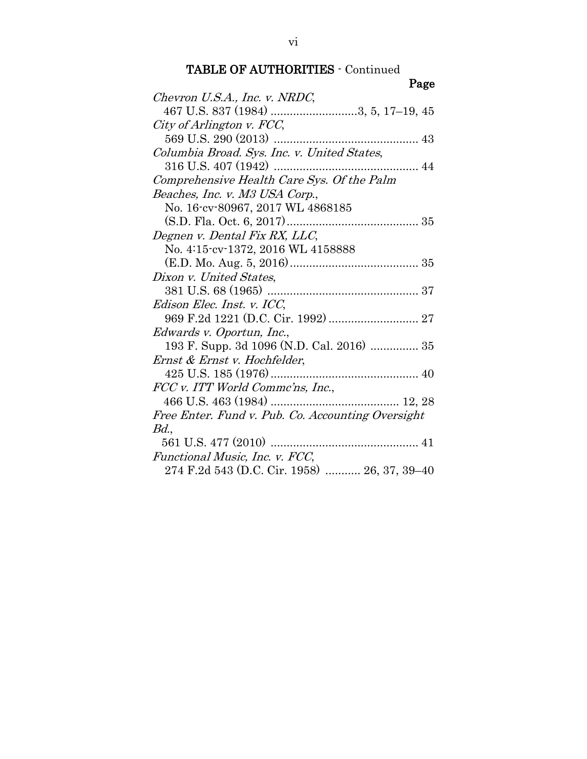## TABLE OF AUTHORITIES - Continued

**Page**

*Chevron U.S.A., Inc. v. NRDC*,
467 U.S. 837 (1984) ...........................3, 5, 17–19, 45

*City of Arlington v. FCC*,
569 U.S. 290 (2013) ............................................ 43

*Columbia Broad. Sys. Inc. v. United States*,
316 U.S. 407 (1942) ............................................ 44

*Comprehensive Health Care Sys. Of the Palm Beaches, Inc. v. M3 USA Corp.*,
No. 16-cv-80967, 2017 WL 4868185
(S.D. Fla. Oct. 6, 2017)......................................... 35

*Degnen v. Dental Fix RX, LLC*,
No. 4:15-cv-1372, 2016 WL 4158888
(E.D. Mo. Aug. 5, 2016)........................................ 35

*Dixon v. United States*,
381 U.S. 68 (1965) ............................................... 37

*Edison Elec. Inst. v. ICC*,
969 F.2d 1221 (D.C. Cir. 1992)............................ 27

*Edwards v. Oportun, Inc.*,
193 F. Supp. 3d 1096 (N.D. Cal. 2016) ............... 35

*Ernst & Ernst v. Hochfelder*,
425 U.S. 185 (1976).............................................. 40

*FCC v. ITT World Commc'ns, Inc.*,
466 U.S. 463 (1984) ........................................ 12, 28

*Free Enter. Fund v. Pub. Co. Accounting Oversight Bd.*,
561 U.S. 477 (2010) .............................................. 41

*Functional Music, Inc. v. FCC*,
274 F.2d 543 (D.C. Cir. 1958) ........... 26, 37, 39–40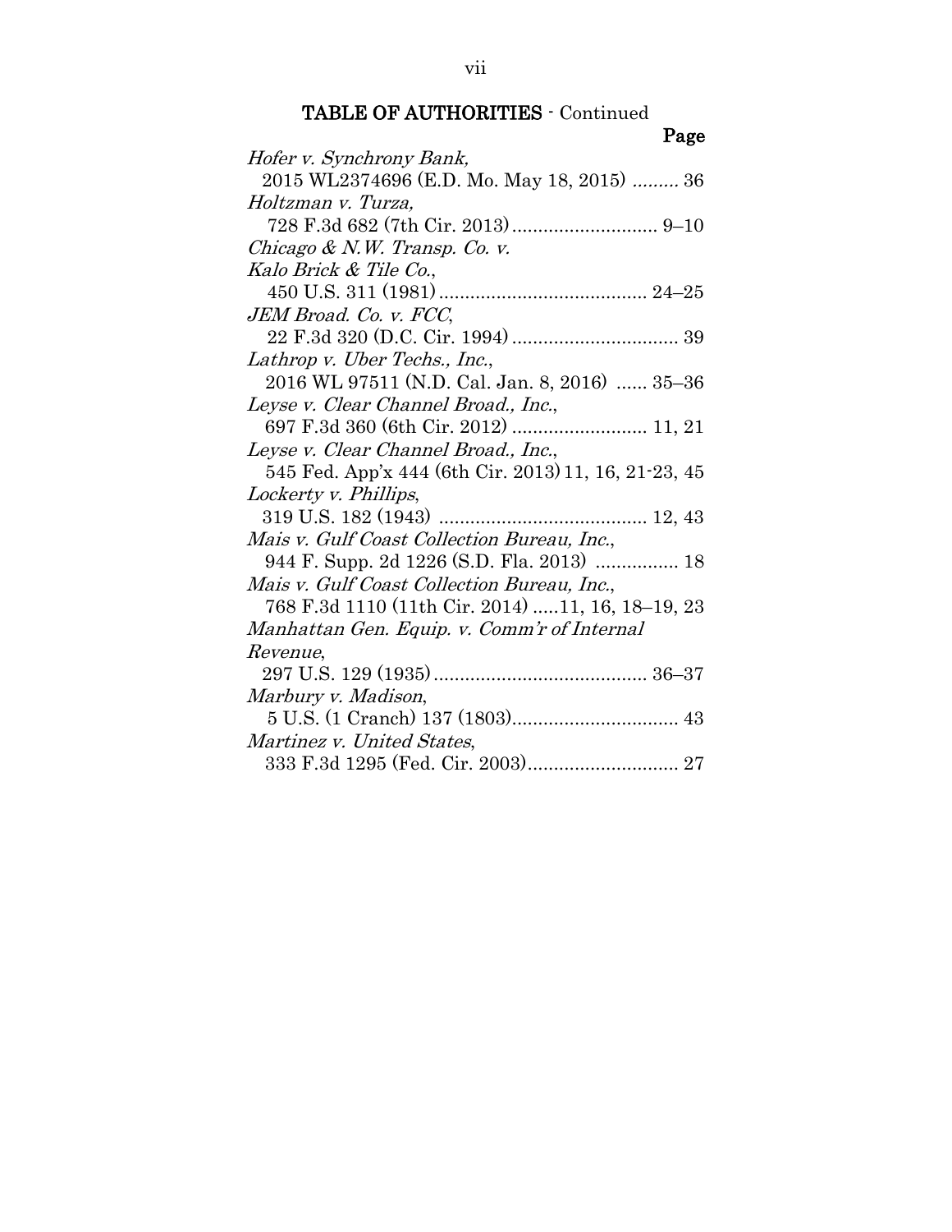## TABLE OF AUTHORITIES - Continued

**Page**

*Hofer v. Synchrony Bank*,
2015 WL2374696 (E.D. Mo. May 18, 2015) ......... 36

*Holtzman v. Turza*,
728 F.3d 682 (7th Cir. 2013) ............................ 9–10

*Chicago & N.W. Transp. Co. v. Kalo Brick & Tile Co.*,
450 U.S. 311 (1981) ........................................ 24–25

*JEM Broad. Co. v. FCC*,
22 F.3d 320 (D.C. Cir. 1994) ................................ 39

*Lathrop v. Uber Techs., Inc.*,
2016 WL 97511 (N.D. Cal. Jan. 8, 2016) ...... 35–36

*Leyse v. Clear Channel Broad., Inc.*,
697 F.3d 360 (6th Cir. 2012) .......................... 11, 21

*Leyse v. Clear Channel Broad., Inc.*,
545 Fed. App'x 444 (6th Cir. 2013) 11, 16, 21-23, 45

*Lockerty v. Phillips*,
319 U.S. 182 (1943) ........................................ 12, 43

*Mais v. Gulf Coast Collection Bureau, Inc.*,
944 F. Supp. 2d 1226 (S.D. Fla. 2013) ................ 18

*Mais v. Gulf Coast Collection Bureau, Inc.*,
768 F.3d 1110 (11th Cir. 2014) .....11, 16, 18–19, 23

*Manhattan Gen. Equip. v. Comm'r of Internal Revenue*,
297 U.S. 129 (1935) ......................................... 36–37

*Marbury v. Madison*,
5 U.S. (1 Cranch) 137 (1803)................................ 43

*Martinez v. United States*,
333 F.3d 1295 (Fed. Cir. 2003)............................. 27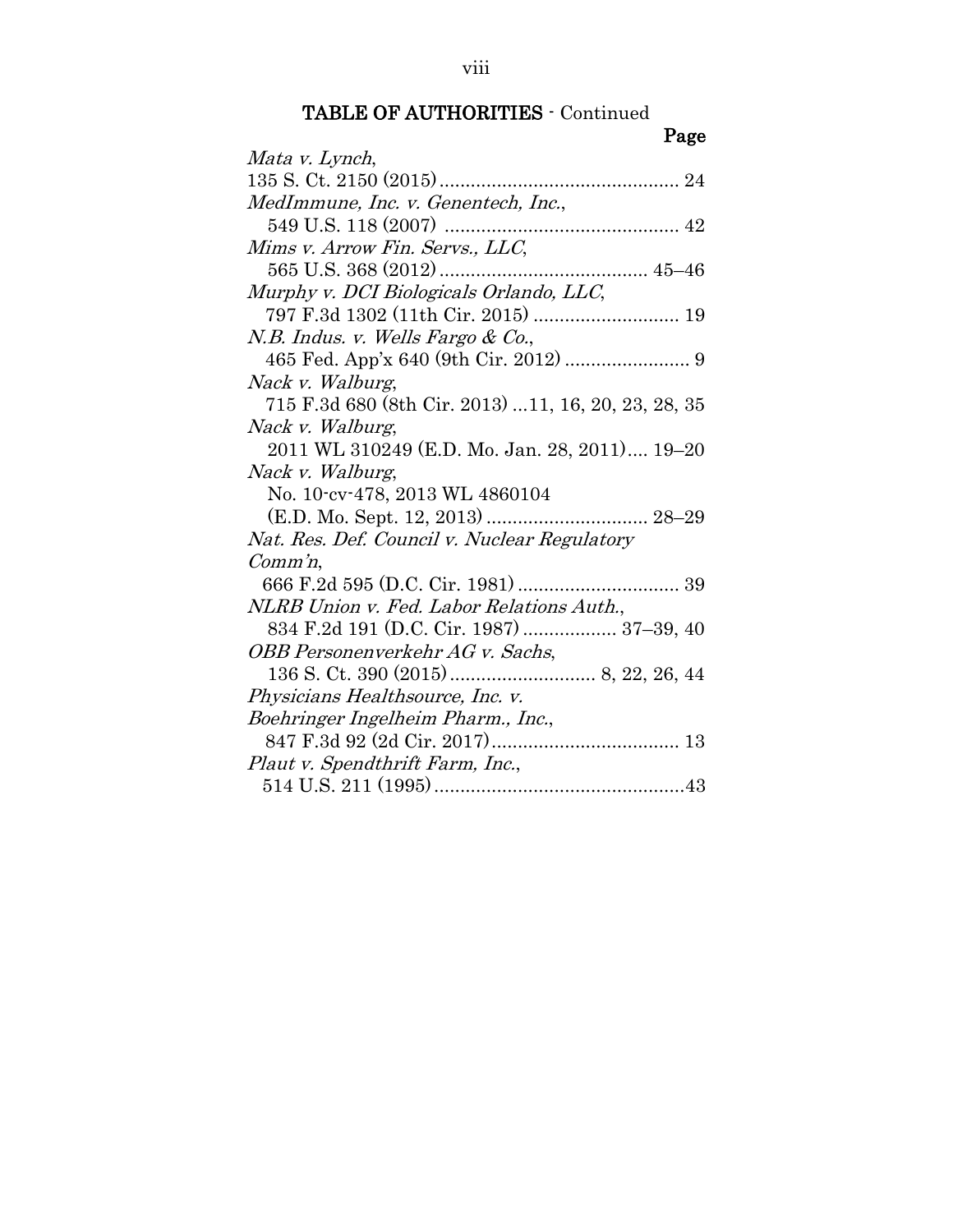## TABLE OF AUTHORITIES - Continued

**Page**

*Mata v. Lynch*,
135 S. Ct. 2150 (2015) .............................................. 24

*MedImmune, Inc. v. Genentech, Inc.*,
549 U.S. 118 (2007) ............................................. 42

*Mims v. Arrow Fin. Servs., LLC*,
565 U.S. 368 (2012) ....................................... 45–46

*Murphy v. DCI Biologicals Orlando, LLC*,
797 F.3d 1302 (11th Cir. 2015) ........................... 19

*N.B. Indus. v. Wells Fargo & Co.*,
465 Fed. App'x 640 (9th Cir. 2012) ........................ 9

*Nack v. Walburg*,
715 F.3d 680 (8th Cir. 2013) ...11, 16, 20, 23, 28, 35

*Nack v. Walburg*,
2011 WL 310249 (E.D. Mo. Jan. 28, 2011).... 19–20

*Nack v. Walburg*,
No. 10-cv-478, 2013 WL 4860104
(E.D. Mo. Sept. 12, 2013) ............................... 28–29

*Nat. Res. Def. Council v. Nuclear Regulatory Comm'n*,
666 F.2d 595 (D.C. Cir. 1981) ............................... 39

*NLRB Union v. Fed. Labor Relations Auth.*,
834 F.2d 191 (D.C. Cir. 1987) .................. 37–39, 40

*OBB Personenverkehr AG v. Sachs*,
136 S. Ct. 390 (2015) ............................ 8, 22, 26, 44

*Physicians Healthsource, Inc. v. Boehringer Ingelheim Pharm., Inc.*,
847 F.3d 92 (2d Cir. 2017).................................... 13

*Plaut v. Spendthrift Farm, Inc.*,
514 U.S. 211 (1995) ................................................43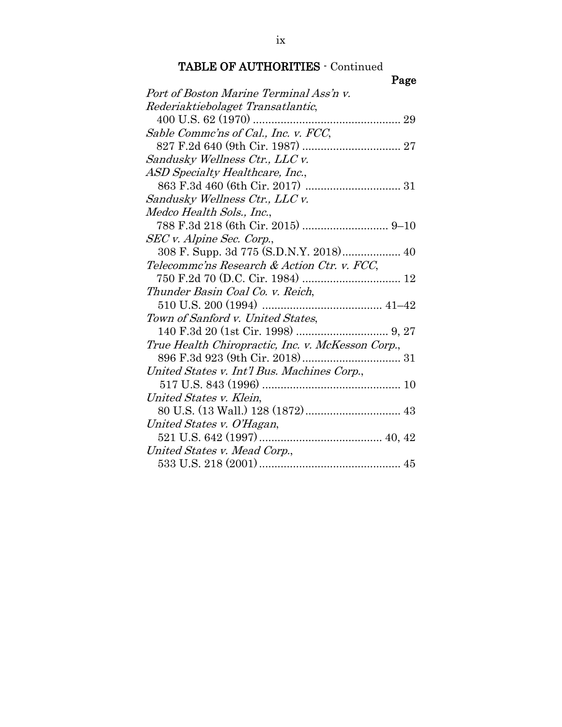## TABLE OF AUTHORITIES - Continued

Page

*Port of Boston Marine Terminal Ass'n v. Rederiaktiebolaget Transatlantic*,
400 U.S. 62 (1970) .................................................. 29

*Sable Commc'ns of Cal., Inc. v. FCC*,
827 F.2d 640 (9th Cir. 1987) ................................ 27

*Sandusky Wellness Ctr., LLC v. ASD Specialty Healthcare, Inc.*,
863 F.3d 460 (6th Cir. 2017) ............................... 31

*Sandusky Wellness Ctr., LLC v. Medco Health Sols., Inc.*,
788 F.3d 218 (6th Cir. 2015) ............................ 9–10

*SEC v. Alpine Sec. Corp.*,
308 F. Supp. 3d 775 (S.D.N.Y. 2018).................. 40

*Telecommc'ns Research & Action Ctr. v. FCC*,
750 F.2d 70 (D.C. Cir. 1984) ................................ 12

*Thunder Basin Coal Co. v. Reich*,
510 U.S. 200 (1994) ....................................... 41–42

*Town of Sanford v. United States*,
140 F.3d 20 (1st Cir. 1998) .............................. 9, 27

*True Health Chiropractic, Inc. v. McKesson Corp.*,
896 F.3d 923 (9th Cir. 2018)................................ 31

*United States v. Int'l Bus. Machines Corp.*,
517 U.S. 843 (1996) ............................................. 10

*United States v. Klein*,
80 U.S. (13 Wall.) 128 (1872)............................... 43

*United States v. O'Hagan*,
521 U.S. 642 (1997)........................................ 40, 42

*United States v. Mead Corp.*,
533 U.S. 218 (2001).............................................. 45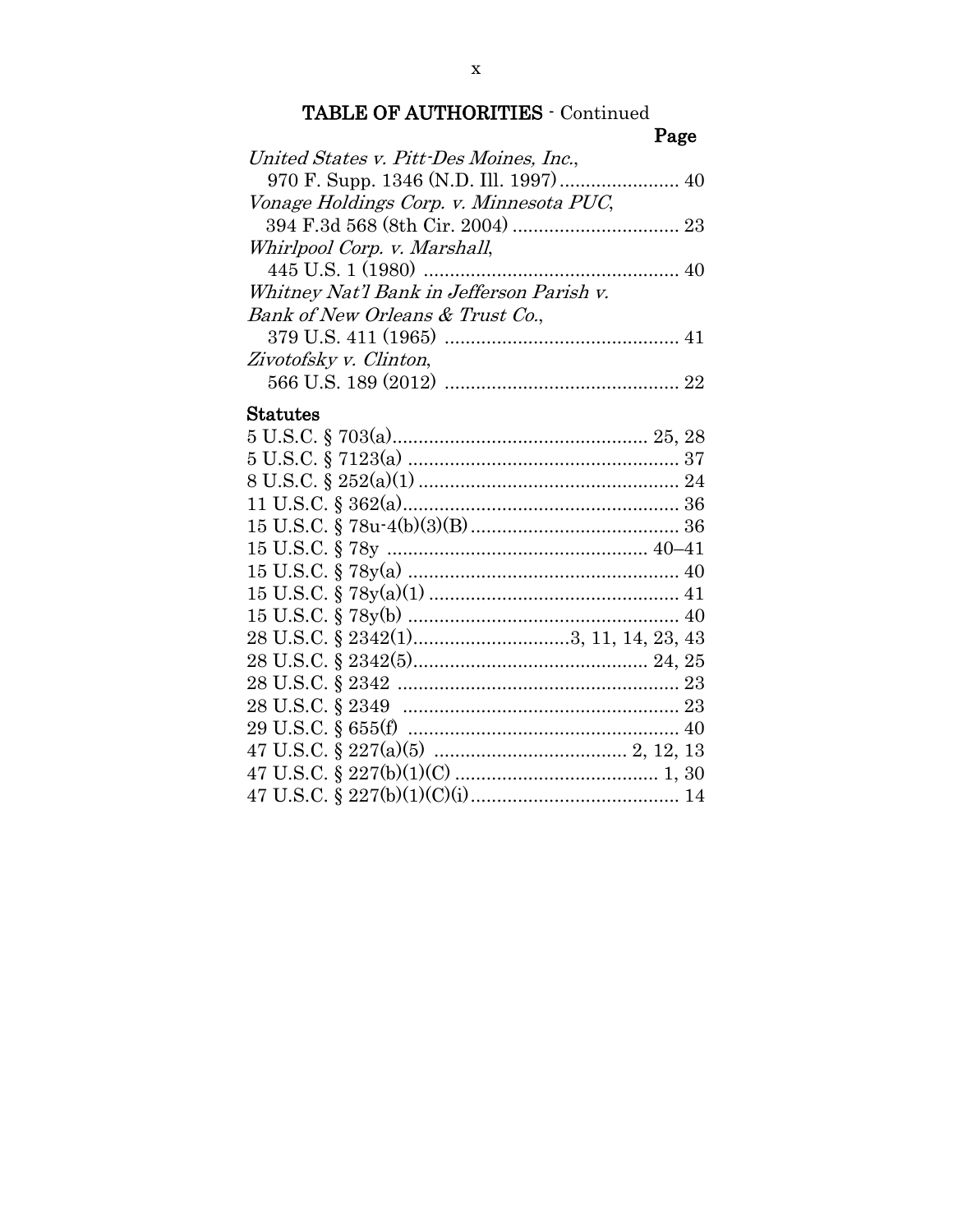## TABLE OF AUTHORITIES - Continued

Page

*United States v. Pitt-Des Moines, Inc.*,
970 F. Supp. 1346 (N.D. Ill. 1997) ....................... 40

*Vonage Holdings Corp. v. Minnesota PUC*,
394 F.3d 568 (8th Cir. 2004) ................................ 23

*Whirlpool Corp. v. Marshall*,
445 U.S. 1 (1980) ................................................ 40

*Whitney Nat'l Bank in Jefferson Parish v. Bank of New Orleans & Trust Co.*,
379 U.S. 411 (1965) ............................................ 41

*Zivotofsky v. Clinton*,
566 U.S. 189 (2012) ............................................ 22

### Statutes

5 U.S.C. § 703(a)................................................ 25, 28

5 U.S.C. § 7123(a) .................................................... 37

8 U.S.C. § 252(a)(1) .................................................. 24

11 U.S.C. § 362(a)..................................................... 36

15 U.S.C. § 78u-4(b)(3)(B) ........................................ 36

15 U.S.C. § 78y .................................................. 40–41

15 U.S.C. § 78y(a) .................................................... 40

15 U.S.C. § 78y(a)(1) ................................................ 41

15 U.S.C. § 78y(b) .................................................... 40

28 U.S.C. § 2342(1).............................3, 11, 14, 23, 43

28 U.S.C. § 2342(5)............................................. 24, 25

28 U.S.C. § 2342 ...................................................... 23

28 U.S.C. § 2349 ..................................................... 23

29 U.S.C. § 655(f) .................................................... 40

47 U.S.C. § 227(a)(5) ..................................... 2, 12, 13

47 U.S.C. § 227(b)(1)(C) ....................................... 1, 30

47 U.S.C. § 227(b)(1)(C)(i)........................................ 14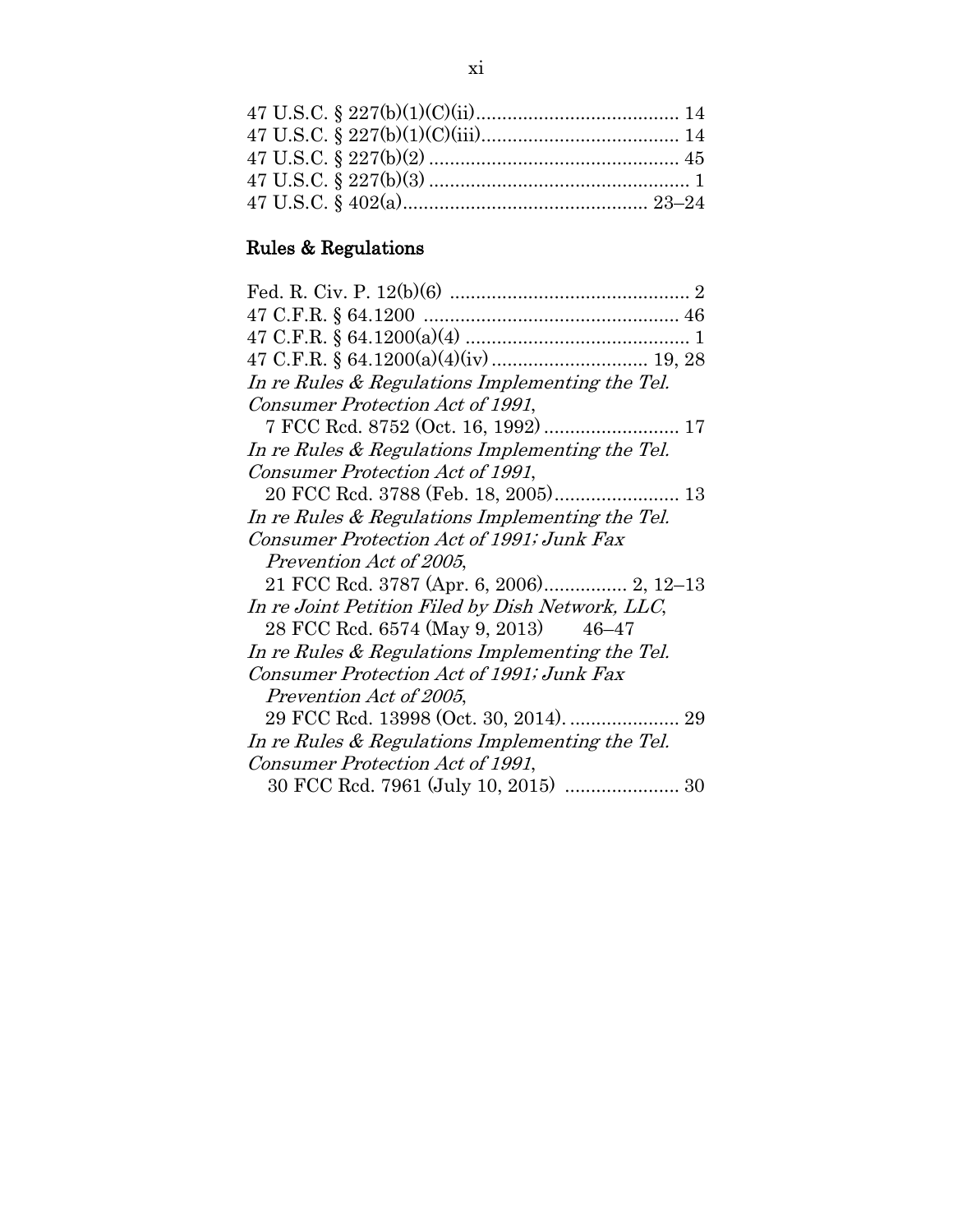47 U.S.C. § 227(b)(1)(C)(ii)....................................... 14
47 U.S.C. § 227(b)(1)(C)(iii)...................................... 14
47 U.S.C. § 227(b)(2) ................................................ 45
47 U.S.C. § 227(b)(3) .................................................. 1
47 U.S.C. § 402(a)............................................... 23–24

## Rules & Regulations

Fed. R. Civ. P. 12(b)(6) .............................................. 2
47 C.F.R. § 64.1200 ................................................. 46
47 C.F.R. § 64.1200(a)(4) ........................................... 1
47 C.F.R. § 64.1200(a)(4)(iv) ............................. 19, 28
*In re Rules & Regulations Implementing the Tel. Consumer Protection Act of 1991*,
  7 FCC Rcd. 8752 (Oct. 16, 1992) .......................... 17
*In re Rules & Regulations Implementing the Tel. Consumer Protection Act of 1991*,
  20 FCC Rcd. 3788 (Feb. 18, 2005)........................ 13
*In re Rules & Regulations Implementing the Tel. Consumer Protection Act of 1991; Junk Fax Prevention Act of 2005*,
  21 FCC Rcd. 3787 (Apr. 6, 2006)................ 2, 12–13
*In re Joint Petition Filed by Dish Network, LLC*,
  28 FCC Rcd. 6574 (May 9, 2013)     46–47
*In re Rules & Regulations Implementing the Tel. Consumer Protection Act of 1991; Junk Fax Prevention Act of 2005*,
  29 FCC Rcd. 13998 (Oct. 30, 2014). ..................... 29
*In re Rules & Regulations Implementing the Tel. Consumer Protection Act of 1991*,
  30 FCC Rcd. 7961 (July 10, 2015) ...................... 30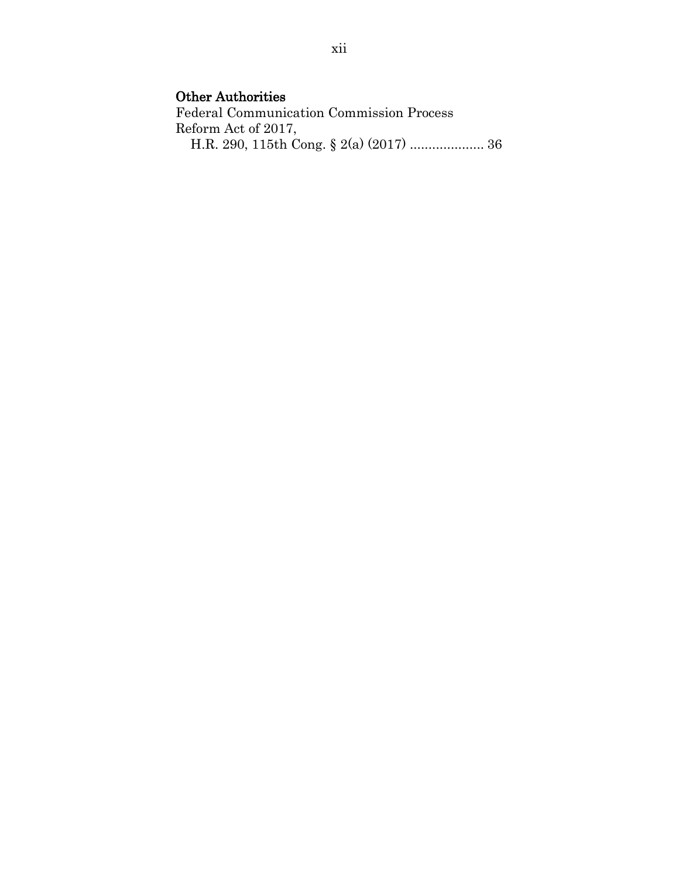### Other Authorities

Federal Communication Commission Process Reform Act of 2017,
H.R. 290, 115th Cong. § 2(a) (2017) .................... 36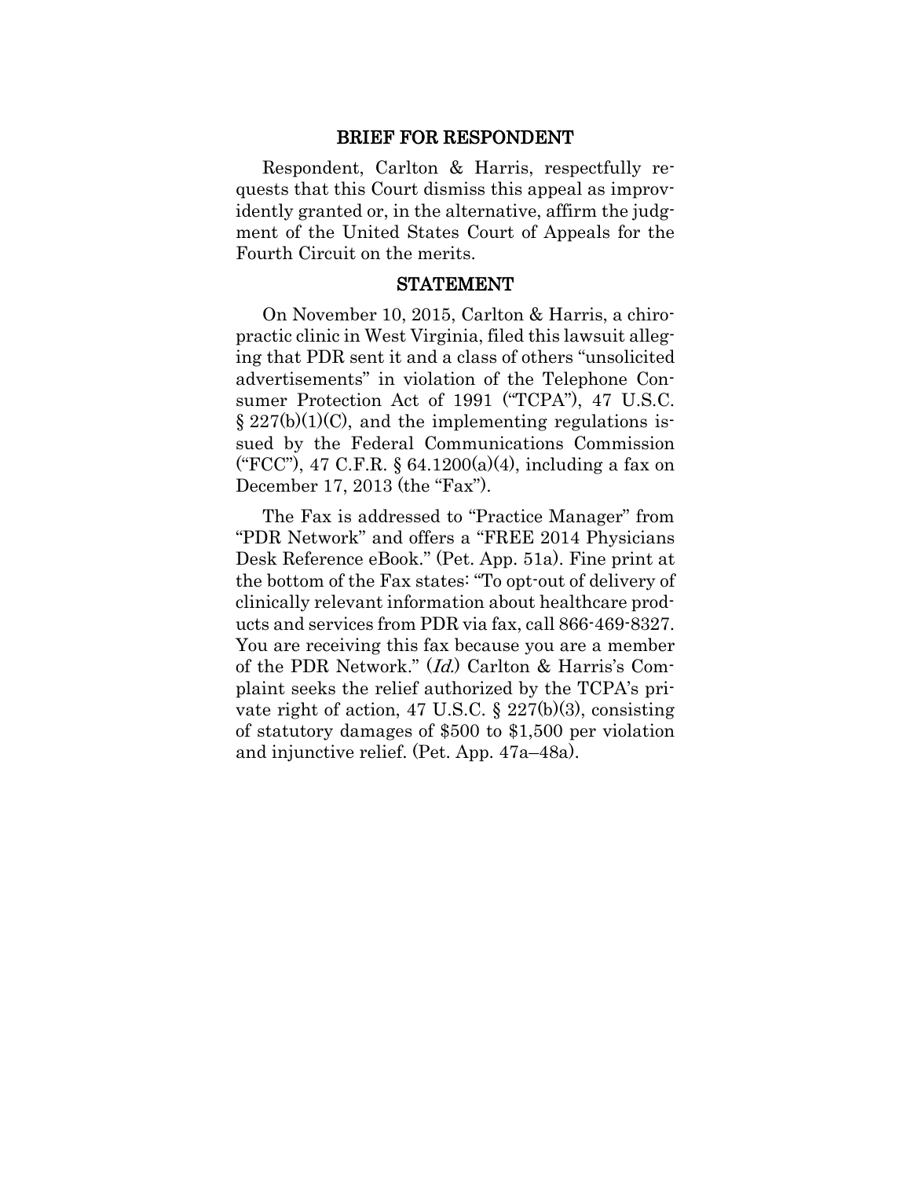## BRIEF FOR RESPONDENT

Respondent, Carlton & Harris, respectfully requests that this Court dismiss this appeal as improvidently granted or, in the alternative, affirm the judgment of the United States Court of Appeals for the Fourth Circuit on the merits.

## STATEMENT

On November 10, 2015, Carlton & Harris, a chiropractic clinic in West Virginia, filed this lawsuit alleging that PDR sent it and a class of others "unsolicited advertisements" in violation of the Telephone Consumer Protection Act of 1991 ("TCPA"), 47 U.S.C. § 227(b)(1)(C), and the implementing regulations issued by the Federal Communications Commission ("FCC"), 47 C.F.R. § 64.1200(a)(4), including a fax on December 17, 2013 (the "Fax").

The Fax is addressed to "Practice Manager" from "PDR Network" and offers a "FREE 2014 Physicians Desk Reference eBook." (Pet. App. 51a). Fine print at the bottom of the Fax states: "To opt-out of delivery of clinically relevant information about healthcare products and services from PDR via fax, call 866-469-8327. You are receiving this fax because you are a member of the PDR Network." (*Id.*) Carlton & Harris's Complaint seeks the relief authorized by the TCPA's private right of action, 47 U.S.C. § 227(b)(3), consisting of statutory damages of $500 to $1,500 per violation and injunctive relief. (Pet. App. 47a–48a).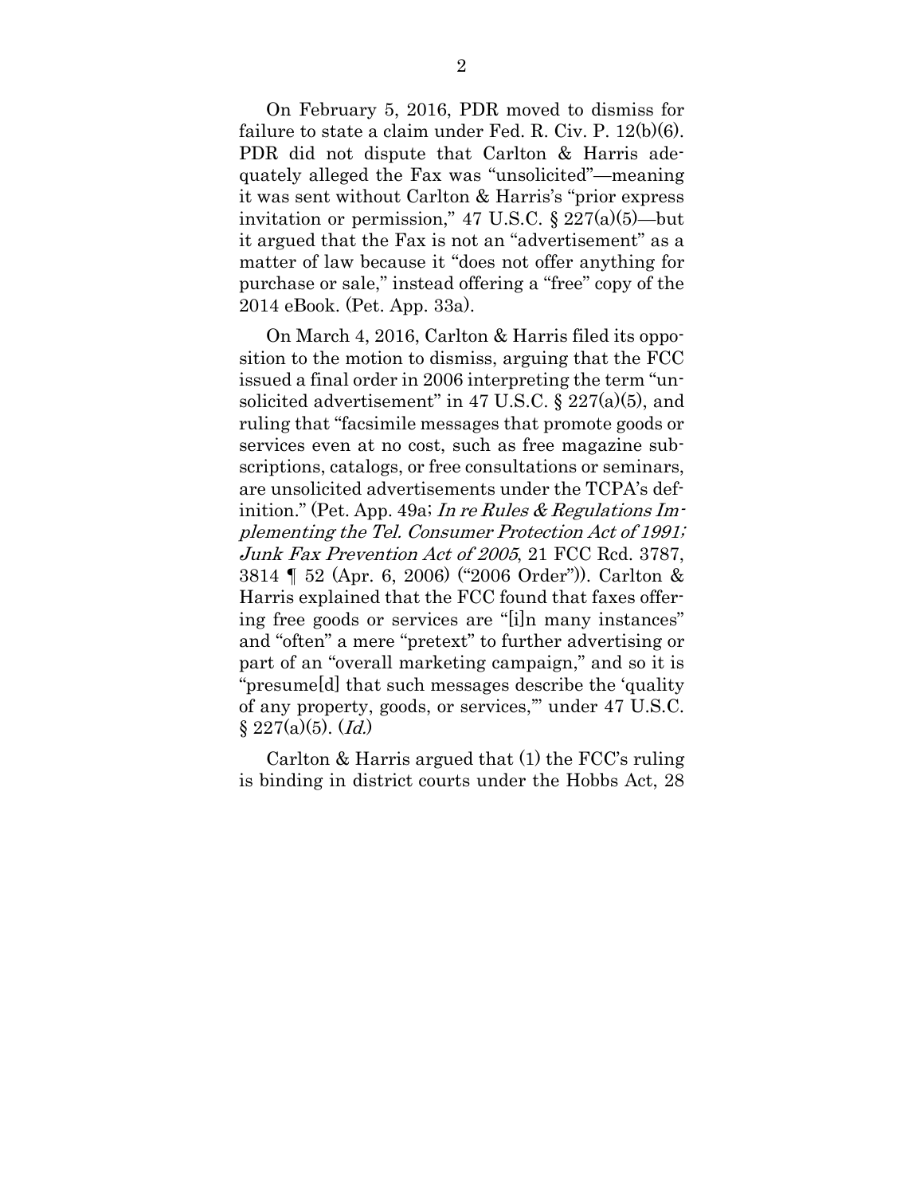On February 5, 2016, PDR moved to dismiss for failure to state a claim under Fed. R. Civ. P. 12(b)(6). PDR did not dispute that Carlton & Harris adequately alleged the Fax was "unsolicited"—meaning it was sent without Carlton & Harris's "prior express invitation or permission," 47 U.S.C. § 227(a)(5)—but it argued that the Fax is not an "advertisement" as a matter of law because it "does not offer anything for purchase or sale," instead offering a "free" copy of the 2014 eBook. (Pet. App. 33a).

On March 4, 2016, Carlton & Harris filed its opposition to the motion to dismiss, arguing that the FCC issued a final order in 2006 interpreting the term "unsolicited advertisement" in 47 U.S.C. § 227(a)(5), and ruling that "facsimile messages that promote goods or services even at no cost, such as free magazine subscriptions, catalogs, or free consultations or seminars, are unsolicited advertisements under the TCPA's definition." (Pet. App. 49a; *In re Rules & Regulations Implementing the Tel. Consumer Protection Act of 1991; Junk Fax Prevention Act of 2005*, 21 FCC Rcd. 3787, 3814 ¶ 52 (Apr. 6, 2006) ("2006 Order")). Carlton & Harris explained that the FCC found that faxes offering free goods or services are "[i]n many instances" and "often" a mere "pretext" to further advertising or part of an "overall marketing campaign," and so it is "presume[d] that such messages describe the 'quality of any property, goods, or services,'" under 47 U.S.C. § 227(a)(5). (*Id.*)

Carlton & Harris argued that (1) the FCC's ruling is binding in district courts under the Hobbs Act, 28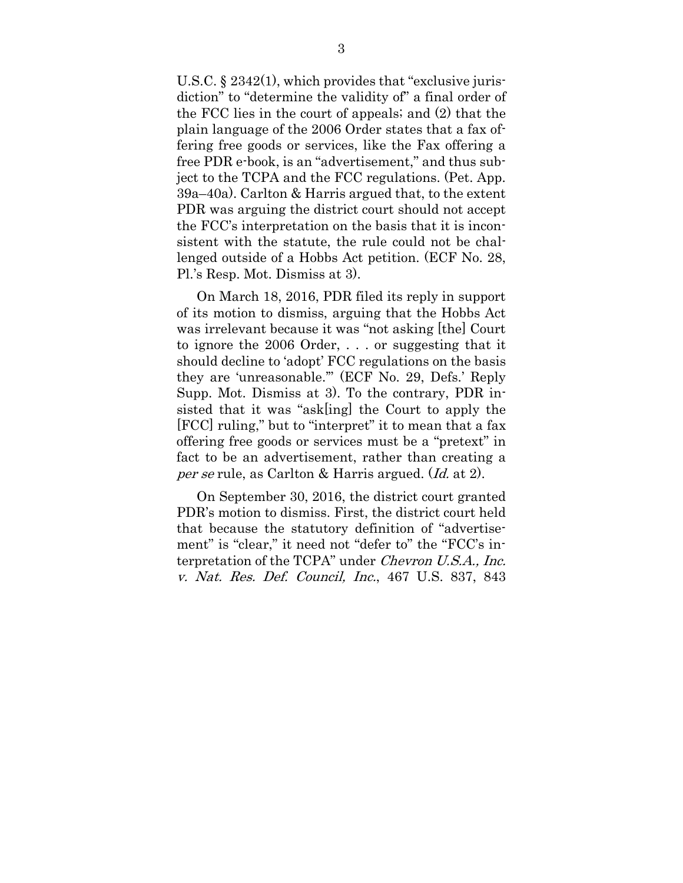U.S.C. § 2342(1), which provides that "exclusive jurisdiction" to "determine the validity of" a final order of the FCC lies in the court of appeals; and (2) that the plain language of the 2006 Order states that a fax offering free goods or services, like the Fax offering a free PDR e-book, is an "advertisement," and thus subject to the TCPA and the FCC regulations. (Pet. App. 39a–40a). Carlton & Harris argued that, to the extent PDR was arguing the district court should not accept the FCC's interpretation on the basis that it is inconsistent with the statute, the rule could not be challenged outside of a Hobbs Act petition. (ECF No. 28, Pl.'s Resp. Mot. Dismiss at 3).

On March 18, 2016, PDR filed its reply in support of its motion to dismiss, arguing that the Hobbs Act was irrelevant because it was "not asking [the] Court to ignore the 2006 Order, . . . or suggesting that it should decline to 'adopt' FCC regulations on the basis they are 'unreasonable.'" (ECF No. 29, Defs.' Reply Supp. Mot. Dismiss at 3). To the contrary, PDR insisted that it was "ask[ing] the Court to apply the [FCC] ruling," but to "interpret" it to mean that a fax offering free goods or services must be a "pretext" in fact to be an advertisement, rather than creating a *per se* rule, as Carlton & Harris argued. (*Id.* at 2).

On September 30, 2016, the district court granted PDR's motion to dismiss. First, the district court held that because the statutory definition of "advertisement" is "clear," it need not "defer to" the "FCC's interpretation of the TCPA" under *Chevron U.S.A., Inc. v. Nat. Res. Def. Council, Inc.*, 467 U.S. 837, 843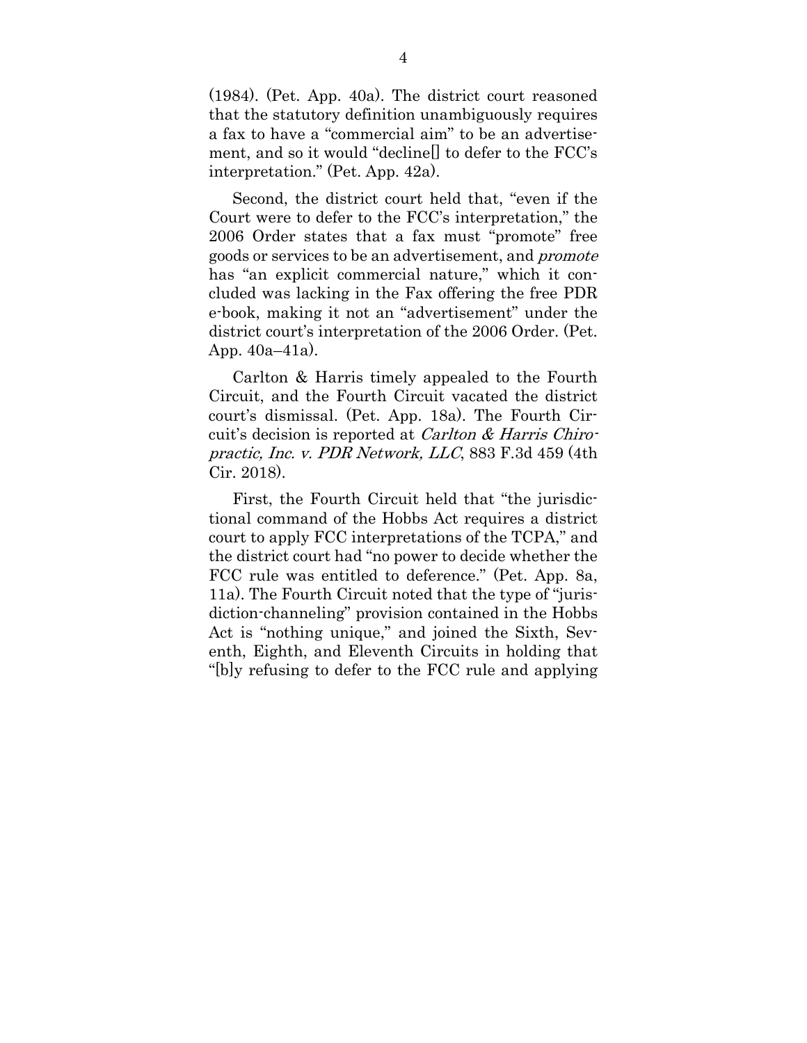(1984). (Pet. App. 40a). The district court reasoned that the statutory definition unambiguously requires a fax to have a "commercial aim" to be an advertisement, and so it would "decline[] to defer to the FCC's interpretation." (Pet. App. 42a).

Second, the district court held that, "even if the Court were to defer to the FCC's interpretation," the 2006 Order states that a fax must "promote" free goods or services to be an advertisement, and *promote* has "an explicit commercial nature," which it concluded was lacking in the Fax offering the free PDR e-book, making it not an "advertisement" under the district court's interpretation of the 2006 Order. (Pet. App. 40a–41a).

Carlton & Harris timely appealed to the Fourth Circuit, and the Fourth Circuit vacated the district court's dismissal. (Pet. App. 18a). The Fourth Circuit's decision is reported at *Carlton & Harris Chiropractic, Inc. v. PDR Network, LLC*, 883 F.3d 459 (4th Cir. 2018).

First, the Fourth Circuit held that "the jurisdictional command of the Hobbs Act requires a district court to apply FCC interpretations of the TCPA," and the district court had "no power to decide whether the FCC rule was entitled to deference." (Pet. App. 8a, 11a). The Fourth Circuit noted that the type of "jurisdiction-channeling" provision contained in the Hobbs Act is "nothing unique," and joined the Sixth, Seventh, Eighth, and Eleventh Circuits in holding that "[b]y refusing to defer to the FCC rule and applying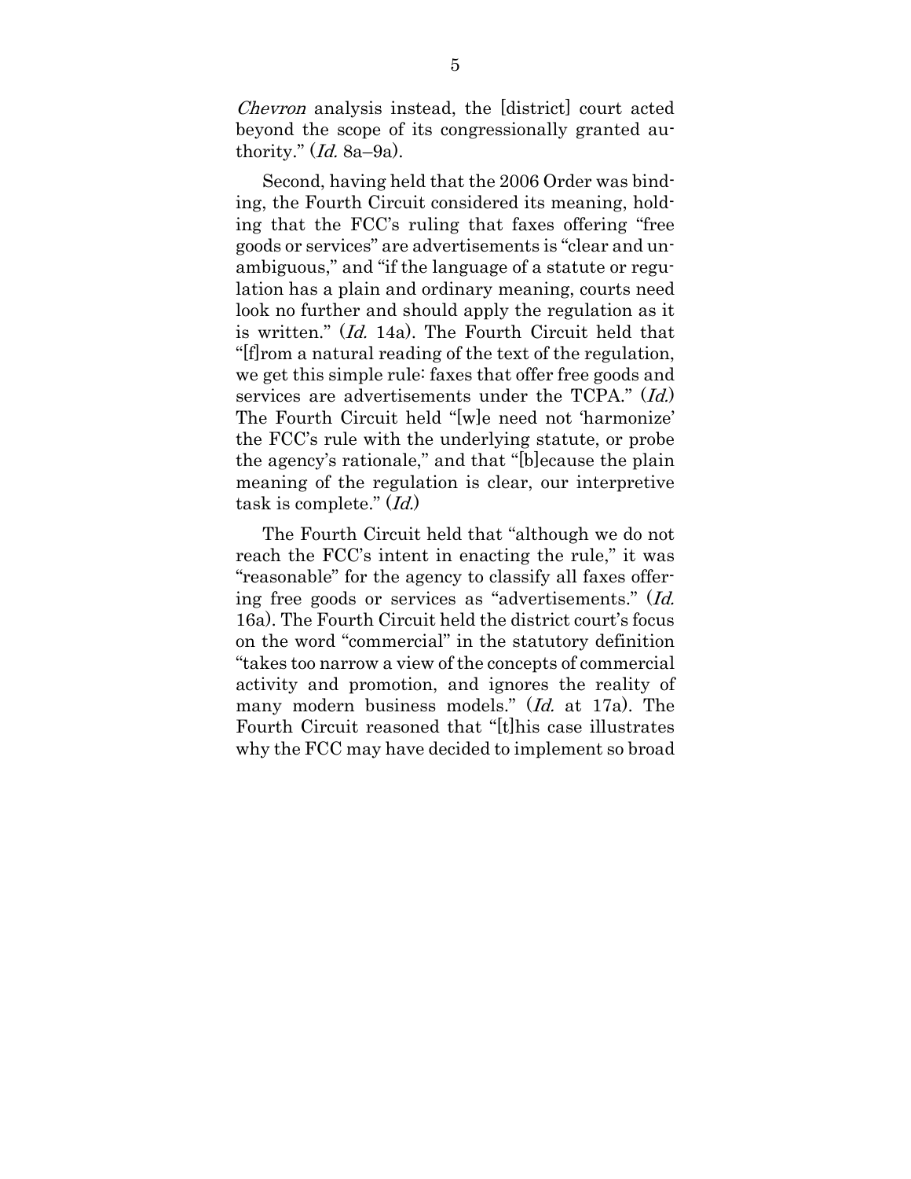*Chevron* analysis instead, the [district] court acted beyond the scope of its congressionally granted authority." (*Id.* 8a–9a).

Second, having held that the 2006 Order was binding, the Fourth Circuit considered its meaning, holding that the FCC's ruling that faxes offering "free goods or services" are advertisements is "clear and unambiguous," and "if the language of a statute or regulation has a plain and ordinary meaning, courts need look no further and should apply the regulation as it is written." (*Id.* 14a). The Fourth Circuit held that "[f]rom a natural reading of the text of the regulation, we get this simple rule: faxes that offer free goods and services are advertisements under the TCPA." (*Id.*) The Fourth Circuit held "[w]e need not 'harmonize' the FCC's rule with the underlying statute, or probe the agency's rationale," and that "[b]ecause the plain meaning of the regulation is clear, our interpretive task is complete." (*Id.*)

The Fourth Circuit held that "although we do not reach the FCC's intent in enacting the rule," it was "reasonable" for the agency to classify all faxes offering free goods or services as "advertisements." (*Id.* 16a). The Fourth Circuit held the district court's focus on the word "commercial" in the statutory definition "takes too narrow a view of the concepts of commercial activity and promotion, and ignores the reality of many modern business models." (*Id.* at 17a). The Fourth Circuit reasoned that "[t]his case illustrates why the FCC may have decided to implement so broad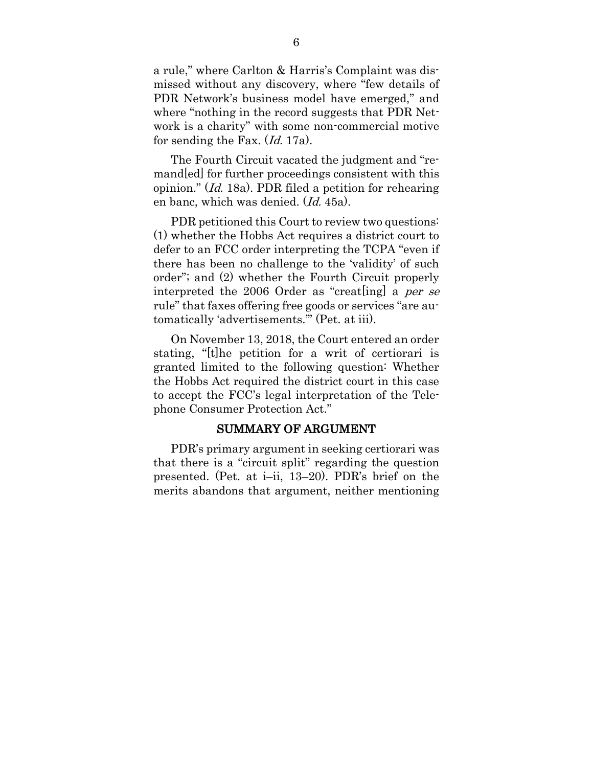a rule," where Carlton & Harris's Complaint was dismissed without any discovery, where "few details of PDR Network's business model have emerged," and where "nothing in the record suggests that PDR Network is a charity" with some non-commercial motive for sending the Fax. (*Id.* 17a).

The Fourth Circuit vacated the judgment and "remand[ed] for further proceedings consistent with this opinion." (*Id.* 18a). PDR filed a petition for rehearing en banc, which was denied. (*Id.* 45a).

PDR petitioned this Court to review two questions: (1) whether the Hobbs Act requires a district court to defer to an FCC order interpreting the TCPA "even if there has been no challenge to the 'validity' of such order"; and (2) whether the Fourth Circuit properly interpreted the 2006 Order as "creat[ing] a *per se* rule" that faxes offering free goods or services "are automatically 'advertisements.'" (Pet. at iii).

On November 13, 2018, the Court entered an order stating, "[t]he petition for a writ of certiorari is granted limited to the following question: Whether the Hobbs Act required the district court in this case to accept the FCC's legal interpretation of the Telephone Consumer Protection Act."

## SUMMARY OF ARGUMENT

PDR's primary argument in seeking certiorari was that there is a "circuit split" regarding the question presented. (Pet. at i–ii, 13–20). PDR's brief on the merits abandons that argument, neither mentioning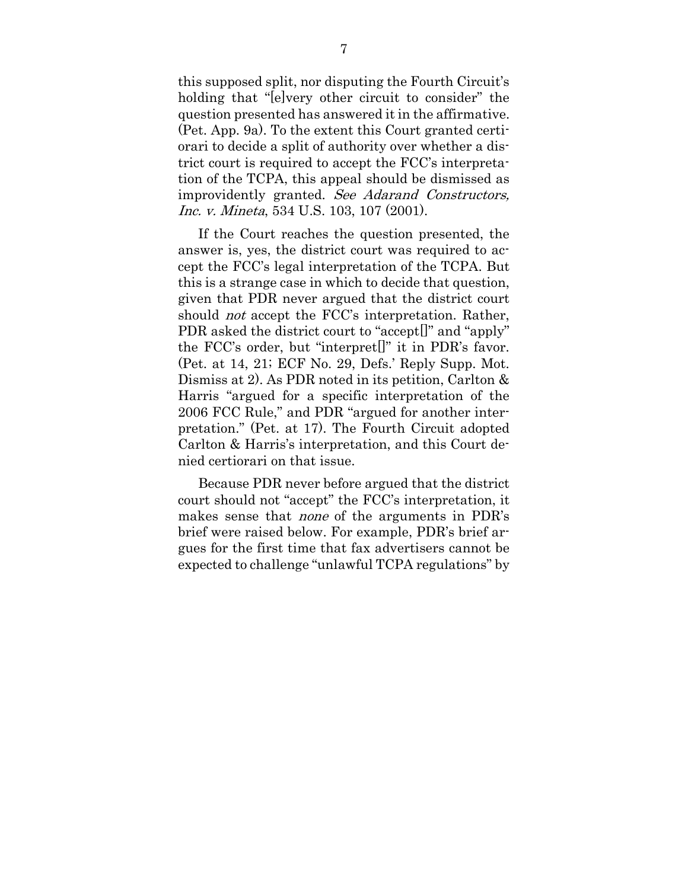this supposed split, nor disputing the Fourth Circuit's holding that "[e]very other circuit to consider" the question presented has answered it in the affirmative. (Pet. App. 9a). To the extent this Court granted certiorari to decide a split of authority over whether a district court is required to accept the FCC's interpretation of the TCPA, this appeal should be dismissed as improvidently granted. *See Adarand Constructors, Inc. v. Mineta*, 534 U.S. 103, 107 (2001).

If the Court reaches the question presented, the answer is, yes, the district court was required to accept the FCC's legal interpretation of the TCPA. But this is a strange case in which to decide that question, given that PDR never argued that the district court should *not* accept the FCC's interpretation. Rather, PDR asked the district court to "accept[]" and "apply" the FCC's order, but "interpret[]" it in PDR's favor. (Pet. at 14, 21; ECF No. 29, Defs.' Reply Supp. Mot. Dismiss at 2). As PDR noted in its petition, Carlton & Harris "argued for a specific interpretation of the 2006 FCC Rule," and PDR "argued for another interpretation." (Pet. at 17). The Fourth Circuit adopted Carlton & Harris's interpretation, and this Court denied certiorari on that issue.

Because PDR never before argued that the district court should not "accept" the FCC's interpretation, it makes sense that *none* of the arguments in PDR's brief were raised below. For example, PDR's brief argues for the first time that fax advertisers cannot be expected to challenge "unlawful TCPA regulations" by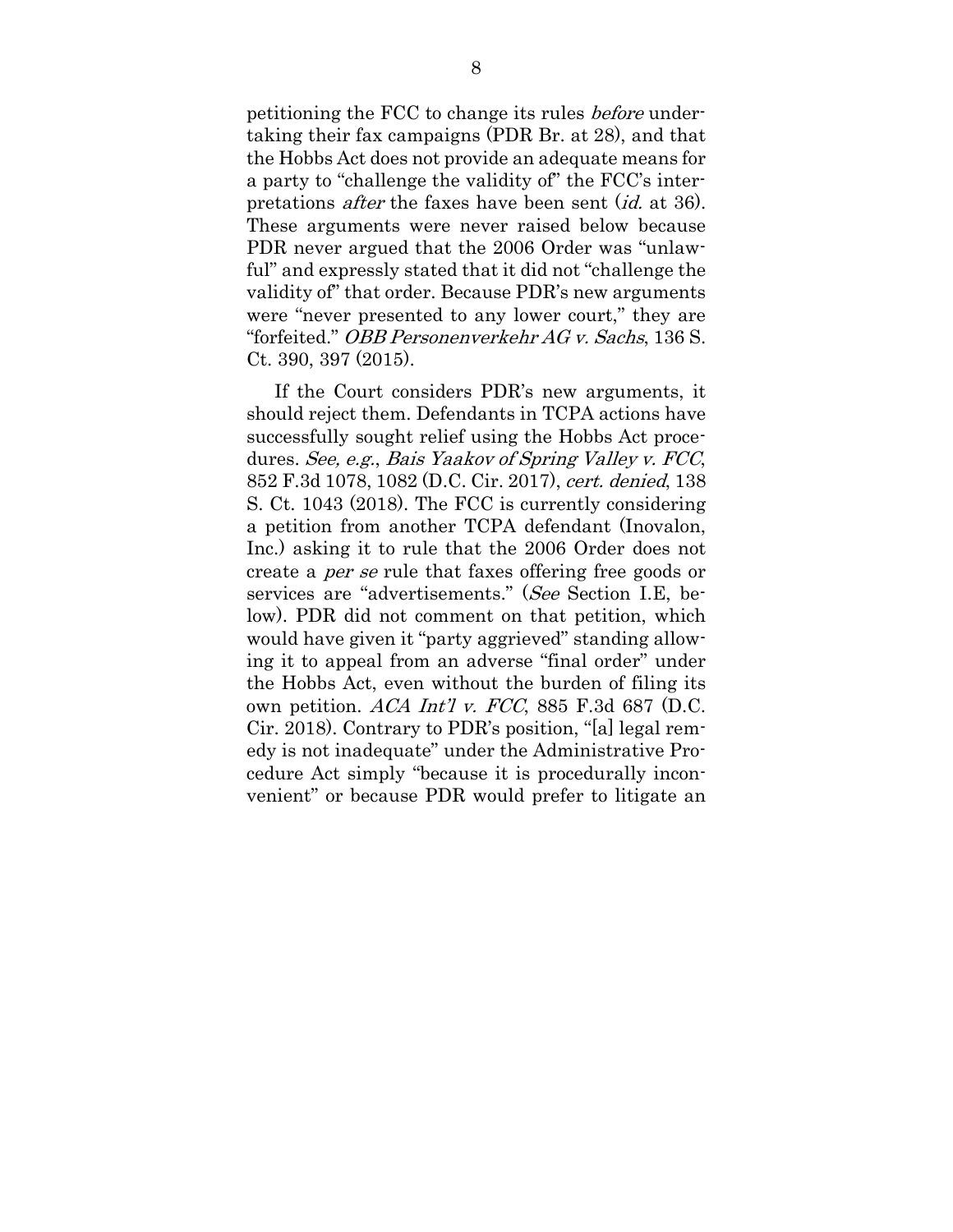petitioning the FCC to change its rules *before* undertaking their fax campaigns (PDR Br. at 28), and that the Hobbs Act does not provide an adequate means for a party to "challenge the validity of" the FCC's interpretations *after* the faxes have been sent (*id.* at 36). These arguments were never raised below because PDR never argued that the 2006 Order was "unlawful" and expressly stated that it did not "challenge the validity of" that order. Because PDR's new arguments were "never presented to any lower court," they are "forfeited." *OBB Personenverkehr AG v. Sachs*, 136 S. Ct. 390, 397 (2015).

If the Court considers PDR's new arguments, it should reject them. Defendants in TCPA actions have successfully sought relief using the Hobbs Act procedures. *See, e.g.*, *Bais Yaakov of Spring Valley v. FCC*, 852 F.3d 1078, 1082 (D.C. Cir. 2017), *cert. denied*, 138 S. Ct. 1043 (2018). The FCC is currently considering a petition from another TCPA defendant (Inovalon, Inc.) asking it to rule that the 2006 Order does not create a *per se* rule that faxes offering free goods or services are "advertisements." (*See* Section I.E, below). PDR did not comment on that petition, which would have given it "party aggrieved" standing allowing it to appeal from an adverse "final order" under the Hobbs Act, even without the burden of filing its own petition. *ACA Int'l v. FCC*, 885 F.3d 687 (D.C. Cir. 2018). Contrary to PDR's position, "[a] legal remedy is not inadequate" under the Administrative Procedure Act simply "because it is procedurally inconvenient" or because PDR would prefer to litigate an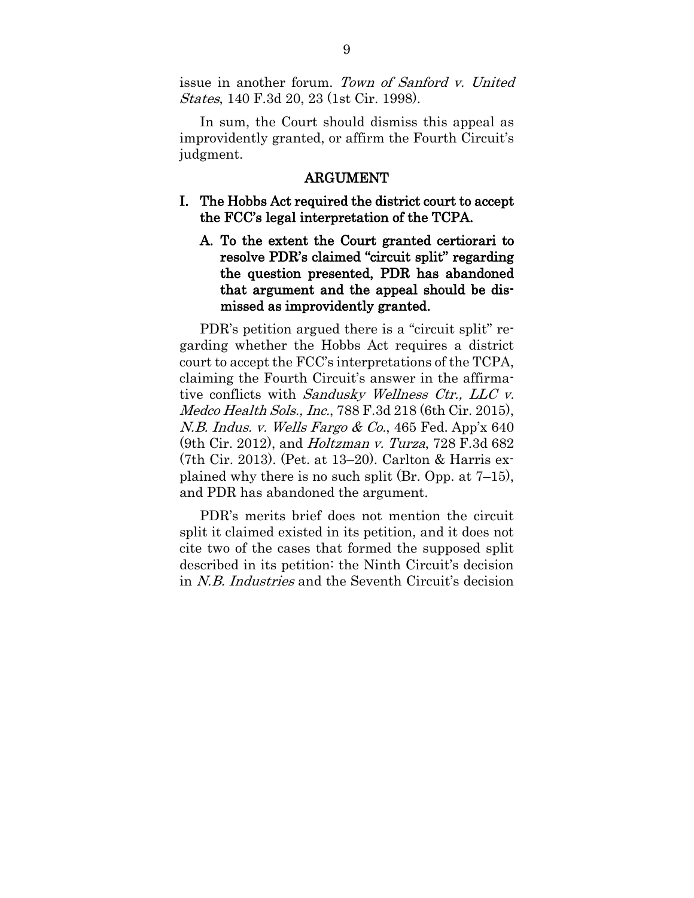issue in another forum. *Town of Sanford v. United States*, 140 F.3d 20, 23 (1st Cir. 1998).

In sum, the Court should dismiss this appeal as improvidently granted, or affirm the Fourth Circuit's judgment.

## ARGUMENT

### I. The Hobbs Act required the district court to accept the FCC's legal interpretation of the TCPA.

#### A. To the extent the Court granted certiorari to resolve PDR's claimed "circuit split" regarding the question presented, PDR has abandoned that argument and the appeal should be dismissed as improvidently granted.

PDR's petition argued there is a "circuit split" regarding whether the Hobbs Act requires a district court to accept the FCC's interpretations of the TCPA, claiming the Fourth Circuit's answer in the affirmative conflicts with *Sandusky Wellness Ctr., LLC v. Medco Health Sols., Inc.*, 788 F.3d 218 (6th Cir. 2015), *N.B. Indus. v. Wells Fargo & Co.*, 465 Fed. App'x 640 (9th Cir. 2012), and *Holtzman v. Turza*, 728 F.3d 682 (7th Cir. 2013). (Pet. at 13–20). Carlton & Harris explained why there is no such split (Br. Opp. at 7–15), and PDR has abandoned the argument.

PDR's merits brief does not mention the circuit split it claimed existed in its petition, and it does not cite two of the cases that formed the supposed split described in its petition: the Ninth Circuit's decision in *N.B. Industries* and the Seventh Circuit's decision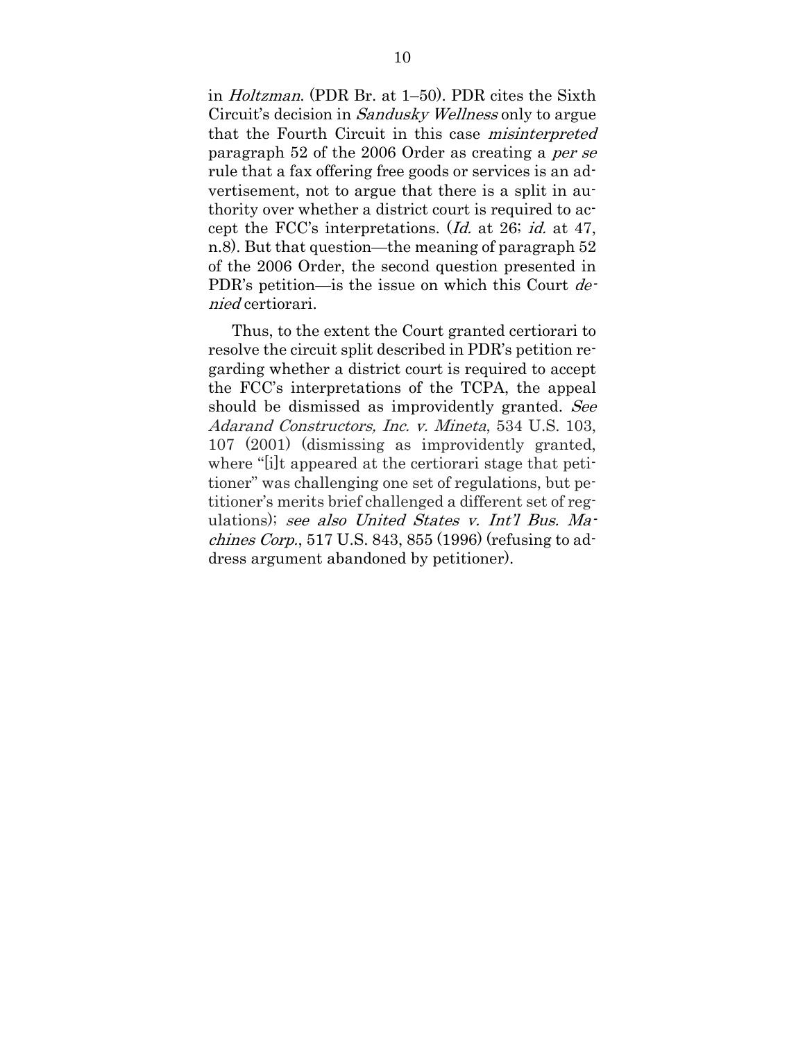in *Holtzman*. (PDR Br. at 1–50). PDR cites the Sixth Circuit's decision in *Sandusky Wellness* only to argue that the Fourth Circuit in this case *misinterpreted* paragraph 52 of the 2006 Order as creating a *per se* rule that a fax offering free goods or services is an advertisement, not to argue that there is a split in authority over whether a district court is required to accept the FCC's interpretations. (*Id.* at 26; *id.* at 47, n.8). But that question—the meaning of paragraph 52 of the 2006 Order, the second question presented in PDR's petition—is the issue on which this Court *denied* certiorari.

Thus, to the extent the Court granted certiorari to resolve the circuit split described in PDR's petition regarding whether a district court is required to accept the FCC's interpretations of the TCPA, the appeal should be dismissed as improvidently granted. *See Adarand Constructors, Inc. v. Mineta*, 534 U.S. 103, 107 (2001) (dismissing as improvidently granted, where "[i]t appeared at the certiorari stage that petitioner" was challenging one set of regulations, but petitioner's merits brief challenged a different set of regulations); *see also United States v. Int'l Bus. Machines Corp.*, 517 U.S. 843, 855 (1996) (refusing to address argument abandoned by petitioner).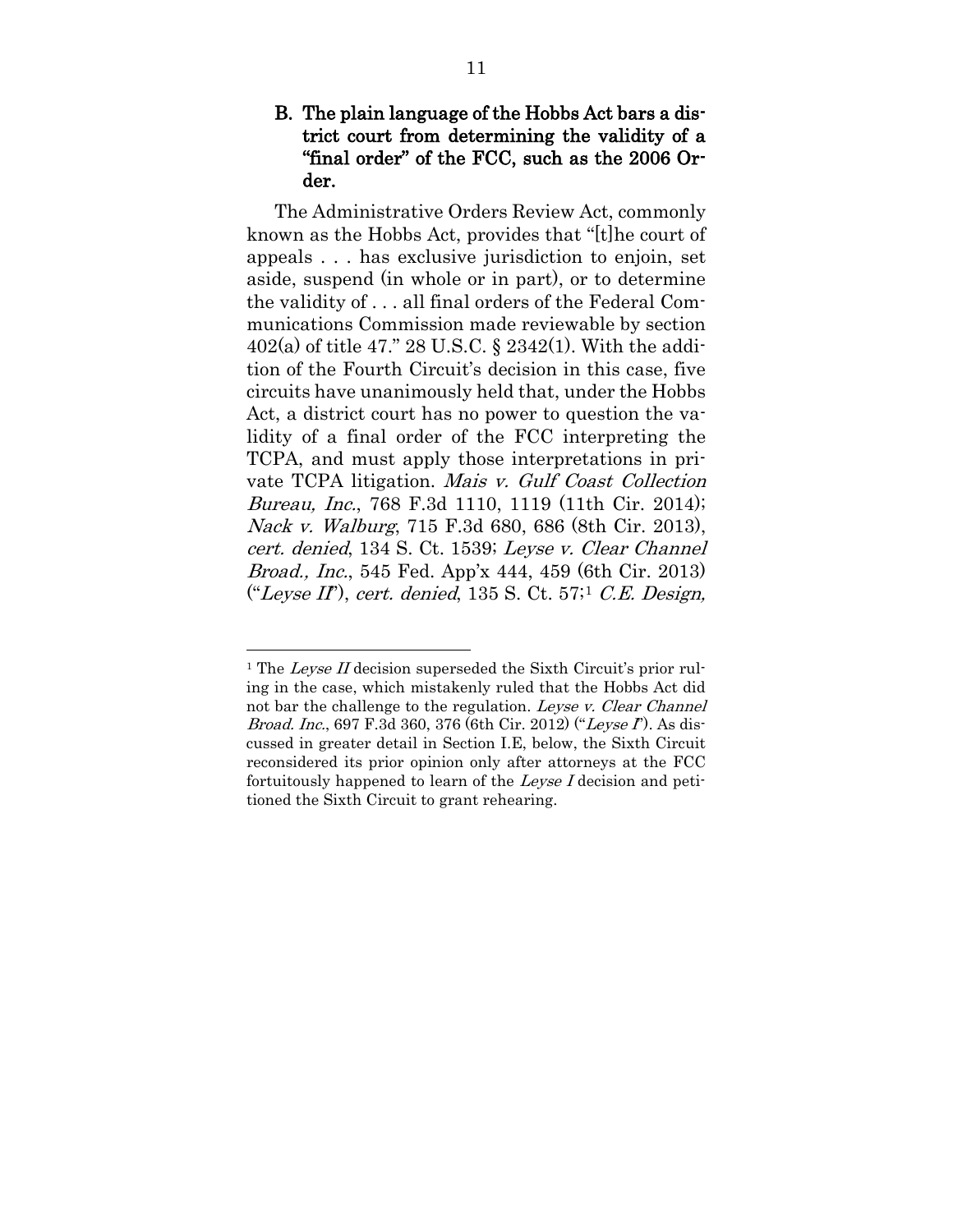### B. The plain language of the Hobbs Act bars a district court from determining the validity of a "final order" of the FCC, such as the 2006 Order.

The Administrative Orders Review Act, commonly known as the Hobbs Act, provides that "[t]he court of appeals . . . has exclusive jurisdiction to enjoin, set aside, suspend (in whole or in part), or to determine the validity of . . . all final orders of the Federal Communications Commission made reviewable by section 402(a) of title 47." 28 U.S.C. § 2342(1). With the addition of the Fourth Circuit's decision in this case, five circuits have unanimously held that, under the Hobbs Act, a district court has no power to question the validity of a final order of the FCC interpreting the TCPA, and must apply those interpretations in private TCPA litigation. *Mais v. Gulf Coast Collection Bureau, Inc.*, 768 F.3d 1110, 1119 (11th Cir. 2014); *Nack v. Walburg*, 715 F.3d 680, 686 (8th Cir. 2013), *cert. denied*, 134 S. Ct. 1539; *Leyse v. Clear Channel Broad., Inc.*, 545 Fed. App'x 444, 459 (6th Cir. 2013) ("*Leyse II*"), *cert. denied*, 135 S. Ct. 57;[1] *C.E. Design,*

---

[1] The *Leyse II* decision superseded the Sixth Circuit's prior ruling in the case, which mistakenly ruled that the Hobbs Act did not bar the challenge to the regulation. *Leyse v. Clear Channel Broad. Inc.*, 697 F.3d 360, 376 (6th Cir. 2012) ("*Leyse I*"). As discussed in greater detail in Section I.E, below, the Sixth Circuit reconsidered its prior opinion only after attorneys at the FCC fortuitously happened to learn of the *Leyse I* decision and petitioned the Sixth Circuit to grant rehearing.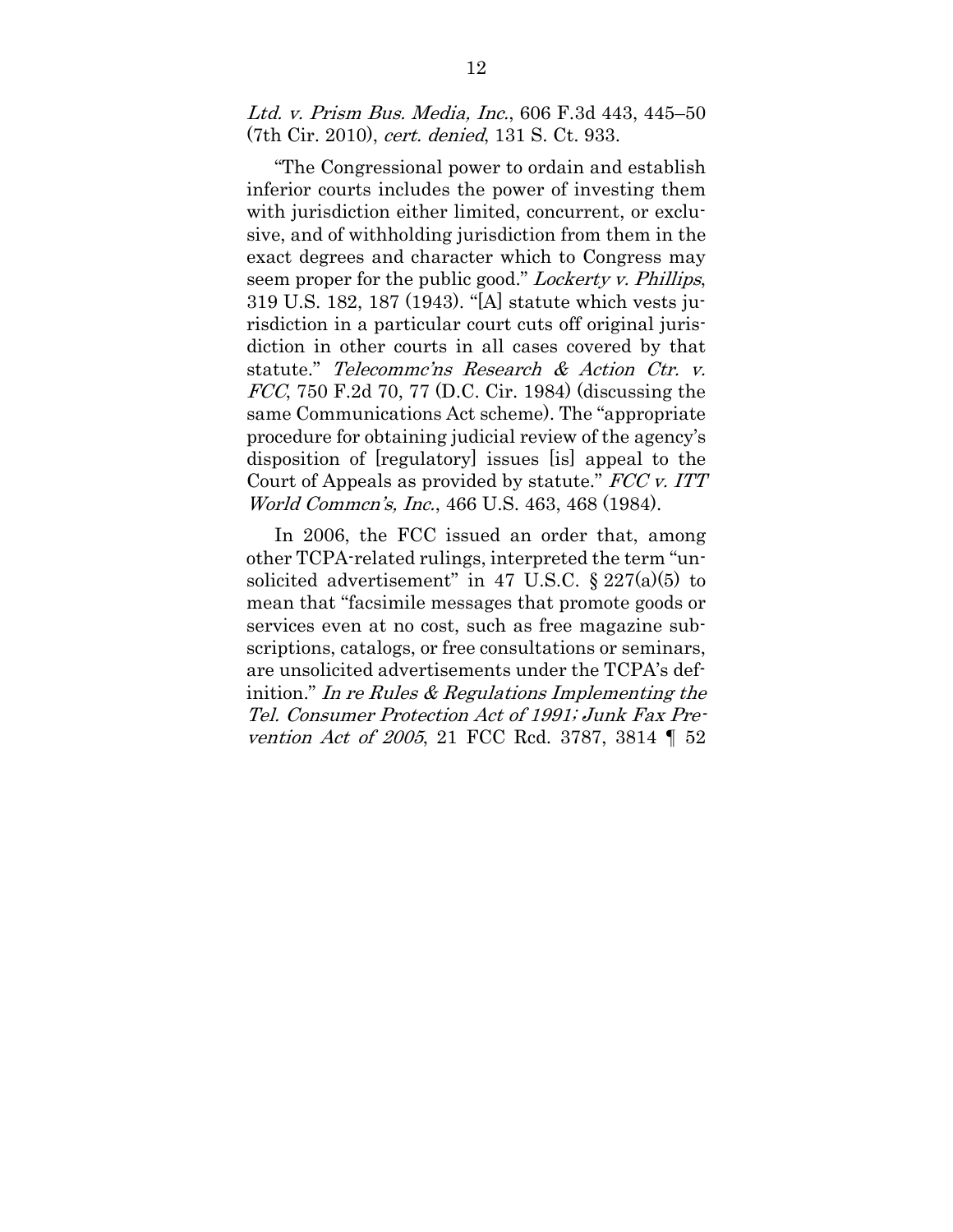*Ltd. v. Prism Bus. Media, Inc.*, 606 F.3d 443, 445–50 (7th Cir. 2010), *cert. denied*, 131 S. Ct. 933.

"The Congressional power to ordain and establish inferior courts includes the power of investing them with jurisdiction either limited, concurrent, or exclusive, and of withholding jurisdiction from them in the exact degrees and character which to Congress may seem proper for the public good." *Lockerty v. Phillips*, 319 U.S. 182, 187 (1943). "[A] statute which vests jurisdiction in a particular court cuts off original jurisdiction in other courts in all cases covered by that statute." *Telecommc'ns Research & Action Ctr. v. FCC*, 750 F.2d 70, 77 (D.C. Cir. 1984) (discussing the same Communications Act scheme). The "appropriate procedure for obtaining judicial review of the agency's disposition of [regulatory] issues [is] appeal to the Court of Appeals as provided by statute." *FCC v. ITT World Commcn's, Inc.*, 466 U.S. 463, 468 (1984).

In 2006, the FCC issued an order that, among other TCPA-related rulings, interpreted the term "unsolicited advertisement" in 47 U.S.C. § 227(a)(5) to mean that "facsimile messages that promote goods or services even at no cost, such as free magazine subscriptions, catalogs, or free consultations or seminars, are unsolicited advertisements under the TCPA's definition." *In re Rules & Regulations Implementing the Tel. Consumer Protection Act of 1991; Junk Fax Prevention Act of 2005*, 21 FCC Rcd. 3787, 3814 ¶ 52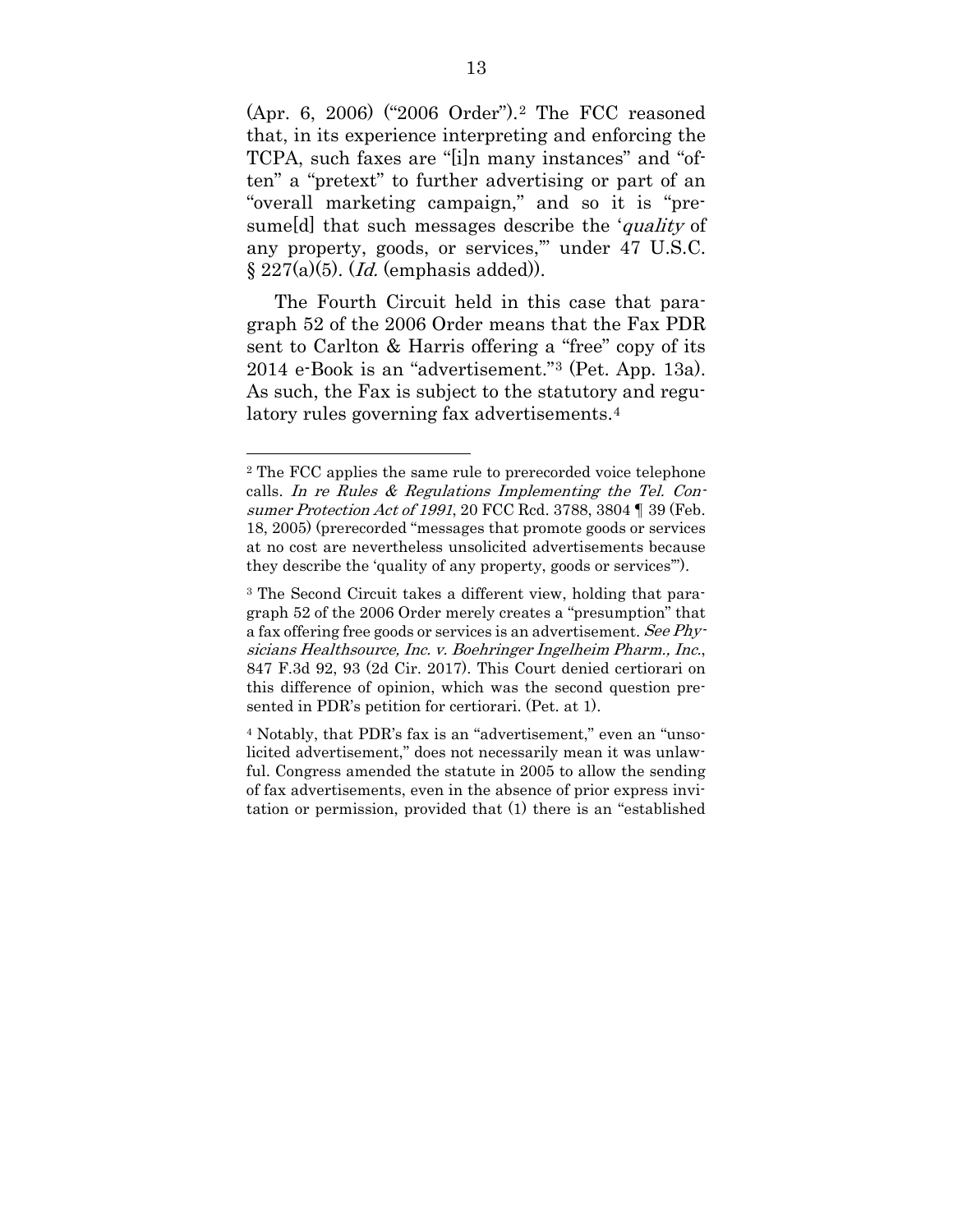(Apr. 6, 2006) ("2006 Order").[2] The FCC reasoned that, in its experience interpreting and enforcing the TCPA, such faxes are "[i]n many instances" and "often" a "pretext" to further advertising or part of an "overall marketing campaign," and so it is "presume[d] that such messages describe the '*quality* of any property, goods, or services,'" under 47 U.S.C. § 227(a)(5). (*Id.* (emphasis added)).

The Fourth Circuit held in this case that paragraph 52 of the 2006 Order means that the Fax PDR sent to Carlton & Harris offering a "free" copy of its 2014 e-Book is an "advertisement."[3] (Pet. App. 13a). As such, the Fax is subject to the statutory and regulatory rules governing fax advertisements.[4]

---

[2] The FCC applies the same rule to prerecorded voice telephone calls. *In re Rules & Regulations Implementing the Tel. Consumer Protection Act of 1991*, 20 FCC Rcd. 3788, 3804 ¶ 39 (Feb. 18, 2005) (prerecorded "messages that promote goods or services at no cost are nevertheless unsolicited advertisements because they describe the 'quality of any property, goods or services'").

[3] The Second Circuit takes a different view, holding that paragraph 52 of the 2006 Order merely creates a "presumption" that a fax offering free goods or services is an advertisement. *See Physicians Healthsource, Inc. v. Boehringer Ingelheim Pharm., Inc.*, 847 F.3d 92, 93 (2d Cir. 2017). This Court denied certiorari on this difference of opinion, which was the second question presented in PDR's petition for certiorari. (Pet. at 1).

[4] Notably, that PDR's fax is an "advertisement," even an "unsolicited advertisement," does not necessarily mean it was unlawful. Congress amended the statute in 2005 to allow the sending of fax advertisements, even in the absence of prior express invitation or permission, provided that (1) there is an "established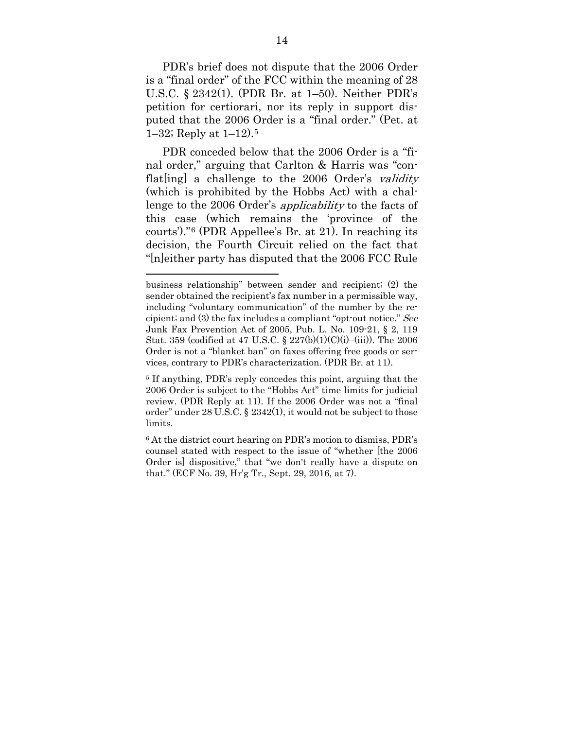PDR's brief does not dispute that the 2006 Order is a "final order" of the FCC within the meaning of 28 U.S.C. § 2342(1). (PDR Br. at 1–50). Neither PDR's petition for certiorari, nor its reply in support disputed that the 2006 Order is a "final order." (Pet. at 1–32; Reply at 1–12).[5]

PDR conceded below that the 2006 Order is a "final order," arguing that Carlton & Harris was "conflat[ing] a challenge to the 2006 Order's *validity* (which is prohibited by the Hobbs Act) with a challenge to the 2006 Order's *applicability* to the facts of this case (which remains the 'province of the courts')."[6] (PDR Appellee's Br. at 21). In reaching its decision, the Fourth Circuit relied on the fact that "[n]either party has disputed that the 2006 FCC Rule

---

business relationship" between sender and recipient; (2) the sender obtained the recipient's fax number in a permissible way, including "voluntary communication" of the number by the recipient; and (3) the fax includes a compliant "opt-out notice." *See* Junk Fax Prevention Act of 2005, Pub. L. No. 109-21, § 2, 119 Stat. 359 (codified at 47 U.S.C. § 227(b)(1)(C)(i)–(iii)). The 2006 Order is not a "blanket ban" on faxes offering free goods or services, contrary to PDR's characterization. (PDR Br. at 11).

[5] If anything, PDR's reply concedes this point, arguing that the 2006 Order is subject to the "Hobbs Act" time limits for judicial review. (PDR Reply at 11). If the 2006 Order was not a "final order" under 28 U.S.C. § 2342(1), it would not be subject to those limits.

[6] At the district court hearing on PDR's motion to dismiss, PDR's counsel stated with respect to the issue of "whether [the 2006 Order is] dispositive," that "we don't really have a dispute on that." (ECF No. 39, Hr'g Tr., Sept. 29, 2016, at 7).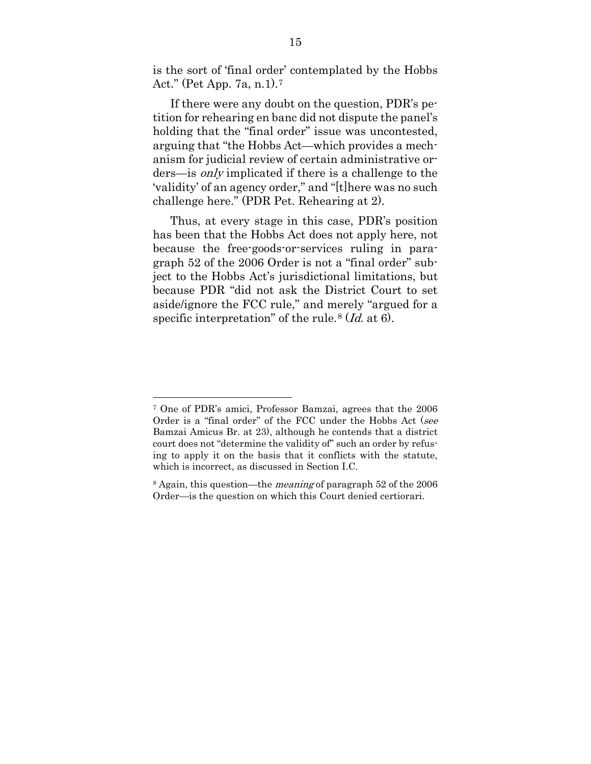is the sort of 'final order' contemplated by the Hobbs Act." (Pet App. 7a, n.1).[7]

If there were any doubt on the question, PDR's petition for rehearing en banc did not dispute the panel's holding that the "final order" issue was uncontested, arguing that "the Hobbs Act—which provides a mechanism for judicial review of certain administrative orders—is *only* implicated if there is a challenge to the 'validity' of an agency order," and "[t]here was no such challenge here." (PDR Pet. Rehearing at 2).

Thus, at every stage in this case, PDR's position has been that the Hobbs Act does not apply here, not because the free-goods-or-services ruling in paragraph 52 of the 2006 Order is not a "final order" subject to the Hobbs Act's jurisdictional limitations, but because PDR "did not ask the District Court to set aside/ignore the FCC rule," and merely "argued for a specific interpretation" of the rule.[8] (*Id.* at 6).

---

[7] One of PDR's amici, Professor Bamzai, agrees that the 2006 Order is a "final order" of the FCC under the Hobbs Act (*see* Bamzai Amicus Br. at 23), although he contends that a district court does not "determine the validity of" such an order by refusing to apply it on the basis that it conflicts with the statute, which is incorrect, as discussed in Section I.C.

[8] Again, this question—the *meaning* of paragraph 52 of the 2006 Order—is the question on which this Court denied certiorari.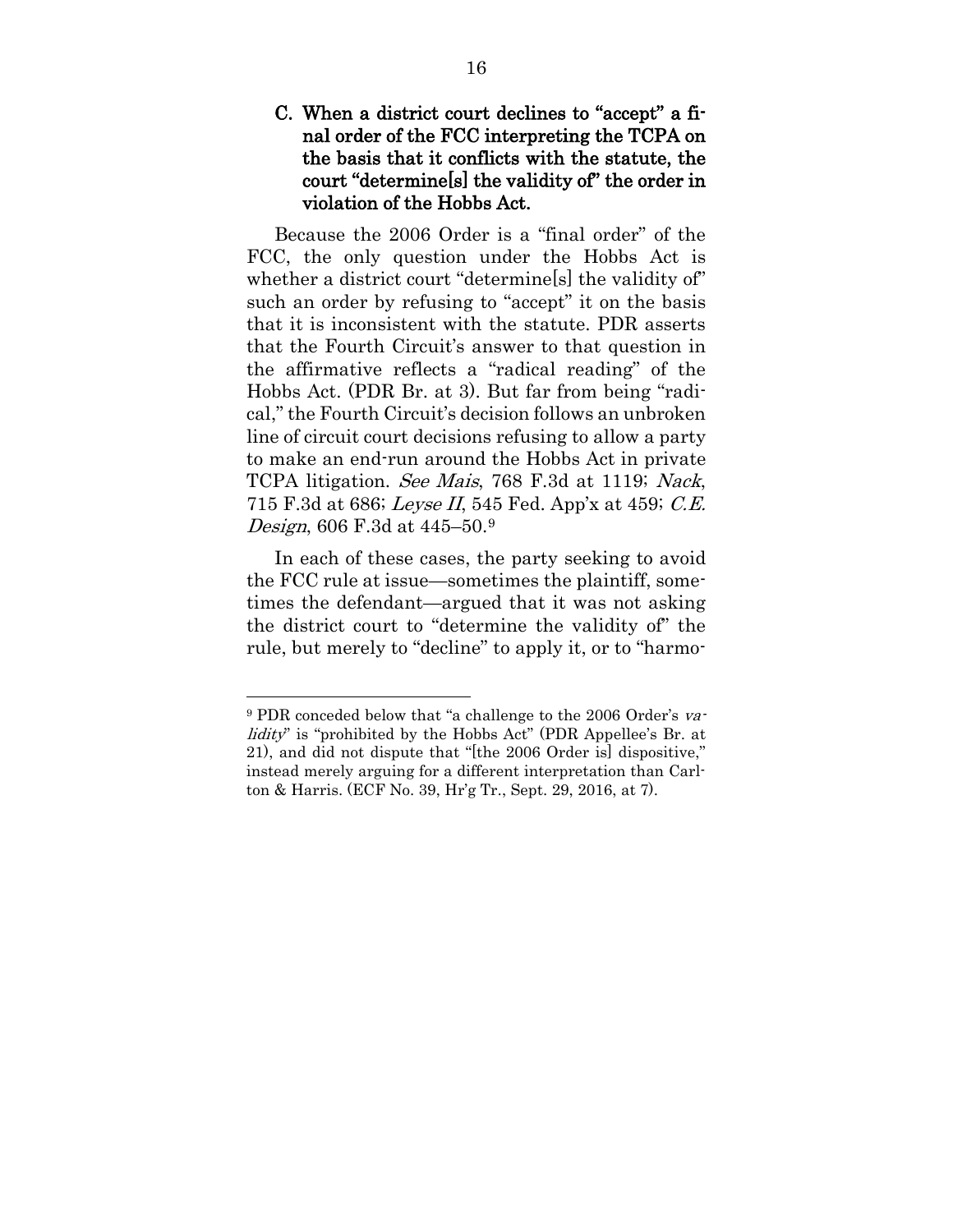### C. When a district court declines to "accept" a final order of the FCC interpreting the TCPA on the basis that it conflicts with the statute, the court "determine[s] the validity of" the order in violation of the Hobbs Act.

Because the 2006 Order is a "final order" of the FCC, the only question under the Hobbs Act is whether a district court "determine[s] the validity of" such an order by refusing to "accept" it on the basis that it is inconsistent with the statute. PDR asserts that the Fourth Circuit's answer to that question in the affirmative reflects a "radical reading" of the Hobbs Act. (PDR Br. at 3). But far from being "radical," the Fourth Circuit's decision follows an unbroken line of circuit court decisions refusing to allow a party to make an end-run around the Hobbs Act in private TCPA litigation. *See Mais*, 768 F.3d at 1119; *Nack*, 715 F.3d at 686; *Leyse II*, 545 Fed. App'x at 459; *C.E. Design*, 606 F.3d at 445–50.[9]

In each of these cases, the party seeking to avoid the FCC rule at issue—sometimes the plaintiff, sometimes the defendant—argued that it was not asking the district court to "determine the validity of" the rule, but merely to "decline" to apply it, or to "harmo-

[9] PDR conceded below that "a challenge to the 2006 Order's *validity*" is "prohibited by the Hobbs Act" (PDR Appellee's Br. at 21), and did not dispute that "[the 2006 Order is] dispositive," instead merely arguing for a different interpretation than Carlton & Harris. (ECF No. 39, Hr'g Tr., Sept. 29, 2016, at 7).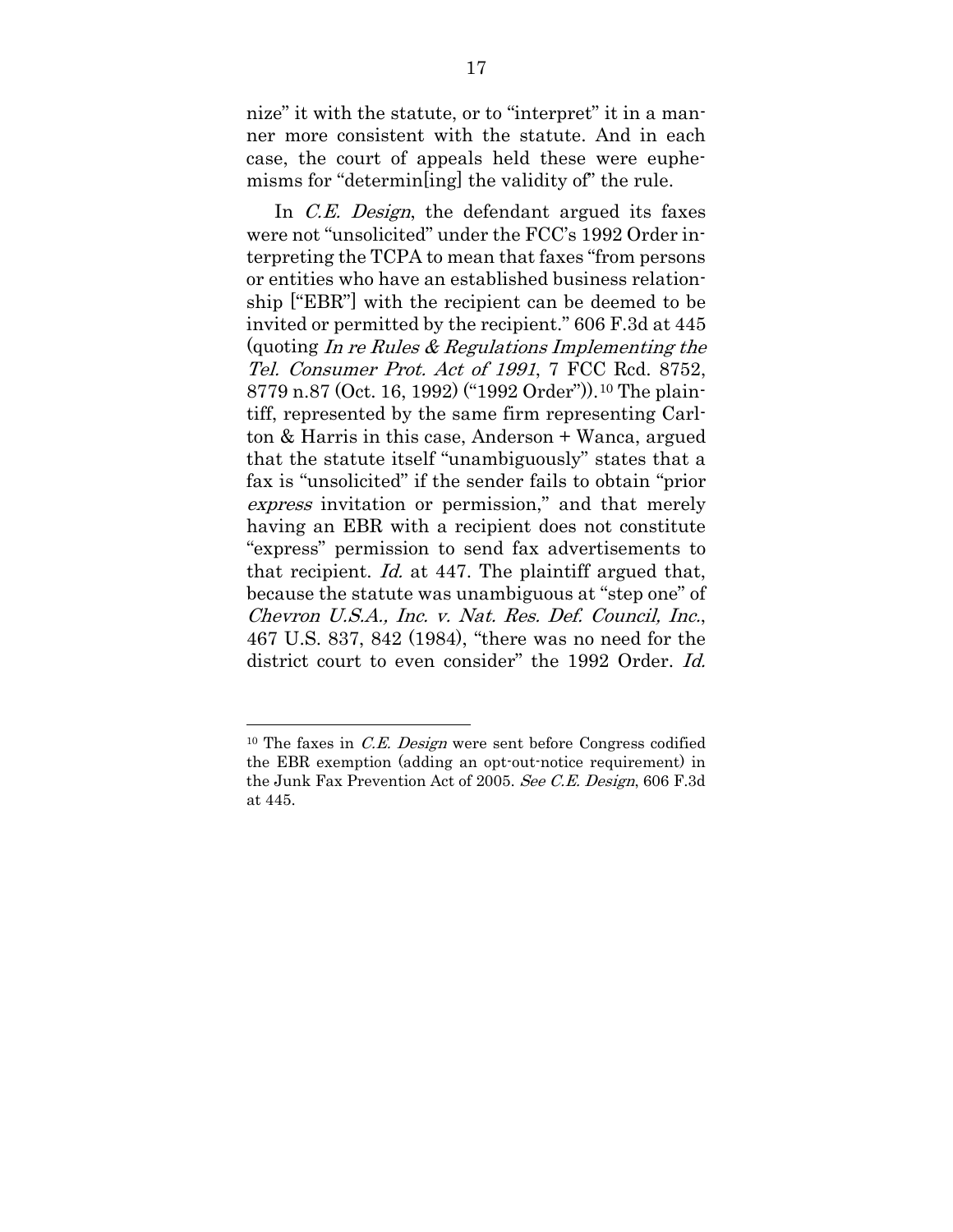nize" it with the statute, or to "interpret" it in a manner more consistent with the statute. And in each case, the court of appeals held these were euphemisms for "determin[ing] the validity of" the rule.

In *C.E. Design*, the defendant argued its faxes were not "unsolicited" under the FCC's 1992 Order interpreting the TCPA to mean that faxes "from persons or entities who have an established business relationship ["EBR"] with the recipient can be deemed to be invited or permitted by the recipient." 606 F.3d at 445 (quoting *In re Rules & Regulations Implementing the Tel. Consumer Prot. Act of 1991*, 7 FCC Rcd. 8752, 8779 n.87 (Oct. 16, 1992) ("1992 Order")).[10] The plaintiff, represented by the same firm representing Carlton & Harris in this case, Anderson + Wanca, argued that the statute itself "unambiguously" states that a fax is "unsolicited" if the sender fails to obtain "prior *express* invitation or permission," and that merely having an EBR with a recipient does not constitute "express" permission to send fax advertisements to that recipient. *Id.* at 447. The plaintiff argued that, because the statute was unambiguous at "step one" of *Chevron U.S.A., Inc. v. Nat. Res. Def. Council, Inc.*, 467 U.S. 837, 842 (1984), "there was no need for the district court to even consider" the 1992 Order. *Id.*

---

[10] The faxes in *C.E. Design* were sent before Congress codified the EBR exemption (adding an opt-out-notice requirement) in the Junk Fax Prevention Act of 2005. *See C.E. Design*, 606 F.3d at 445.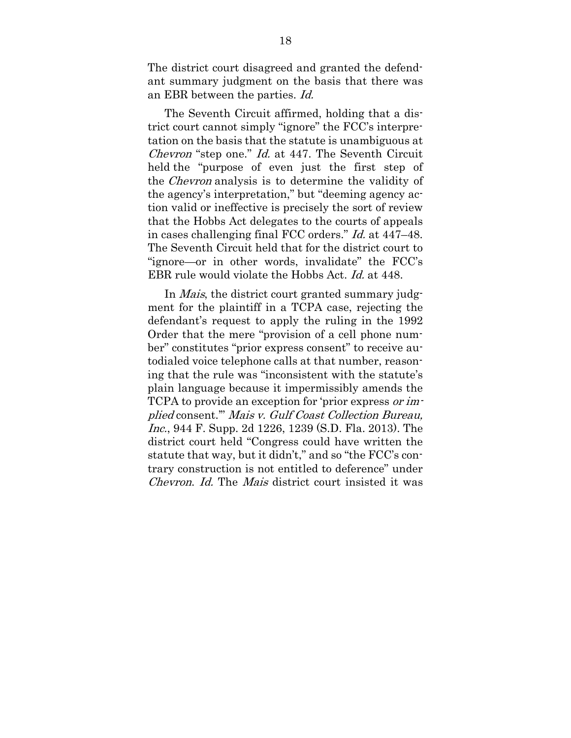The district court disagreed and granted the defendant summary judgment on the basis that there was an EBR between the parties. *Id.*

The Seventh Circuit affirmed, holding that a district court cannot simply "ignore" the FCC's interpretation on the basis that the statute is unambiguous at *Chevron* "step one." *Id.* at 447. The Seventh Circuit held the "purpose of even just the first step of the *Chevron* analysis is to determine the validity of the agency's interpretation," but "deeming agency action valid or ineffective is precisely the sort of review that the Hobbs Act delegates to the courts of appeals in cases challenging final FCC orders." *Id.* at 447–48. The Seventh Circuit held that for the district court to "ignore—or in other words, invalidate" the FCC's EBR rule would violate the Hobbs Act. *Id.* at 448.

In *Mais*, the district court granted summary judgment for the plaintiff in a TCPA case, rejecting the defendant's request to apply the ruling in the 1992 Order that the mere "provision of a cell phone number" constitutes "prior express consent" to receive autodialed voice telephone calls at that number, reasoning that the rule was "inconsistent with the statute's plain language because it impermissibly amends the TCPA to provide an exception for 'prior express *or implied* consent.'" *Mais v. Gulf Coast Collection Bureau, Inc.*, 944 F. Supp. 2d 1226, 1239 (S.D. Fla. 2013). The district court held "Congress could have written the statute that way, but it didn't," and so "the FCC's contrary construction is not entitled to deference" under *Chevron*. *Id.* The *Mais* district court insisted it was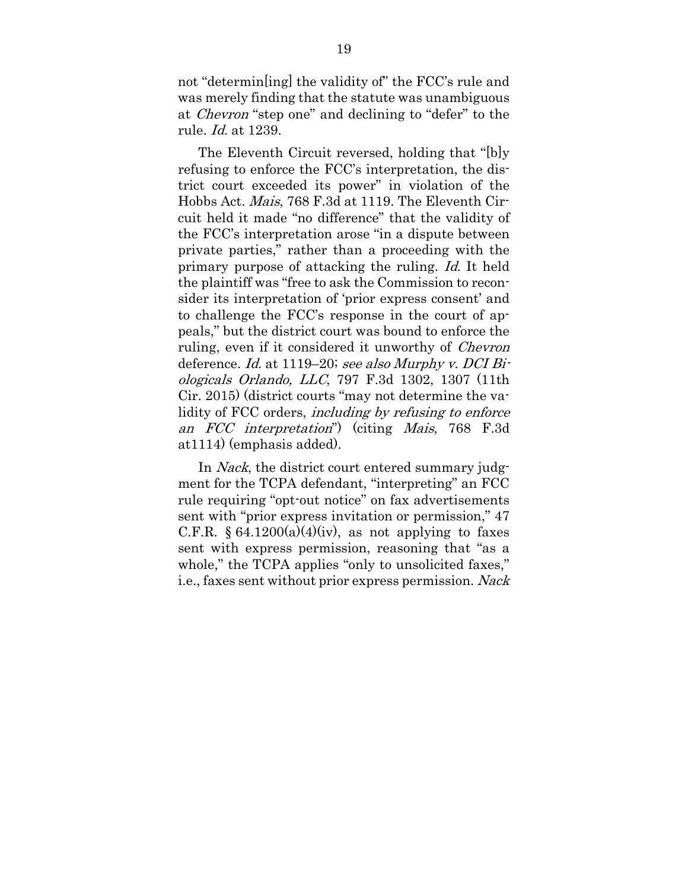not "determin[ing] the validity of" the FCC's rule and was merely finding that the statute was unambiguous at *Chevron* "step one" and declining to "defer" to the rule. *Id.* at 1239.

The Eleventh Circuit reversed, holding that "[b]y refusing to enforce the FCC's interpretation, the district court exceeded its power" in violation of the Hobbs Act. *Mais*, 768 F.3d at 1119. The Eleventh Circuit held it made "no difference" that the validity of the FCC's interpretation arose "in a dispute between private parties," rather than a proceeding with the primary purpose of attacking the ruling. *Id.* It held the plaintiff was "free to ask the Commission to reconsider its interpretation of 'prior express consent' and to challenge the FCC's response in the court of appeals," but the district court was bound to enforce the ruling, even if it considered it unworthy of *Chevron* deference. *Id.* at 1119–20; *see also Murphy v. DCI Biologicals Orlando, LLC*, 797 F.3d 1302, 1307 (11th Cir. 2015) (district courts "may not determine the validity of FCC orders, *including by refusing to enforce an FCC interpretation*") (citing *Mais*, 768 F.3d at1114) (emphasis added).

In *Nack*, the district court entered summary judgment for the TCPA defendant, "interpreting" an FCC rule requiring "opt-out notice" on fax advertisements sent with "prior express invitation or permission," 47 C.F.R. § 64.1200(a)(4)(iv), as not applying to faxes sent with express permission, reasoning that "as a whole," the TCPA applies "only to unsolicited faxes," i.e., faxes sent without prior express permission. *Nack*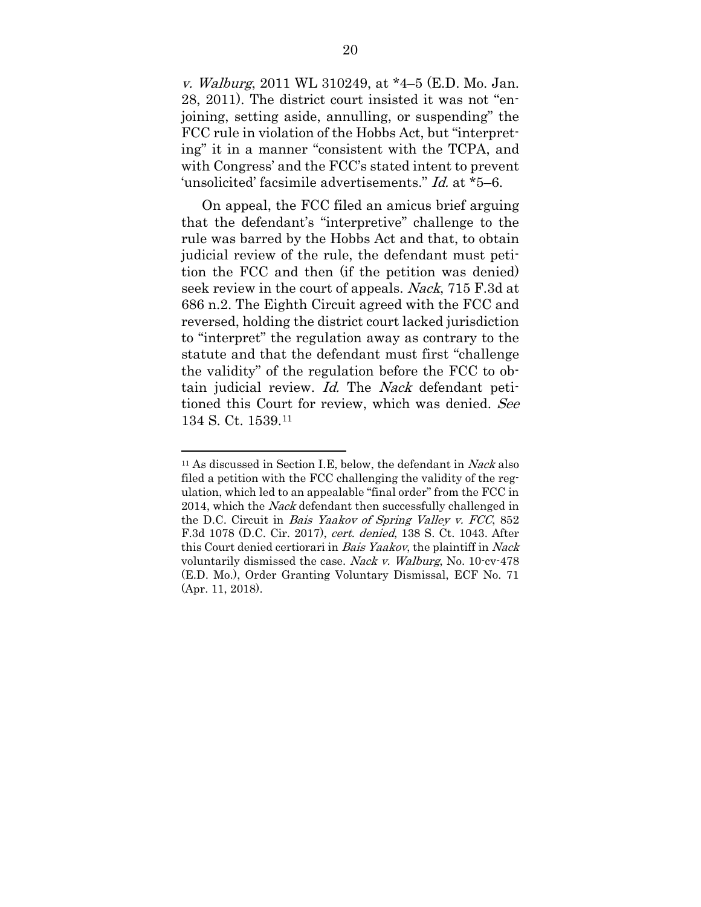*v. Walburg*, 2011 WL 310249, at *4–5 (E.D. Mo. Jan. 28, 2011). The district court insisted it was not "enjoining, setting aside, annulling, or suspending" the FCC rule in violation of the Hobbs Act, but "interpreting" it in a manner "consistent with the TCPA, and with Congress' and the FCC's stated intent to prevent 'unsolicited' facsimile advertisements." *Id.* at *5–6.

On appeal, the FCC filed an amicus brief arguing that the defendant's "interpretive" challenge to the rule was barred by the Hobbs Act and that, to obtain judicial review of the rule, the defendant must petition the FCC and then (if the petition was denied) seek review in the court of appeals. *Nack*, 715 F.3d at 686 n.2. The Eighth Circuit agreed with the FCC and reversed, holding the district court lacked jurisdiction to "interpret" the regulation away as contrary to the statute and that the defendant must first "challenge the validity" of the regulation before the FCC to obtain judicial review. *Id.* The *Nack* defendant petitioned this Court for review, which was denied. *See* 134 S. Ct. 1539.[11]

---

[11] As discussed in Section I.E, below, the defendant in *Nack* also filed a petition with the FCC challenging the validity of the regulation, which led to an appealable "final order" from the FCC in 2014, which the *Nack* defendant then successfully challenged in the D.C. Circuit in *Bais Yaakov of Spring Valley v. FCC*, 852 F.3d 1078 (D.C. Cir. 2017), *cert. denied*, 138 S. Ct. 1043. After this Court denied certiorari in *Bais Yaakov*, the plaintiff in *Nack* voluntarily dismissed the case. *Nack v. Walburg*, No. 10-cv-478 (E.D. Mo.), Order Granting Voluntary Dismissal, ECF No. 71 (Apr. 11, 2018).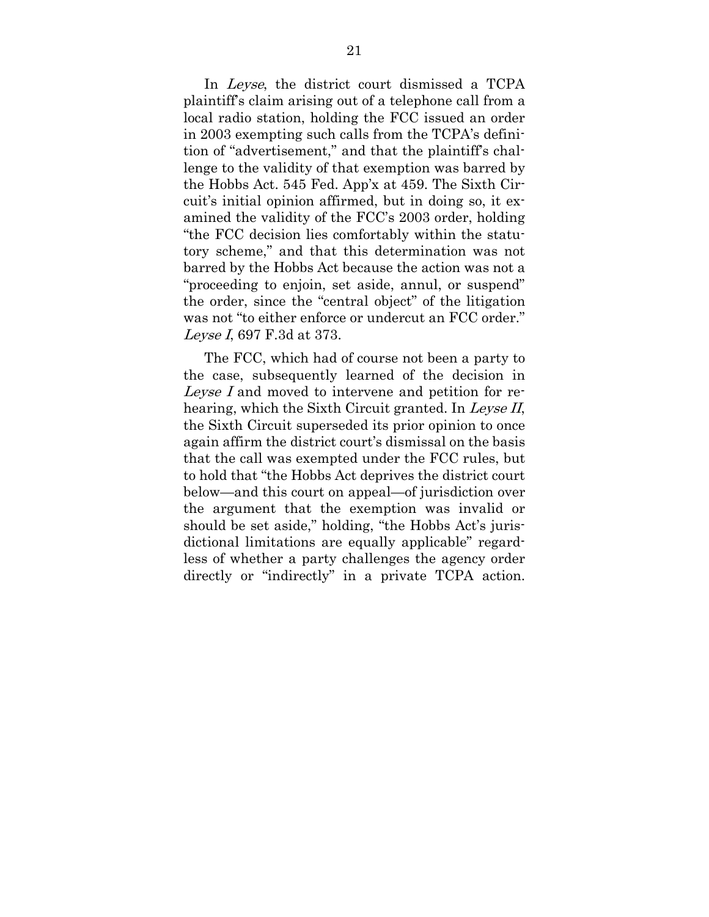In *Leyse*, the district court dismissed a TCPA plaintiff's claim arising out of a telephone call from a local radio station, holding the FCC issued an order in 2003 exempting such calls from the TCPA's definition of "advertisement," and that the plaintiff's challenge to the validity of that exemption was barred by the Hobbs Act. 545 Fed. App'x at 459. The Sixth Circuit's initial opinion affirmed, but in doing so, it examined the validity of the FCC's 2003 order, holding "the FCC decision lies comfortably within the statutory scheme," and that this determination was not barred by the Hobbs Act because the action was not a "proceeding to enjoin, set aside, annul, or suspend" the order, since the "central object" of the litigation was not "to either enforce or undercut an FCC order." *Leyse I*, 697 F.3d at 373.

The FCC, which had of course not been a party to the case, subsequently learned of the decision in *Leyse I* and moved to intervene and petition for rehearing, which the Sixth Circuit granted. In *Leyse II*, the Sixth Circuit superseded its prior opinion to once again affirm the district court's dismissal on the basis that the call was exempted under the FCC rules, but to hold that "the Hobbs Act deprives the district court below—and this court on appeal—of jurisdiction over the argument that the exemption was invalid or should be set aside," holding, "the Hobbs Act's jurisdictional limitations are equally applicable" regardless of whether a party challenges the agency order directly or "indirectly" in a private TCPA action.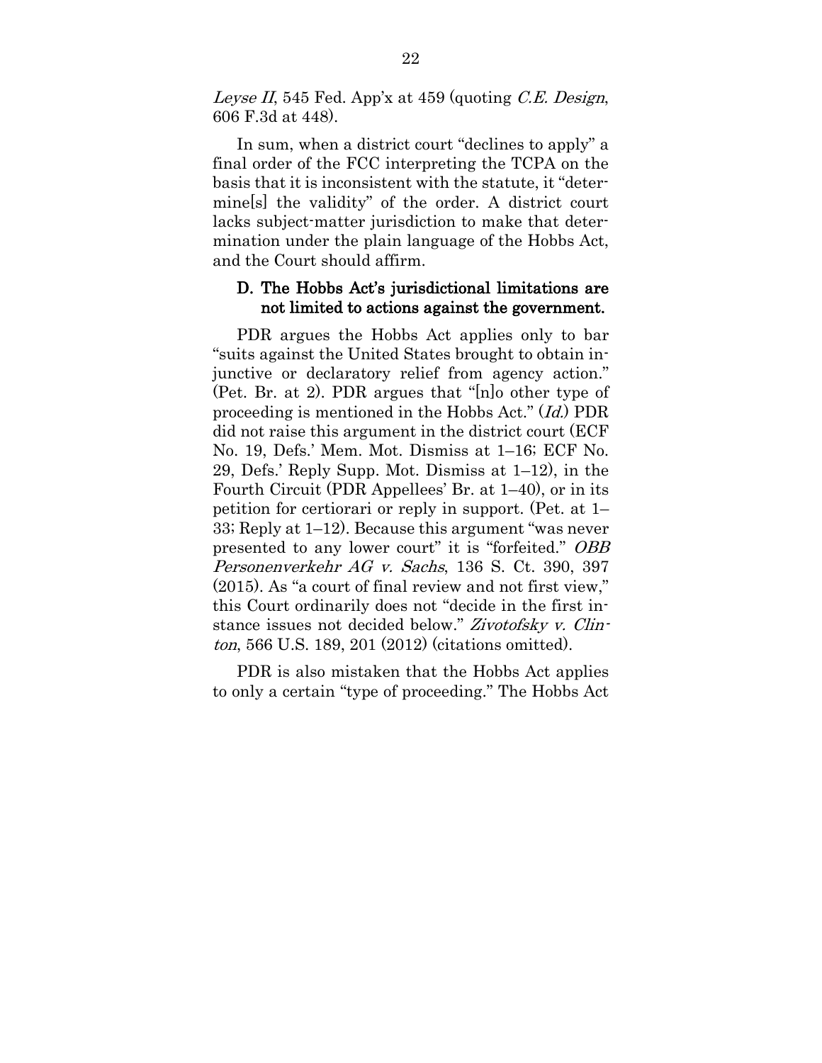*Leyse II*, 545 Fed. App'x at 459 (quoting *C.E. Design*, 606 F.3d at 448).

In sum, when a district court "declines to apply" a final order of the FCC interpreting the TCPA on the basis that it is inconsistent with the statute, it "determine[s] the validity" of the order. A district court lacks subject-matter jurisdiction to make that determination under the plain language of the Hobbs Act, and the Court should affirm.

### D. The Hobbs Act's jurisdictional limitations are not limited to actions against the government.

PDR argues the Hobbs Act applies only to bar "suits against the United States brought to obtain injunctive or declaratory relief from agency action." (Pet. Br. at 2). PDR argues that "[n]o other type of proceeding is mentioned in the Hobbs Act." (*Id.*) PDR did not raise this argument in the district court (ECF No. 19, Defs.' Mem. Mot. Dismiss at 1–16; ECF No. 29, Defs.' Reply Supp. Mot. Dismiss at 1–12), in the Fourth Circuit (PDR Appellees' Br. at 1–40), or in its petition for certiorari or reply in support. (Pet. at 1–33; Reply at 1–12). Because this argument "was never presented to any lower court" it is "forfeited." *OBB Personenverkehr AG v. Sachs*, 136 S. Ct. 390, 397 (2015). As "a court of final review and not first view," this Court ordinarily does not "decide in the first instance issues not decided below." *Zivotofsky v. Clinton*, 566 U.S. 189, 201 (2012) (citations omitted).

PDR is also mistaken that the Hobbs Act applies to only a certain "type of proceeding." The Hobbs Act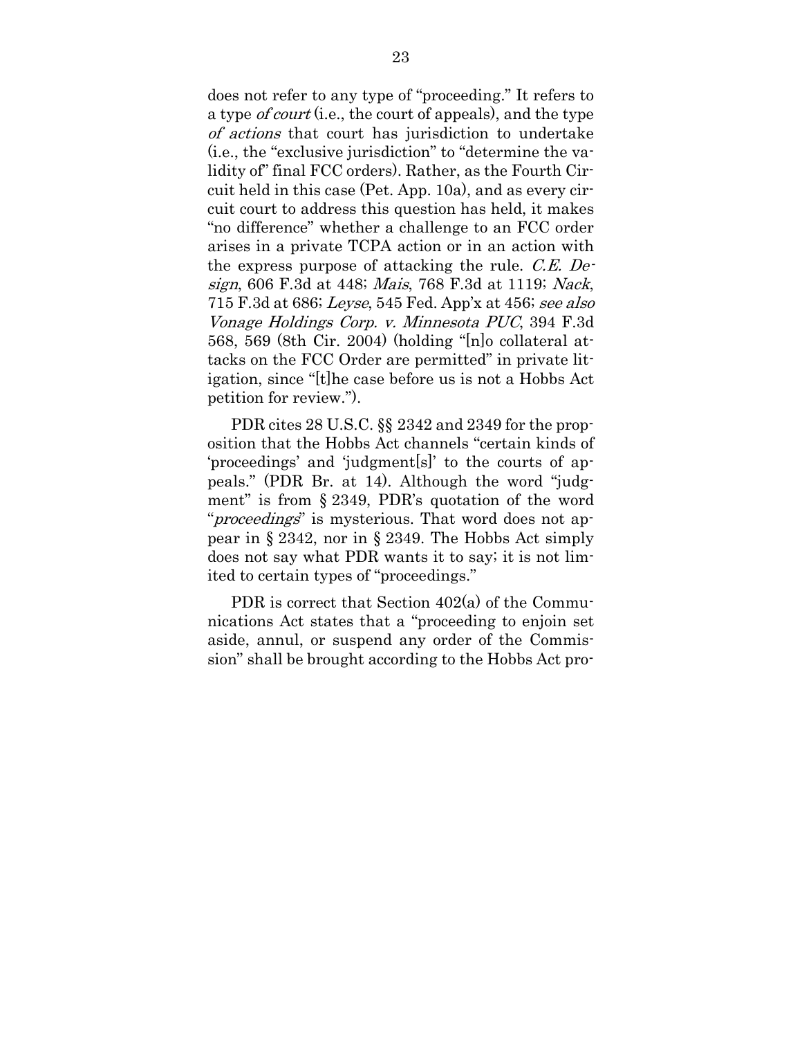does not refer to any type of "proceeding." It refers to a type *of court* (i.e., the court of appeals), and the type *of actions* that court has jurisdiction to undertake (i.e., the "exclusive jurisdiction" to "determine the validity of" final FCC orders). Rather, as the Fourth Circuit held in this case (Pet. App. 10a), and as every circuit court to address this question has held, it makes "no difference" whether a challenge to an FCC order arises in a private TCPA action or in an action with the express purpose of attacking the rule. *C.E. Design*, 606 F.3d at 448; *Mais*, 768 F.3d at 1119; *Nack*, 715 F.3d at 686; *Leyse*, 545 Fed. App'x at 456; *see also Vonage Holdings Corp. v. Minnesota PUC*, 394 F.3d 568, 569 (8th Cir. 2004) (holding "[n]o collateral attacks on the FCC Order are permitted" in private litigation, since "[t]he case before us is not a Hobbs Act petition for review.").

PDR cites 28 U.S.C. §§ 2342 and 2349 for the proposition that the Hobbs Act channels "certain kinds of 'proceedings' and 'judgment[s]' to the courts of appeals." (PDR Br. at 14). Although the word "judgment" is from § 2349, PDR's quotation of the word "*proceedings*" is mysterious. That word does not appear in § 2342, nor in § 2349. The Hobbs Act simply does not say what PDR wants it to say; it is not limited to certain types of "proceedings."

PDR is correct that Section 402(a) of the Communications Act states that a "proceeding to enjoin set aside, annul, or suspend any order of the Commission" shall be brought according to the Hobbs Act pro-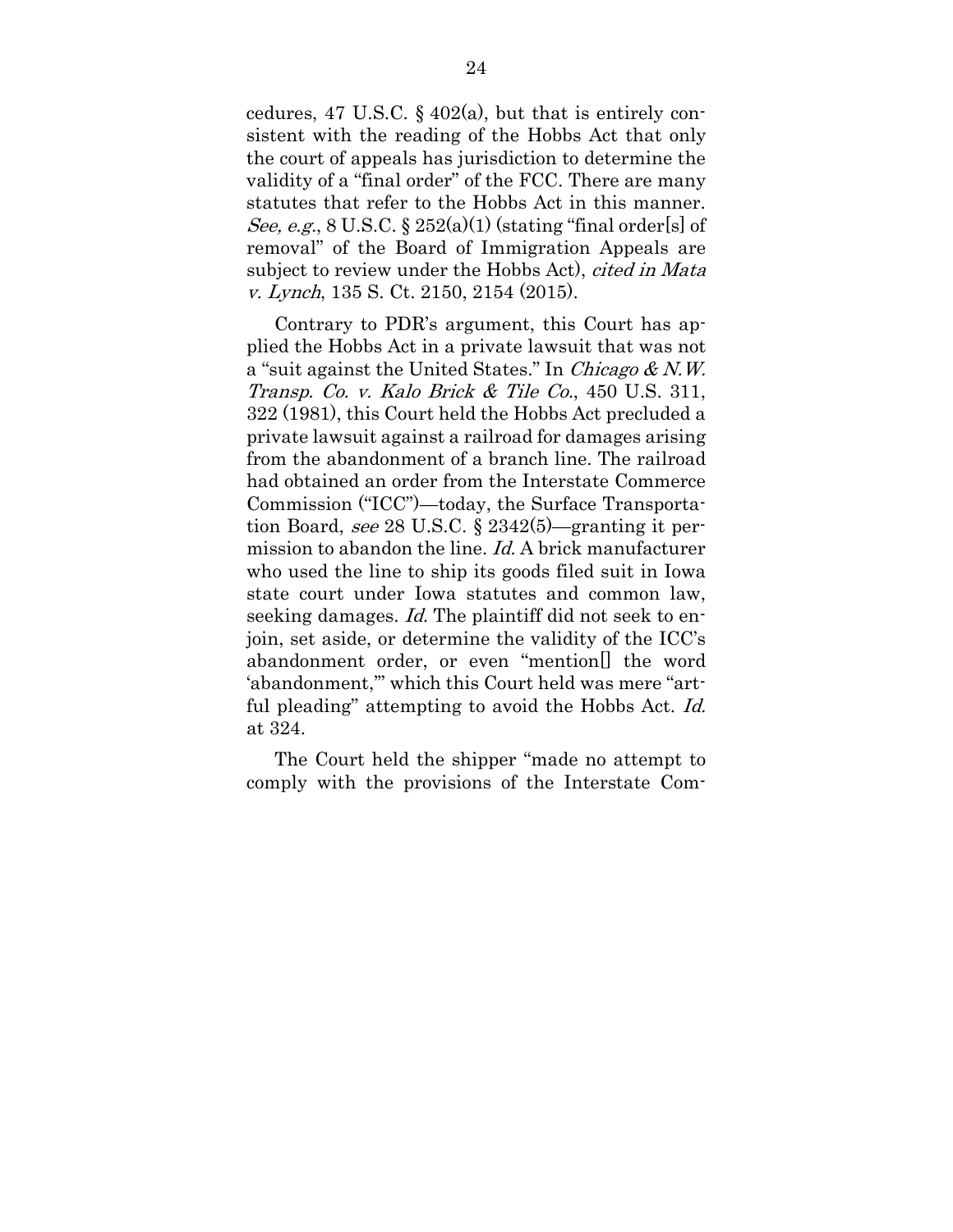cedures, 47 U.S.C. § 402(a), but that is entirely consistent with the reading of the Hobbs Act that only the court of appeals has jurisdiction to determine the validity of a "final order" of the FCC. There are many statutes that refer to the Hobbs Act in this manner. *See, e.g.*, 8 U.S.C. § 252(a)(1) (stating "final order[s] of removal" of the Board of Immigration Appeals are subject to review under the Hobbs Act), *cited in Mata v. Lynch*, 135 S. Ct. 2150, 2154 (2015).

Contrary to PDR's argument, this Court has applied the Hobbs Act in a private lawsuit that was not a "suit against the United States." In *Chicago & N.W. Transp. Co. v. Kalo Brick & Tile Co.*, 450 U.S. 311, 322 (1981), this Court held the Hobbs Act precluded a private lawsuit against a railroad for damages arising from the abandonment of a branch line. The railroad had obtained an order from the Interstate Commerce Commission ("ICC")—today, the Surface Transportation Board, *see* 28 U.S.C. § 2342(5)—granting it permission to abandon the line. *Id.* A brick manufacturer who used the line to ship its goods filed suit in Iowa state court under Iowa statutes and common law, seeking damages. *Id.* The plaintiff did not seek to enjoin, set aside, or determine the validity of the ICC's abandonment order, or even "mention[] the word 'abandonment,'" which this Court held was mere "artful pleading" attempting to avoid the Hobbs Act. *Id.* at 324.

The Court held the shipper "made no attempt to comply with the provisions of the Interstate Com-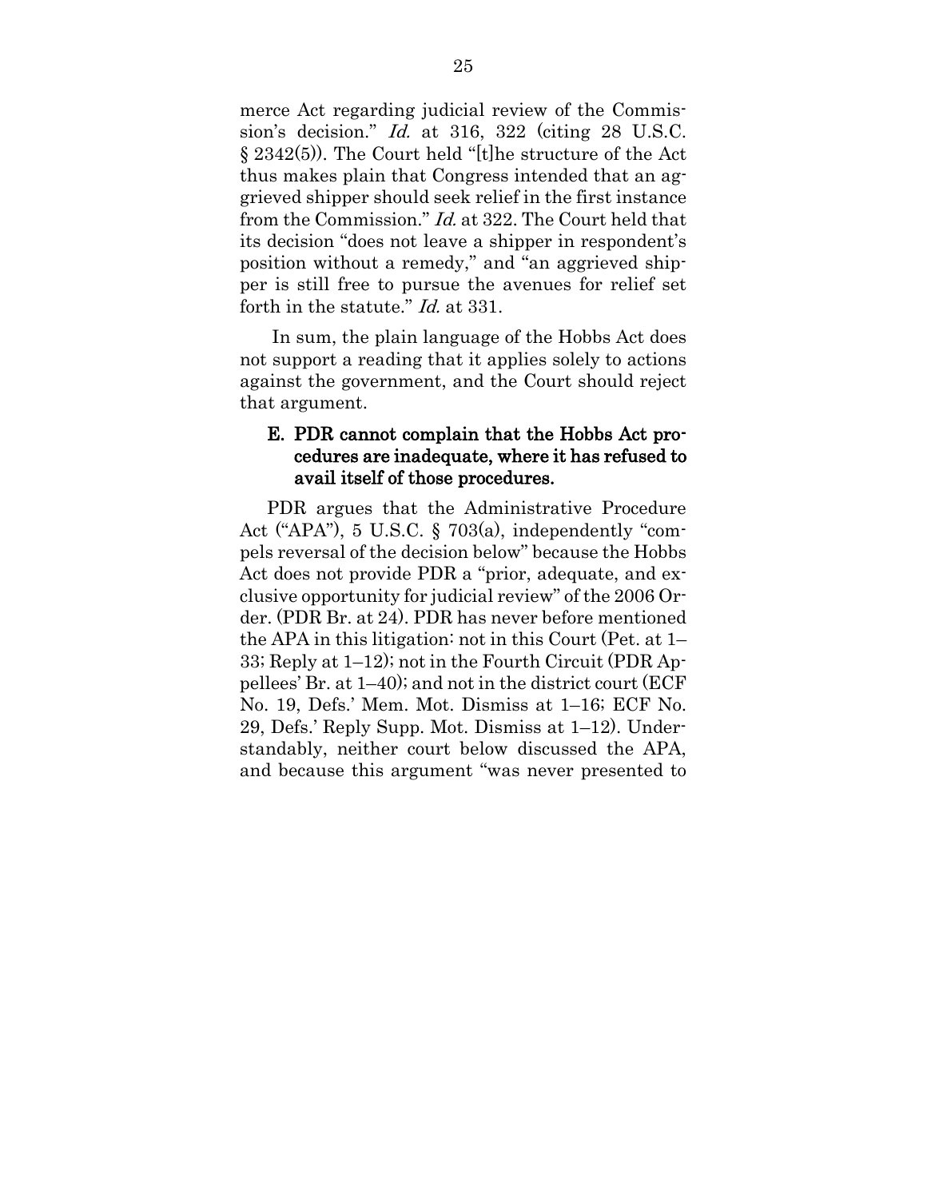merce Act regarding judicial review of the Commission's decision." *Id.* at 316, 322 (citing 28 U.S.C. § 2342(5)). The Court held "[t]he structure of the Act thus makes plain that Congress intended that an aggrieved shipper should seek relief in the first instance from the Commission." *Id.* at 322. The Court held that its decision "does not leave a shipper in respondent's position without a remedy," and "an aggrieved shipper is still free to pursue the avenues for relief set forth in the statute." *Id.* at 331.

In sum, the plain language of the Hobbs Act does not support a reading that it applies solely to actions against the government, and the Court should reject that argument.

### E. PDR cannot complain that the Hobbs Act procedures are inadequate, where it has refused to avail itself of those procedures.

PDR argues that the Administrative Procedure Act ("APA"), 5 U.S.C. § 703(a), independently "compels reversal of the decision below" because the Hobbs Act does not provide PDR a "prior, adequate, and exclusive opportunity for judicial review" of the 2006 Order. (PDR Br. at 24). PDR has never before mentioned the APA in this litigation: not in this Court (Pet. at 1–33; Reply at 1–12); not in the Fourth Circuit (PDR Appellees' Br. at 1–40); and not in the district court (ECF No. 19, Defs.' Mem. Mot. Dismiss at 1–16; ECF No. 29, Defs.' Reply Supp. Mot. Dismiss at 1–12). Understandably, neither court below discussed the APA, and because this argument "was never presented to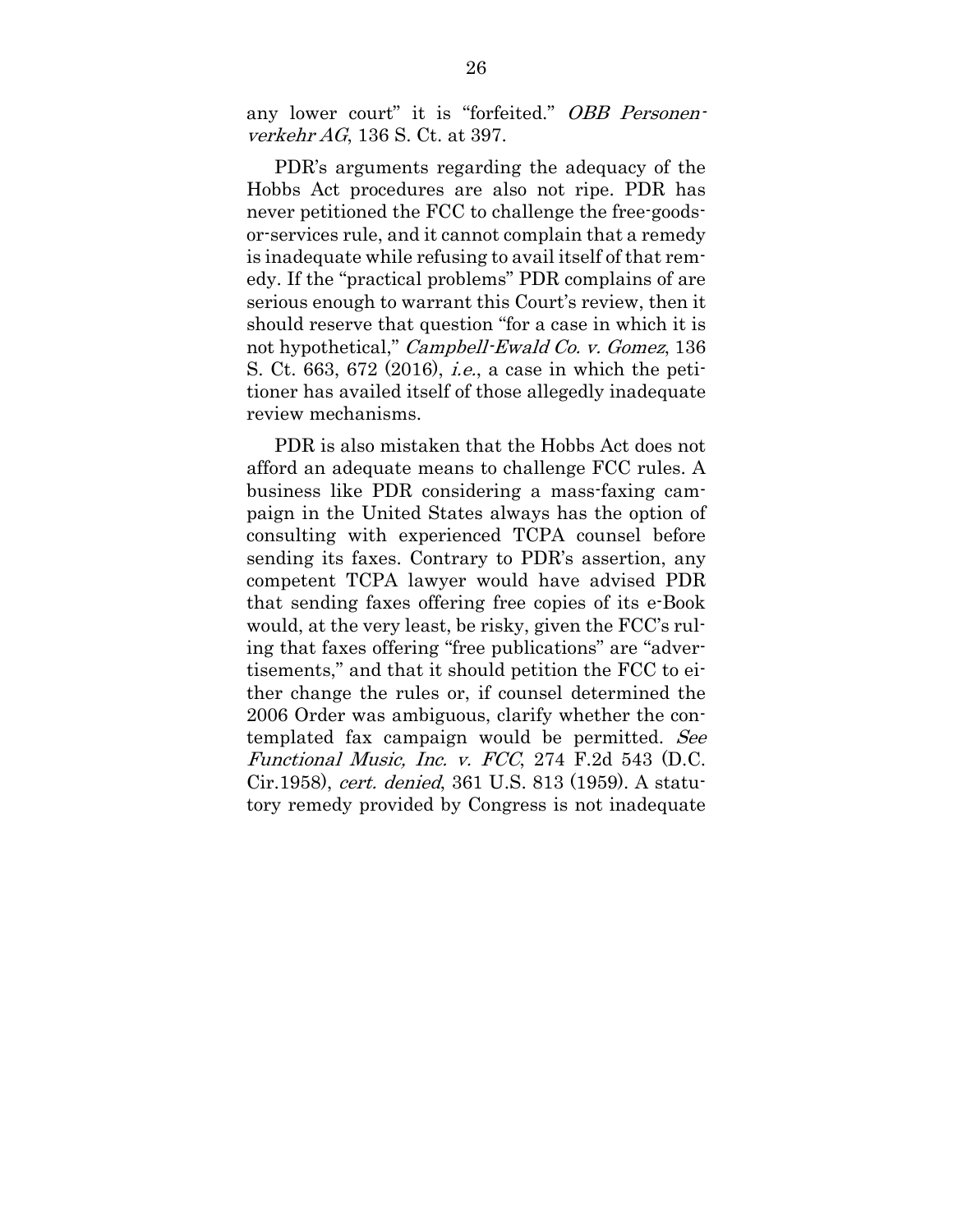any lower court" it is "forfeited." *OBB Personenverkehr AG*, 136 S. Ct. at 397.

PDR's arguments regarding the adequacy of the Hobbs Act procedures are also not ripe. PDR has never petitioned the FCC to challenge the free-goods-or-services rule, and it cannot complain that a remedy is inadequate while refusing to avail itself of that remedy. If the "practical problems" PDR complains of are serious enough to warrant this Court's review, then it should reserve that question "for a case in which it is not hypothetical," *Campbell-Ewald Co. v. Gomez*, 136 S. Ct. 663, 672 (2016), *i.e.*, a case in which the petitioner has availed itself of those allegedly inadequate review mechanisms.

PDR is also mistaken that the Hobbs Act does not afford an adequate means to challenge FCC rules. A business like PDR considering a mass-faxing campaign in the United States always has the option of consulting with experienced TCPA counsel before sending its faxes. Contrary to PDR's assertion, any competent TCPA lawyer would have advised PDR that sending faxes offering free copies of its e-Book would, at the very least, be risky, given the FCC's ruling that faxes offering "free publications" are "advertisements," and that it should petition the FCC to either change the rules or, if counsel determined the 2006 Order was ambiguous, clarify whether the contemplated fax campaign would be permitted. *See Functional Music, Inc. v. FCC*, 274 F.2d 543 (D.C. Cir.1958), *cert. denied*, 361 U.S. 813 (1959). A statutory remedy provided by Congress is not inadequate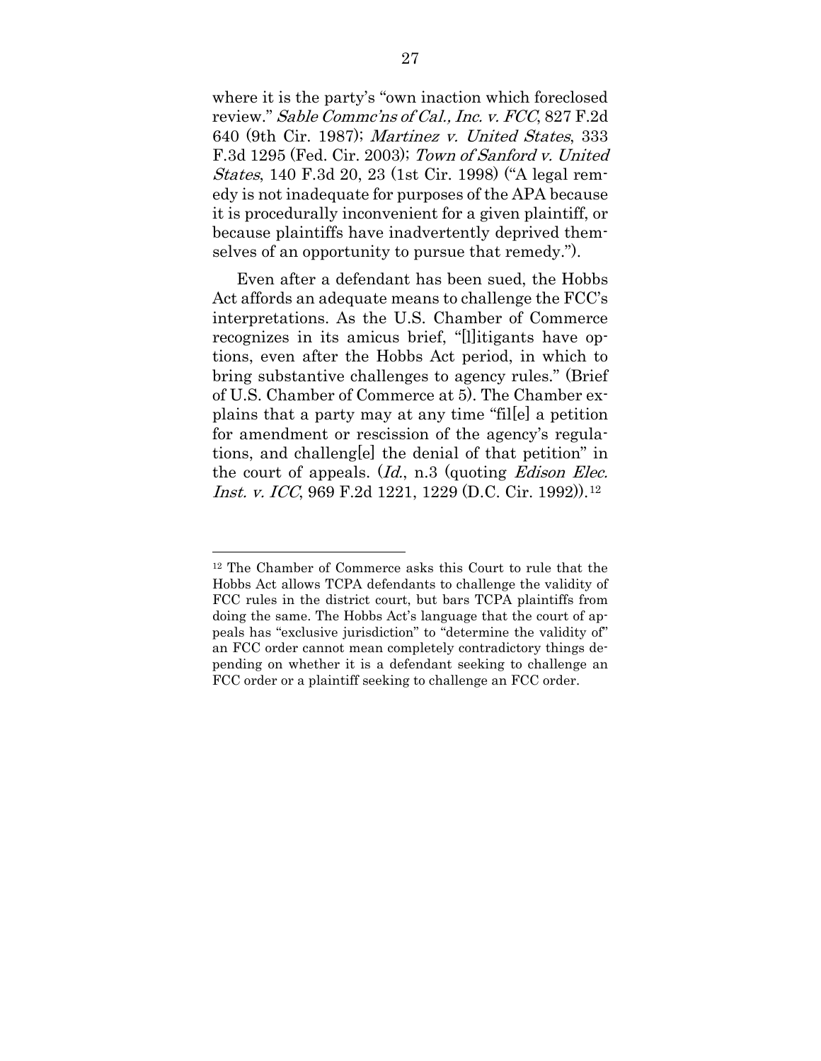where it is the party's "own inaction which foreclosed review." *Sable Commc'ns of Cal., Inc. v. FCC*, 827 F.2d 640 (9th Cir. 1987); *Martinez v. United States*, 333 F.3d 1295 (Fed. Cir. 2003); *Town of Sanford v. United States*, 140 F.3d 20, 23 (1st Cir. 1998) ("A legal remedy is not inadequate for purposes of the APA because it is procedurally inconvenient for a given plaintiff, or because plaintiffs have inadvertently deprived themselves of an opportunity to pursue that remedy.").

Even after a defendant has been sued, the Hobbs Act affords an adequate means to challenge the FCC's interpretations. As the U.S. Chamber of Commerce recognizes in its amicus brief, "[l]itigants have options, even after the Hobbs Act period, in which to bring substantive challenges to agency rules." (Brief of U.S. Chamber of Commerce at 5). The Chamber explains that a party may at any time "fil[e] a petition for amendment or rescission of the agency's regulations, and challeng[e] the denial of that petition" in the court of appeals. (*Id.*, n.3 (quoting *Edison Elec. Inst. v. ICC*, 969 F.2d 1221, 1229 (D.C. Cir. 1992)).[12]

---

[12] The Chamber of Commerce asks this Court to rule that the Hobbs Act allows TCPA defendants to challenge the validity of FCC rules in the district court, but bars TCPA plaintiffs from doing the same. The Hobbs Act's language that the court of appeals has "exclusive jurisdiction" to "determine the validity of" an FCC order cannot mean completely contradictory things depending on whether it is a defendant seeking to challenge an FCC order or a plaintiff seeking to challenge an FCC order.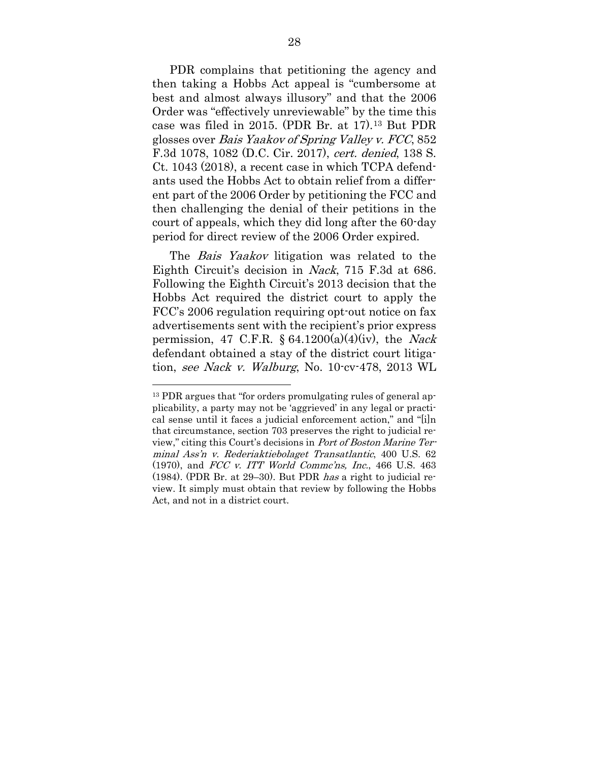PDR complains that petitioning the agency and then taking a Hobbs Act appeal is "cumbersome at best and almost always illusory" and that the 2006 Order was "effectively unreviewable" by the time this case was filed in 2015. (PDR Br. at 17).[13] But PDR glosses over *Bais Yaakov of Spring Valley v. FCC*, 852 F.3d 1078, 1082 (D.C. Cir. 2017), *cert. denied*, 138 S. Ct. 1043 (2018), a recent case in which TCPA defendants used the Hobbs Act to obtain relief from a different part of the 2006 Order by petitioning the FCC and then challenging the denial of their petitions in the court of appeals, which they did long after the 60-day period for direct review of the 2006 Order expired.

The *Bais Yaakov* litigation was related to the Eighth Circuit's decision in *Nack*, 715 F.3d at 686. Following the Eighth Circuit's 2013 decision that the Hobbs Act required the district court to apply the FCC's 2006 regulation requiring opt-out notice on fax advertisements sent with the recipient's prior express permission, 47 C.F.R. § 64.1200(a)(4)(iv), the *Nack* defendant obtained a stay of the district court litigation, *see Nack v. Walburg*, No. 10-cv-478, 2013 WL

---

[13] PDR argues that "for orders promulgating rules of general applicability, a party may not be 'aggrieved' in any legal or practical sense until it faces a judicial enforcement action," and "[i]n that circumstance, section 703 preserves the right to judicial review," citing this Court's decisions in *Port of Boston Marine Terminal Ass'n v. Rederiaktiebolaget Transatlantic*, 400 U.S. 62 (1970), and *FCC v. ITT World Commc'ns, Inc.*, 466 U.S. 463 (1984). (PDR Br. at 29–30). But PDR *has* a right to judicial review. It simply must obtain that review by following the Hobbs Act, and not in a district court.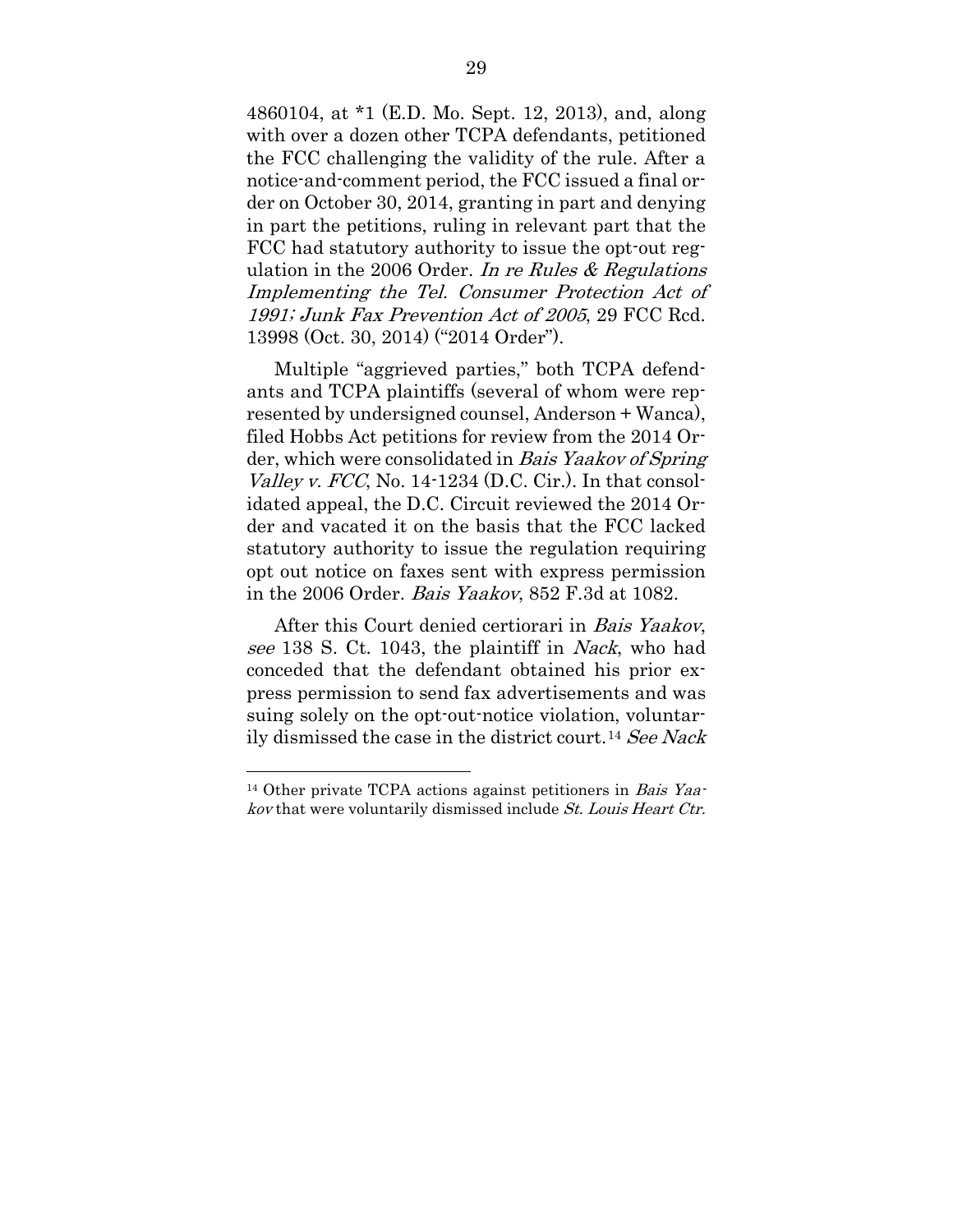4860104, at *1 (E.D. Mo. Sept. 12, 2013), and, along with over a dozen other TCPA defendants, petitioned the FCC challenging the validity of the rule. After a notice-and-comment period, the FCC issued a final order on October 30, 2014, granting in part and denying in part the petitions, ruling in relevant part that the FCC had statutory authority to issue the opt-out regulation in the 2006 Order. *In re Rules & Regulations Implementing the Tel. Consumer Protection Act of 1991; Junk Fax Prevention Act of 2005*, 29 FCC Rcd. 13998 (Oct. 30, 2014) ("2014 Order").

Multiple "aggrieved parties," both TCPA defendants and TCPA plaintiffs (several of whom were represented by undersigned counsel, Anderson + Wanca), filed Hobbs Act petitions for review from the 2014 Order, which were consolidated in *Bais Yaakov of Spring Valley v. FCC*, No. 14-1234 (D.C. Cir.). In that consolidated appeal, the D.C. Circuit reviewed the 2014 Order and vacated it on the basis that the FCC lacked statutory authority to issue the regulation requiring opt out notice on faxes sent with express permission in the 2006 Order. *Bais Yaakov*, 852 F.3d at 1082.

After this Court denied certiorari in *Bais Yaakov*, *see* 138 S. Ct. 1043, the plaintiff in *Nack*, who had conceded that the defendant obtained his prior express permission to send fax advertisements and was suing solely on the opt-out-notice violation, voluntarily dismissed the case in the district court.[14] *See Nack*

---

[14] Other private TCPA actions against petitioners in *Bais Yaakov* that were voluntarily dismissed include *St. Louis Heart Ctr.*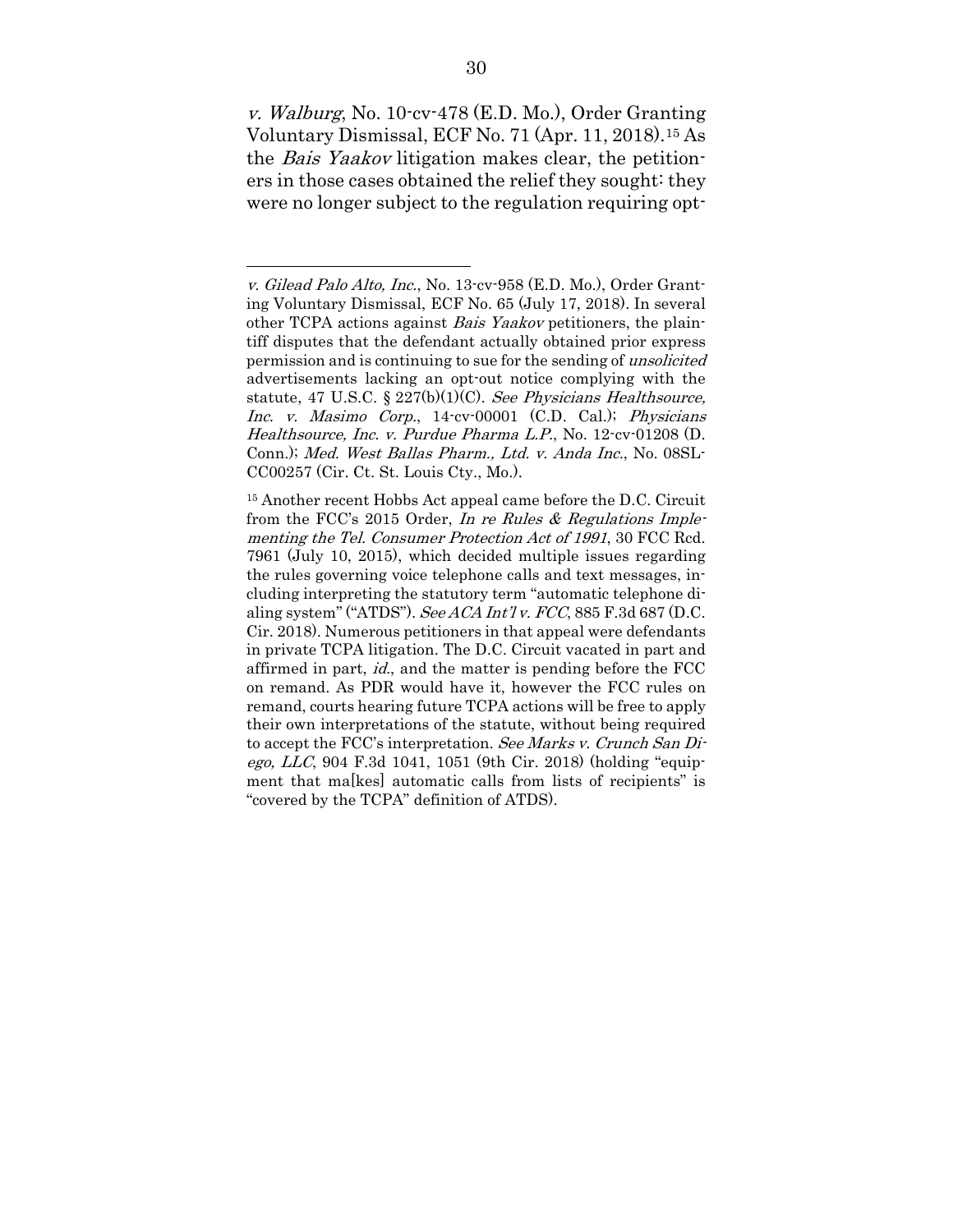*v. Walburg*, No. 10-cv-478 (E.D. Mo.), Order Granting Voluntary Dismissal, ECF No. 71 (Apr. 11, 2018).[15] As the *Bais Yaakov* litigation makes clear, the petitioners in those cases obtained the relief they sought: they were no longer subject to the regulation requiring opt-

---

*v. Gilead Palo Alto, Inc.*, No. 13-cv-958 (E.D. Mo.), Order Granting Voluntary Dismissal, ECF No. 65 (July 17, 2018). In several other TCPA actions against *Bais Yaakov* petitioners, the plaintiff disputes that the defendant actually obtained prior express permission and is continuing to sue for the sending of *unsolicited* advertisements lacking an opt-out notice complying with the statute, 47 U.S.C. § 227(b)(1)(C). *See Physicians Healthsource, Inc. v. Masimo Corp.*, 14-cv-00001 (C.D. Cal.); *Physicians Healthsource, Inc. v. Purdue Pharma L.P.*, No. 12-cv-01208 (D. Conn.); *Med. West Ballas Pharm., Ltd. v. Anda Inc.*, No. 08SL-CC00257 (Cir. Ct. St. Louis Cty., Mo.).

[15] Another recent Hobbs Act appeal came before the D.C. Circuit from the FCC's 2015 Order, *In re Rules & Regulations Implementing the Tel. Consumer Protection Act of 1991*, 30 FCC Rcd. 7961 (July 10, 2015), which decided multiple issues regarding the rules governing voice telephone calls and text messages, including interpreting the statutory term "automatic telephone dialing system" ("ATDS"). *See ACA Int'l v. FCC*, 885 F.3d 687 (D.C. Cir. 2018). Numerous petitioners in that appeal were defendants in private TCPA litigation. The D.C. Circuit vacated in part and affirmed in part, *id.*, and the matter is pending before the FCC on remand. As PDR would have it, however the FCC rules on remand, courts hearing future TCPA actions will be free to apply their own interpretations of the statute, without being required to accept the FCC's interpretation. *See Marks v. Crunch San Diego, LLC*, 904 F.3d 1041, 1051 (9th Cir. 2018) (holding "equipment that ma[kes] automatic calls from lists of recipients" is "covered by the TCPA" definition of ATDS).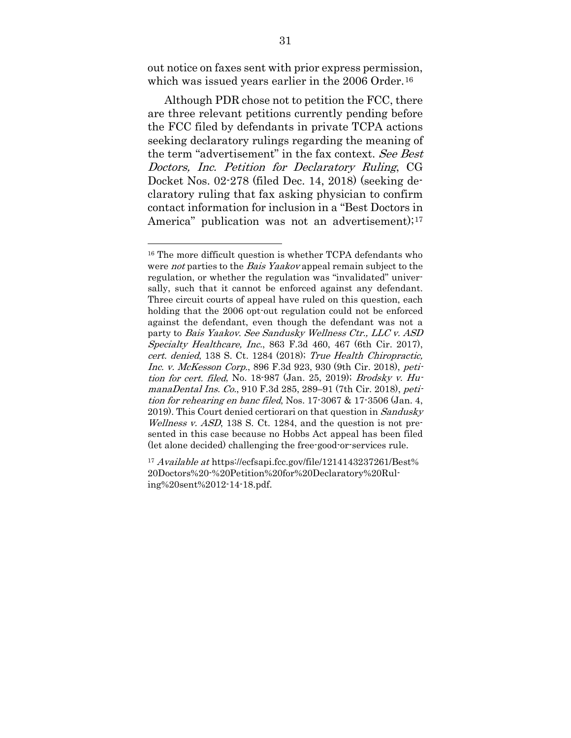out notice on faxes sent with prior express permission, which was issued years earlier in the 2006 Order.[16]

Although PDR chose not to petition the FCC, there are three relevant petitions currently pending before the FCC filed by defendants in private TCPA actions seeking declaratory rulings regarding the meaning of the term "advertisement" in the fax context. *See Best Doctors, Inc. Petition for Declaratory Ruling*, CG Docket Nos. 02-278 (filed Dec. 14, 2018) (seeking declaratory ruling that fax asking physician to confirm contact information for inclusion in a "Best Doctors in America" publication was not an advertisement);[17]

---

[16] The more difficult question is whether TCPA defendants who were *not* parties to the *Bais Yaakov* appeal remain subject to the regulation, or whether the regulation was "invalidated" universally, such that it cannot be enforced against any defendant. Three circuit courts of appeal have ruled on this question, each holding that the 2006 opt-out regulation could not be enforced against the defendant, even though the defendant was not a party to *Bais Yaakov*. *See Sandusky Wellness Ctr., LLC v. ASD Specialty Healthcare, Inc.*, 863 F.3d 460, 467 (6th Cir. 2017), *cert. denied*, 138 S. Ct. 1284 (2018); *True Health Chiropractic, Inc. v. McKesson Corp.*, 896 F.3d 923, 930 (9th Cir. 2018), *petition for cert. filed*, No. 18-987 (Jan. 25, 2019); *Brodsky v. HumanaDental Ins. Co.*, 910 F.3d 285, 289–91 (7th Cir. 2018), *petition for rehearing en banc filed*, Nos. 17-3067 & 17-3506 (Jan. 4, 2019). This Court denied certiorari on that question in *Sandusky Wellness v. ASD*, 138 S. Ct. 1284, and the question is not presented in this case because no Hobbs Act appeal has been filed (let alone decided) challenging the free-good-or-services rule.

[17] *Available at* https://ecfsapi.fcc.gov/file/1214143237261/Best%20Doctors%20-%20Petition%20for%20Declaratory%20Ruling%20sent%2012-14-18.pdf.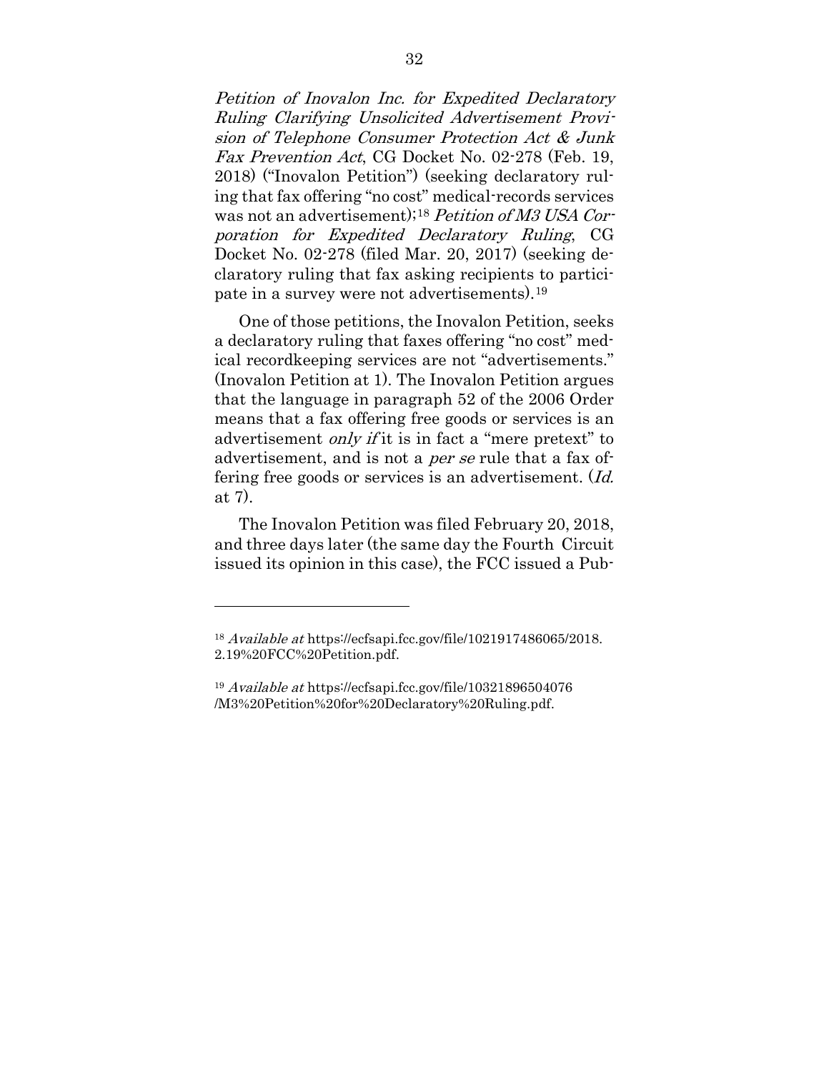*Petition of Inovalon Inc. for Expedited Declaratory Ruling Clarifying Unsolicited Advertisement Provision of Telephone Consumer Protection Act & Junk Fax Prevention Act*, CG Docket No. 02-278 (Feb. 19, 2018) ("Inovalon Petition") (seeking declaratory ruling that fax offering "no cost" medical-records services was not an advertisement);[18] *Petition of M3 USA Corporation for Expedited Declaratory Ruling*, CG Docket No. 02-278 (filed Mar. 20, 2017) (seeking declaratory ruling that fax asking recipients to participate in a survey were not advertisements).[19]

One of those petitions, the Inovalon Petition, seeks a declaratory ruling that faxes offering "no cost" medical recordkeeping services are not "advertisements." (Inovalon Petition at 1). The Inovalon Petition argues that the language in paragraph 52 of the 2006 Order means that a fax offering free goods or services is an advertisement *only if* it is in fact a "mere pretext" to advertisement, and is not a *per se* rule that a fax offering free goods or services is an advertisement. (*Id.* at 7).

The Inovalon Petition was filed February 20, 2018, and three days later (the same day the Fourth Circuit issued its opinion in this case), the FCC issued a Pub-

---

[18] *Available at* https://ecfsapi.fcc.gov/file/1021917486065/2018.2.19%20FCC%20Petition.pdf.

[19] *Available at* https://ecfsapi.fcc.gov/file/10321896504076/M3%20Petition%20for%20Declaratory%20Ruling.pdf.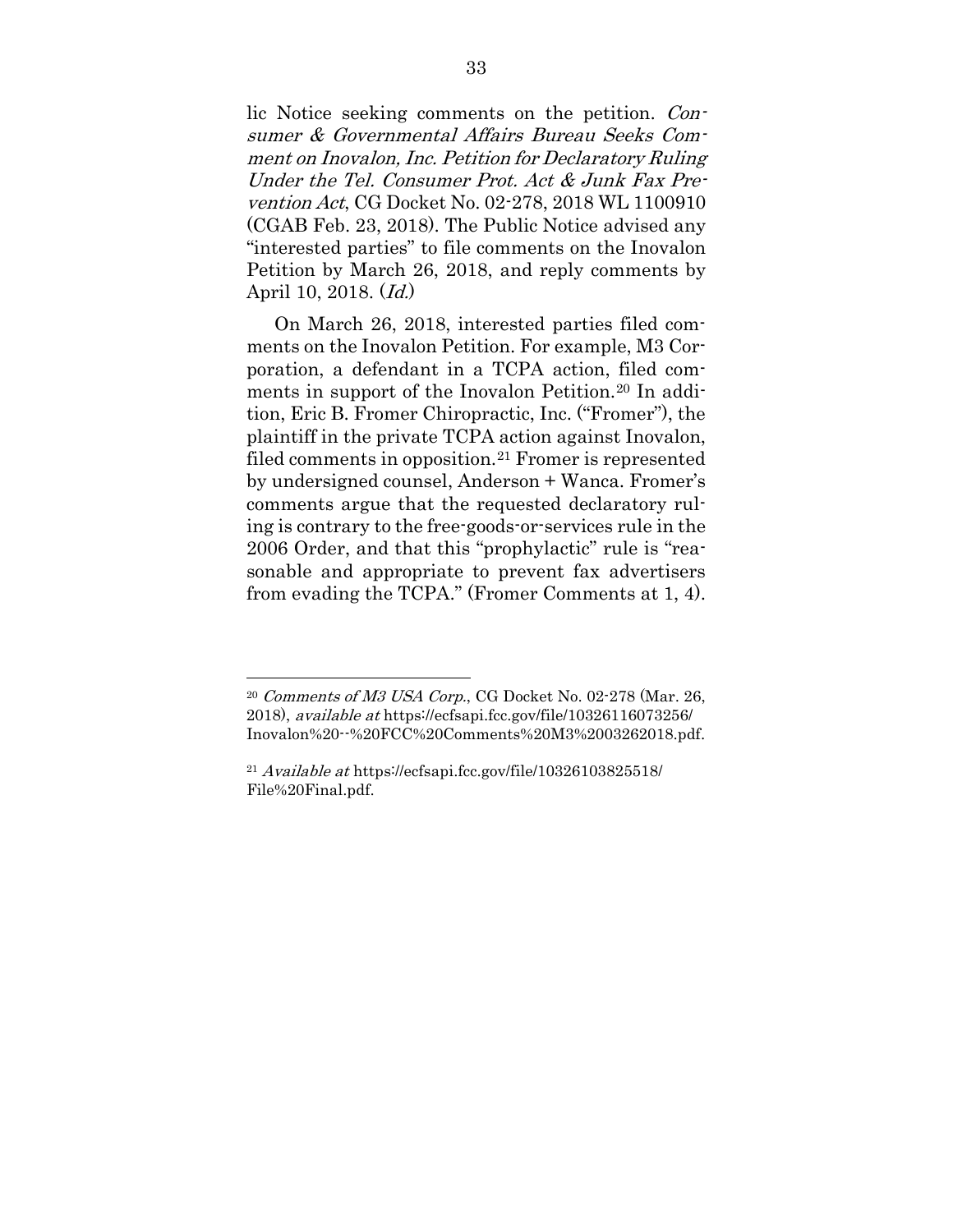lic Notice seeking comments on the petition. *Consumer & Governmental Affairs Bureau Seeks Comment on Inovalon, Inc. Petition for Declaratory Ruling Under the Tel. Consumer Prot. Act & Junk Fax Prevention Act*, CG Docket No. 02-278, 2018 WL 1100910 (CGAB Feb. 23, 2018). The Public Notice advised any "interested parties" to file comments on the Inovalon Petition by March 26, 2018, and reply comments by April 10, 2018. (*Id.*)

On March 26, 2018, interested parties filed comments on the Inovalon Petition. For example, M3 Corporation, a defendant in a TCPA action, filed comments in support of the Inovalon Petition.[20] In addition, Eric B. Fromer Chiropractic, Inc. ("Fromer"), the plaintiff in the private TCPA action against Inovalon, filed comments in opposition.[21] Fromer is represented by undersigned counsel, Anderson + Wanca. Fromer's comments argue that the requested declaratory ruling is contrary to the free-goods-or-services rule in the 2006 Order, and that this "prophylactic" rule is "reasonable and appropriate to prevent fax advertisers from evading the TCPA." (Fromer Comments at 1, 4).

---

[20] *Comments of M3 USA Corp.*, CG Docket No. 02-278 (Mar. 26, 2018), *available at* https://ecfsapi.fcc.gov/file/10326116073256/Inovalon%20--%20FCC%20Comments%20M3%2003262018.pdf.

[21] *Available at* https://ecfsapi.fcc.gov/file/10326103825518/File%20Final.pdf.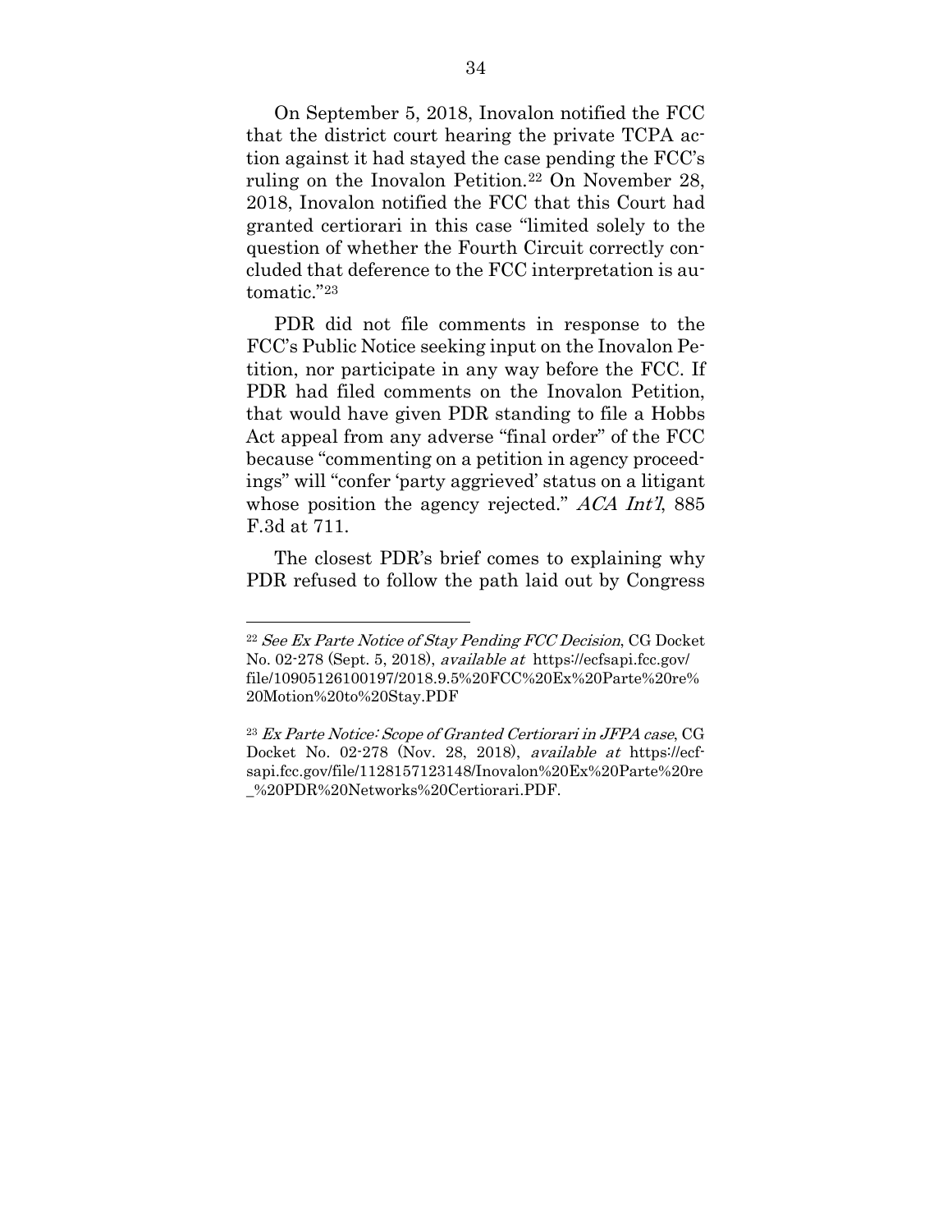On September 5, 2018, Inovalon notified the FCC that the district court hearing the private TCPA action against it had stayed the case pending the FCC's ruling on the Inovalon Petition.[22] On November 28, 2018, Inovalon notified the FCC that this Court had granted certiorari in this case "limited solely to the question of whether the Fourth Circuit correctly concluded that deference to the FCC interpretation is automatic."[23]

PDR did not file comments in response to the FCC's Public Notice seeking input on the Inovalon Petition, nor participate in any way before the FCC. If PDR had filed comments on the Inovalon Petition, that would have given PDR standing to file a Hobbs Act appeal from any adverse "final order" of the FCC because "commenting on a petition in agency proceedings" will "confer 'party aggrieved' status on a litigant whose position the agency rejected." *ACA Int'l*, 885 F.3d at 711.

The closest PDR's brief comes to explaining why PDR refused to follow the path laid out by Congress

---

[22] *See Ex Parte Notice of Stay Pending FCC Decision*, CG Docket No. 02-278 (Sept. 5, 2018), *available at* https://ecfsapi.fcc.gov/file/10905126100197/2018.9.5%20FCC%20Ex%20Parte%20re%20Motion%20to%20Stay.PDF

[23] *Ex Parte Notice: Scope of Granted Certiorari in JFPA case*, CG Docket No. 02-278 (Nov. 28, 2018), *available at* https://ecfsapi.fcc.gov/file/1128157123148/Inovalon%20Ex%20Parte%20re_%20PDR%20Networks%20Certiorari.PDF.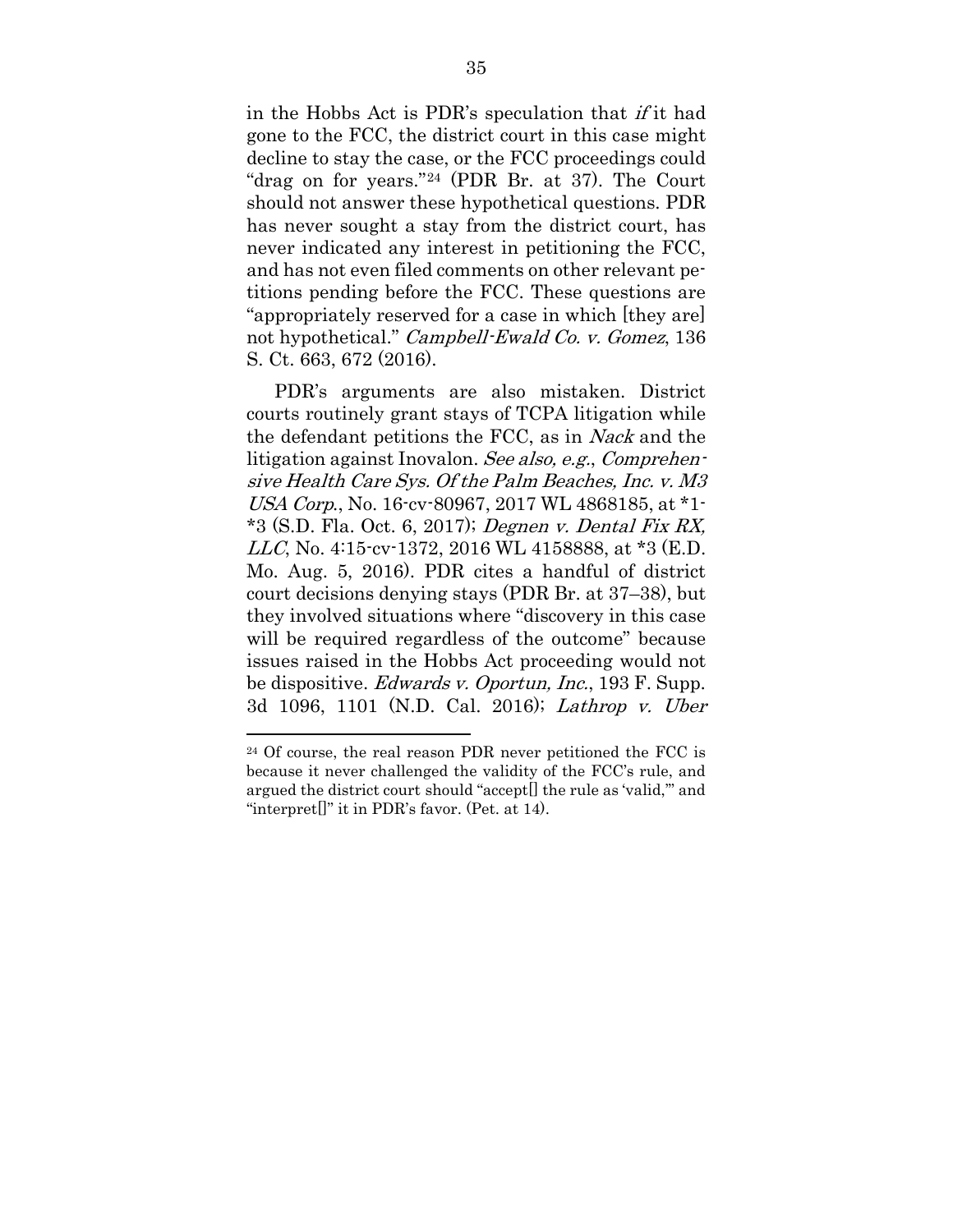in the Hobbs Act is PDR's speculation that *if* it had gone to the FCC, the district court in this case might decline to stay the case, or the FCC proceedings could "drag on for years."[24] (PDR Br. at 37). The Court should not answer these hypothetical questions. PDR has never sought a stay from the district court, has never indicated any interest in petitioning the FCC, and has not even filed comments on other relevant petitions pending before the FCC. These questions are "appropriately reserved for a case in which [they are] not hypothetical." *Campbell-Ewald Co. v. Gomez*, 136 S. Ct. 663, 672 (2016).

PDR's arguments are also mistaken. District courts routinely grant stays of TCPA litigation while the defendant petitions the FCC, as in *Nack* and the litigation against Inovalon. *See also, e.g.*, *Comprehensive Health Care Sys. Of the Palm Beaches, Inc. v. M3 USA Corp.*, No. 16-cv-80967, 2017 WL 4868185, at *1-*3 (S.D. Fla. Oct. 6, 2017); *Degnen v. Dental Fix RX, LLC*, No. 4:15-cv-1372, 2016 WL 4158888, at *3 (E.D. Mo. Aug. 5, 2016). PDR cites a handful of district court decisions denying stays (PDR Br. at 37–38), but they involved situations where "discovery in this case will be required regardless of the outcome" because issues raised in the Hobbs Act proceeding would not be dispositive. *Edwards v. Oportun, Inc.*, 193 F. Supp. 3d 1096, 1101 (N.D. Cal. 2016); *Lathrop v. Uber*

---

[24] Of course, the real reason PDR never petitioned the FCC is because it never challenged the validity of the FCC's rule, and argued the district court should "accept[] the rule as 'valid,'" and "interpret[]" it in PDR's favor. (Pet. at 14).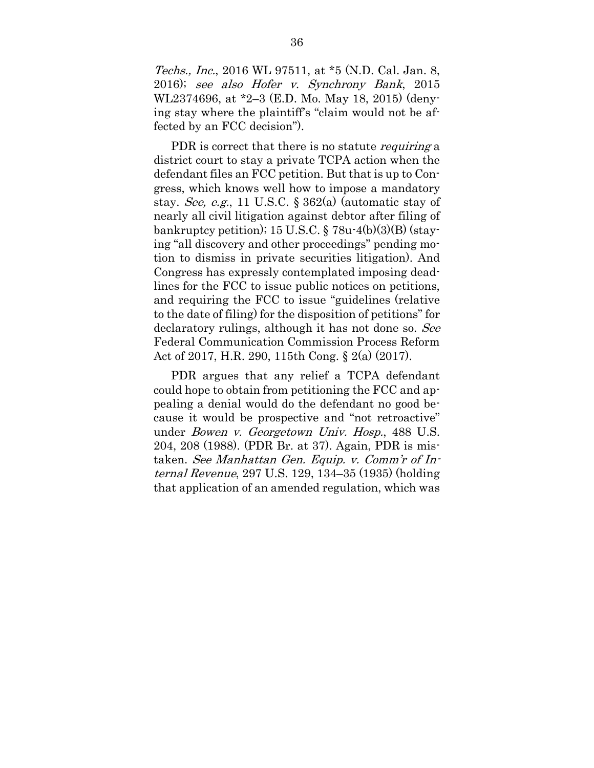*Techs., Inc.*, 2016 WL 97511, at *5 (N.D. Cal. Jan. 8, 2016); *see also Hofer v. Synchrony Bank*, 2015 WL2374696, at *2–3 (E.D. Mo. May 18, 2015) (denying stay where the plaintiff's "claim would not be affected by an FCC decision").

PDR is correct that there is no statute *requiring* a district court to stay a private TCPA action when the defendant files an FCC petition. But that is up to Congress, which knows well how to impose a mandatory stay. *See, e.g.*, 11 U.S.C. § 362(a) (automatic stay of nearly all civil litigation against debtor after filing of bankruptcy petition); 15 U.S.C. § 78u-4(b)(3)(B) (staying "all discovery and other proceedings" pending motion to dismiss in private securities litigation). And Congress has expressly contemplated imposing deadlines for the FCC to issue public notices on petitions, and requiring the FCC to issue "guidelines (relative to the date of filing) for the disposition of petitions" for declaratory rulings, although it has not done so. *See* Federal Communication Commission Process Reform Act of 2017, H.R. 290, 115th Cong. § 2(a) (2017).

PDR argues that any relief a TCPA defendant could hope to obtain from petitioning the FCC and appealing a denial would do the defendant no good because it would be prospective and "not retroactive" under *Bowen v. Georgetown Univ. Hosp.*, 488 U.S. 204, 208 (1988). (PDR Br. at 37). Again, PDR is mistaken. *See Manhattan Gen. Equip. v. Comm'r of Internal Revenue*, 297 U.S. 129, 134–35 (1935) (holding that application of an amended regulation, which was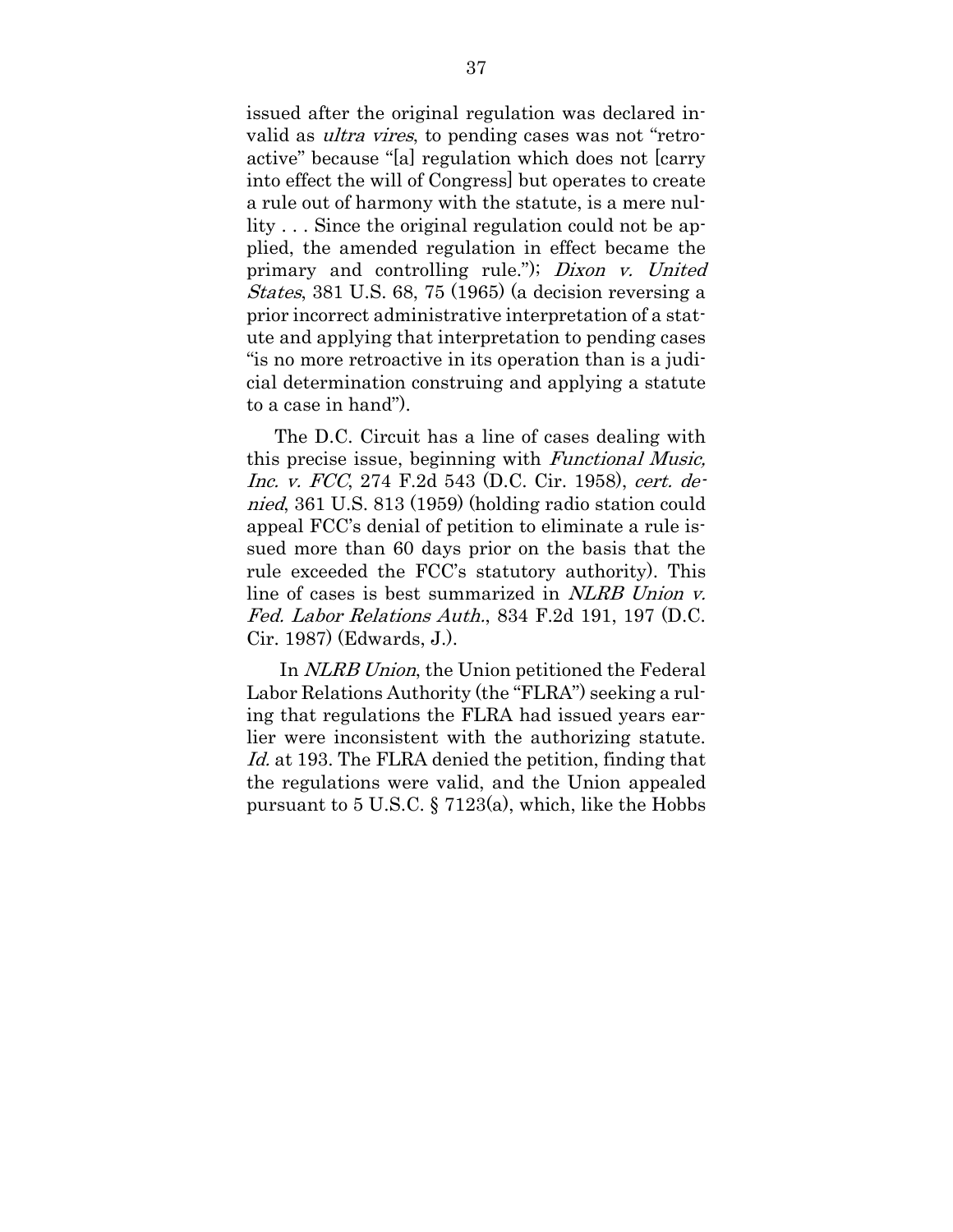issued after the original regulation was declared invalid as *ultra vires*, to pending cases was not "retroactive" because "[a] regulation which does not [carry into effect the will of Congress] but operates to create a rule out of harmony with the statute, is a mere nullity . . . Since the original regulation could not be applied, the amended regulation in effect became the primary and controlling rule."); *Dixon v. United States*, 381 U.S. 68, 75 (1965) (a decision reversing a prior incorrect administrative interpretation of a statute and applying that interpretation to pending cases "is no more retroactive in its operation than is a judicial determination construing and applying a statute to a case in hand").

The D.C. Circuit has a line of cases dealing with this precise issue, beginning with *Functional Music, Inc. v. FCC*, 274 F.2d 543 (D.C. Cir. 1958), *cert. denied*, 361 U.S. 813 (1959) (holding radio station could appeal FCC's denial of petition to eliminate a rule issued more than 60 days prior on the basis that the rule exceeded the FCC's statutory authority). This line of cases is best summarized in *NLRB Union v. Fed. Labor Relations Auth.*, 834 F.2d 191, 197 (D.C. Cir. 1987) (Edwards, J.).

In *NLRB Union*, the Union petitioned the Federal Labor Relations Authority (the "FLRA") seeking a ruling that regulations the FLRA had issued years earlier were inconsistent with the authorizing statute. *Id.* at 193. The FLRA denied the petition, finding that the regulations were valid, and the Union appealed pursuant to 5 U.S.C. § 7123(a), which, like the Hobbs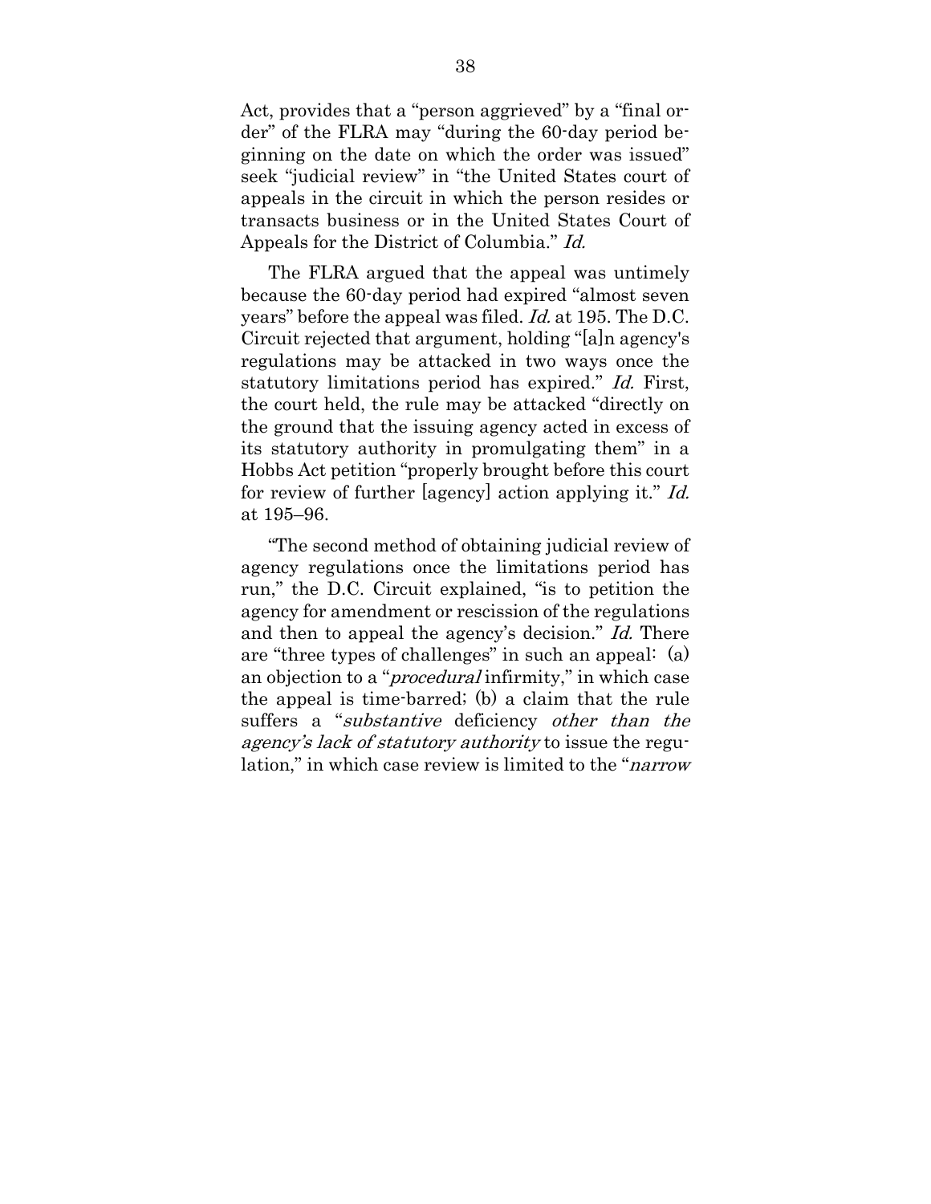Act, provides that a "person aggrieved" by a "final order" of the FLRA may "during the 60-day period beginning on the date on which the order was issued" seek "judicial review" in "the United States court of appeals in the circuit in which the person resides or transacts business or in the United States Court of Appeals for the District of Columbia." *Id.*

The FLRA argued that the appeal was untimely because the 60-day period had expired "almost seven years" before the appeal was filed. *Id.* at 195. The D.C. Circuit rejected that argument, holding "[a]n agency's regulations may be attacked in two ways once the statutory limitations period has expired." *Id.* First, the court held, the rule may be attacked "directly on the ground that the issuing agency acted in excess of its statutory authority in promulgating them" in a Hobbs Act petition "properly brought before this court for review of further [agency] action applying it." *Id.* at 195–96.

"The second method of obtaining judicial review of agency regulations once the limitations period has run," the D.C. Circuit explained, "is to petition the agency for amendment or rescission of the regulations and then to appeal the agency's decision." *Id.* There are "three types of challenges" in such an appeal: (a) an objection to a "*procedural* infirmity," in which case the appeal is time-barred; (b) a claim that the rule suffers a "*substantive* deficiency *other than the agency's lack of statutory authority* to issue the regulation," in which case review is limited to the "*narrow*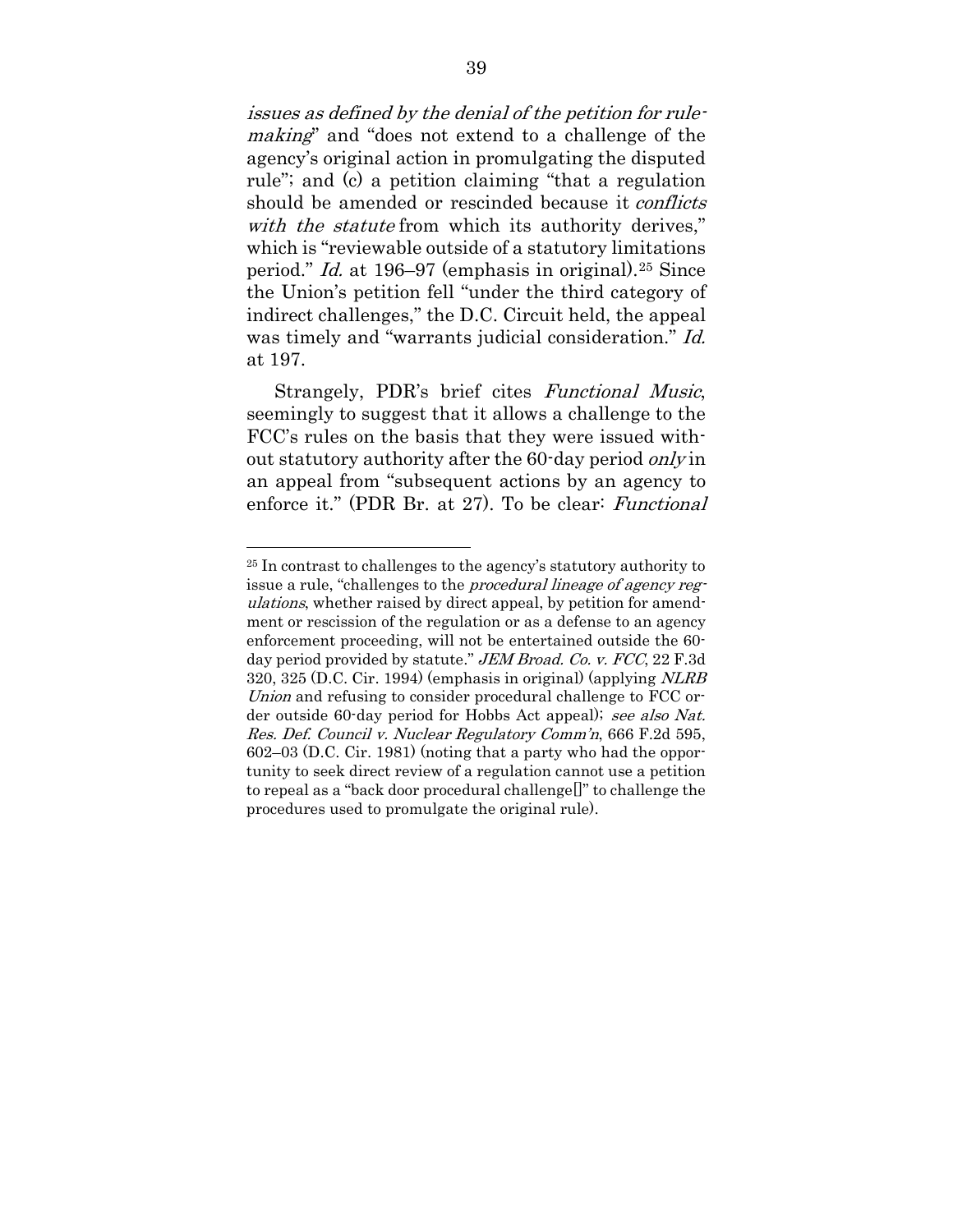*issues as defined by the denial of the petition for rulemaking*" and "does not extend to a challenge of the agency's original action in promulgating the disputed rule"; and (c) a petition claiming "that a regulation should be amended or rescinded because it *conflicts with the statute* from which its authority derives," which is "reviewable outside of a statutory limitations period." *Id.* at 196–97 (emphasis in original).[25] Since the Union's petition fell "under the third category of indirect challenges," the D.C. Circuit held, the appeal was timely and "warrants judicial consideration." *Id.* at 197.

Strangely, PDR's brief cites *Functional Music*, seemingly to suggest that it allows a challenge to the FCC's rules on the basis that they were issued without statutory authority after the 60-day period *only* in an appeal from "subsequent actions by an agency to enforce it." (PDR Br. at 27). To be clear: *Functional*

---

[25] In contrast to challenges to the agency's statutory authority to issue a rule, "challenges to the *procedural lineage of agency regulations*, whether raised by direct appeal, by petition for amendment or rescission of the regulation or as a defense to an agency enforcement proceeding, will not be entertained outside the 60-day period provided by statute." *JEM Broad. Co. v. FCC*, 22 F.3d 320, 325 (D.C. Cir. 1994) (emphasis in original) (applying *NLRB Union* and refusing to consider procedural challenge to FCC order outside 60-day period for Hobbs Act appeal); *see also Nat. Res. Def. Council v. Nuclear Regulatory Comm'n*, 666 F.2d 595, 602–03 (D.C. Cir. 1981) (noting that a party who had the opportunity to seek direct review of a regulation cannot use a petition to repeal as a "back door procedural challenge[]" to challenge the procedures used to promulgate the original rule).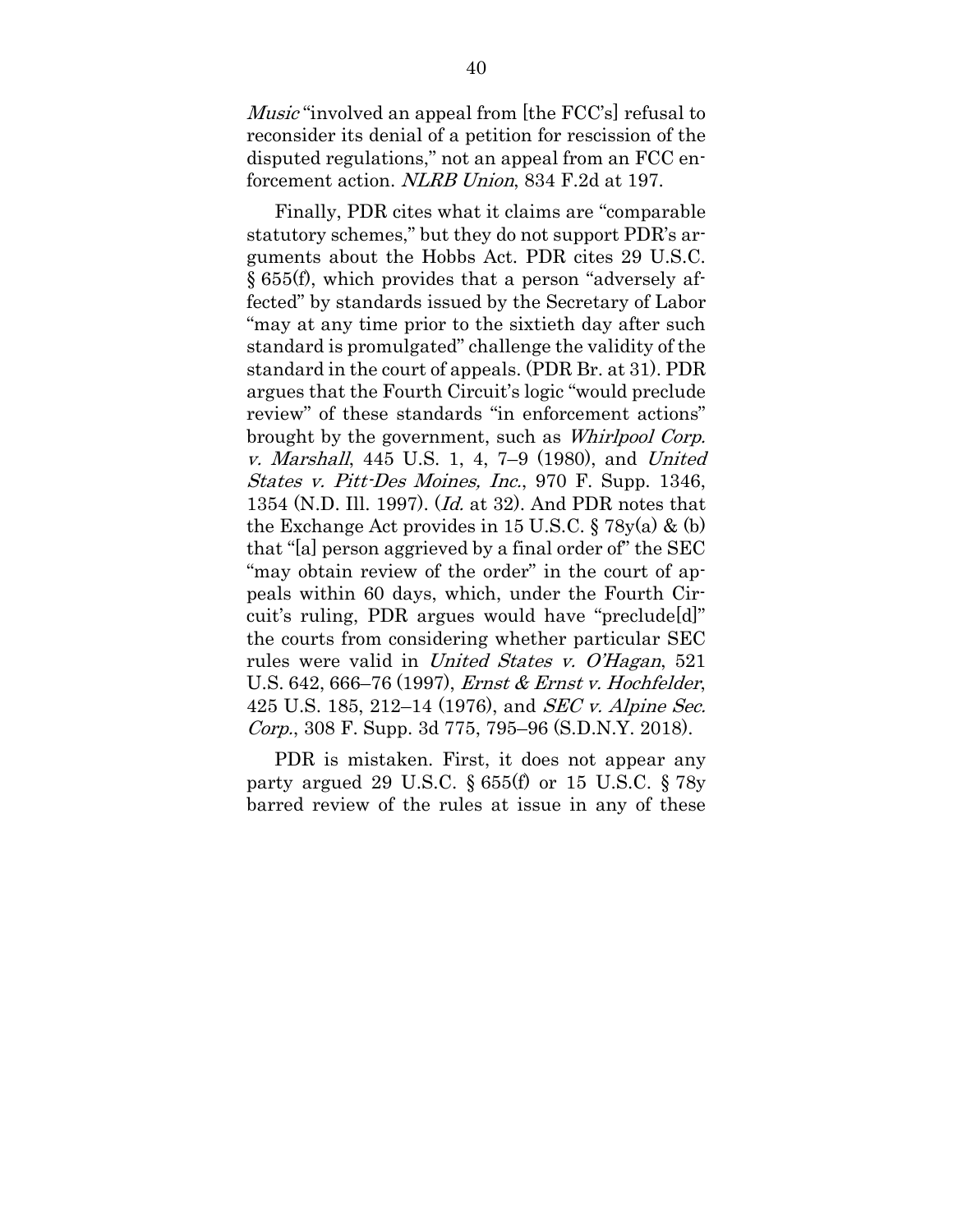*Music* "involved an appeal from [the FCC's] refusal to reconsider its denial of a petition for rescission of the disputed regulations," not an appeal from an FCC enforcement action. *NLRB Union*, 834 F.2d at 197.

Finally, PDR cites what it claims are "comparable statutory schemes," but they do not support PDR's arguments about the Hobbs Act. PDR cites 29 U.S.C. § 655(f), which provides that a person "adversely affected" by standards issued by the Secretary of Labor "may at any time prior to the sixtieth day after such standard is promulgated" challenge the validity of the standard in the court of appeals. (PDR Br. at 31). PDR argues that the Fourth Circuit's logic "would preclude review" of these standards "in enforcement actions" brought by the government, such as *Whirlpool Corp. v. Marshall*, 445 U.S. 1, 4, 7–9 (1980), and *United States v. Pitt-Des Moines, Inc.*, 970 F. Supp. 1346, 1354 (N.D. Ill. 1997). (*Id.* at 32). And PDR notes that the Exchange Act provides in 15 U.S.C. § 78y(a) & (b) that "[a] person aggrieved by a final order of" the SEC "may obtain review of the order" in the court of appeals within 60 days, which, under the Fourth Circuit's ruling, PDR argues would have "preclude[d]" the courts from considering whether particular SEC rules were valid in *United States v. O'Hagan*, 521 U.S. 642, 666–76 (1997), *Ernst & Ernst v. Hochfelder*, 425 U.S. 185, 212–14 (1976), and *SEC v. Alpine Sec. Corp.*, 308 F. Supp. 3d 775, 795–96 (S.D.N.Y. 2018).

PDR is mistaken. First, it does not appear any party argued 29 U.S.C. § 655(f) or 15 U.S.C. § 78y barred review of the rules at issue in any of these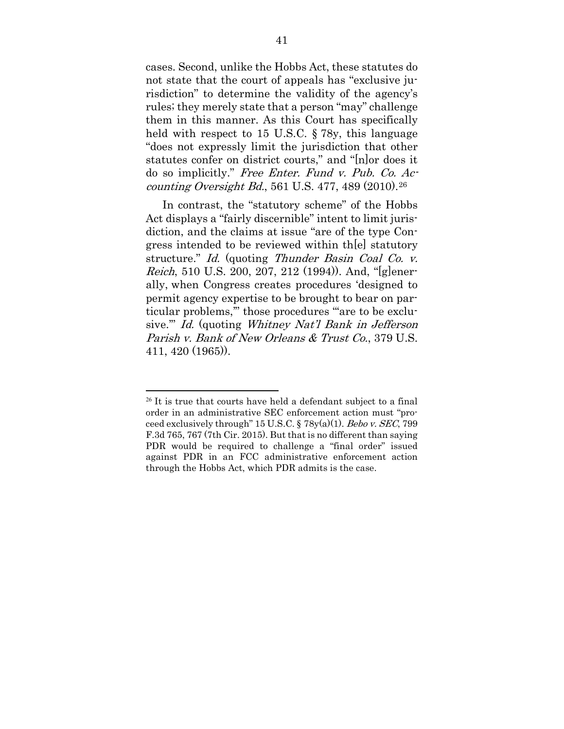cases. Second, unlike the Hobbs Act, these statutes do not state that the court of appeals has "exclusive jurisdiction" to determine the validity of the agency's rules; they merely state that a person "may" challenge them in this manner. As this Court has specifically held with respect to 15 U.S.C. § 78y, this language "does not expressly limit the jurisdiction that other statutes confer on district courts," and "[n]or does it do so implicitly." *Free Enter. Fund v. Pub. Co. Accounting Oversight Bd.*, 561 U.S. 477, 489 (2010).[26]

In contrast, the "statutory scheme" of the Hobbs Act displays a "fairly discernible" intent to limit jurisdiction, and the claims at issue "are of the type Congress intended to be reviewed within th[e] statutory structure." *Id.* (quoting *Thunder Basin Coal Co. v. Reich*, 510 U.S. 200, 207, 212 (1994)). And, "[g]enerally, when Congress creates procedures 'designed to permit agency expertise to be brought to bear on particular problems,'" those procedures "'are to be exclusive.'" *Id.* (quoting *Whitney Nat'l Bank in Jefferson Parish v. Bank of New Orleans & Trust Co.*, 379 U.S. 411, 420 (1965)).

---

[26] It is true that courts have held a defendant subject to a final order in an administrative SEC enforcement action must "proceed exclusively through" 15 U.S.C. § 78y(a)(1). *Bebo v. SEC*, 799 F.3d 765, 767 (7th Cir. 2015). But that is no different than saying PDR would be required to challenge a "final order" issued against PDR in an FCC administrative enforcement action through the Hobbs Act, which PDR admits is the case.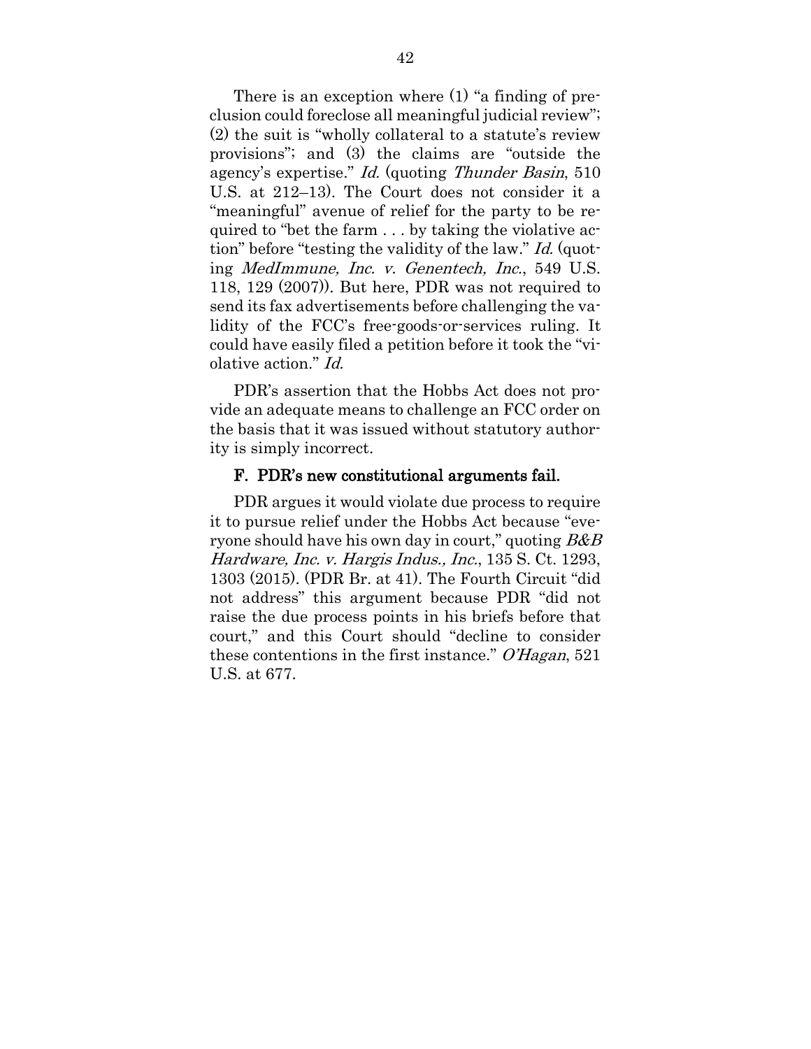There is an exception where (1) "a finding of preclusion could foreclose all meaningful judicial review"; (2) the suit is "wholly collateral to a statute's review provisions"; and (3) the claims are "outside the agency's expertise." *Id.* (quoting *Thunder Basin*, 510 U.S. at 212–13). The Court does not consider it a "meaningful" avenue of relief for the party to be required to "bet the farm . . . by taking the violative action" before "testing the validity of the law." *Id.* (quoting *MedImmune, Inc. v. Genentech, Inc.*, 549 U.S. 118, 129 (2007)). But here, PDR was not required to send its fax advertisements before challenging the validity of the FCC's free-goods-or-services ruling. It could have easily filed a petition before it took the "violative action." *Id.*

PDR's assertion that the Hobbs Act does not provide an adequate means to challenge an FCC order on the basis that it was issued without statutory authority is simply incorrect.

### F. PDR's new constitutional arguments fail.

PDR argues it would violate due process to require it to pursue relief under the Hobbs Act because "everyone should have his own day in court," quoting *B&B Hardware, Inc. v. Hargis Indus., Inc.*, 135 S. Ct. 1293, 1303 (2015). (PDR Br. at 41). The Fourth Circuit "did not address" this argument because PDR "did not raise the due process points in his briefs before that court," and this Court should "decline to consider these contentions in the first instance." *O'Hagan*, 521 U.S. at 677.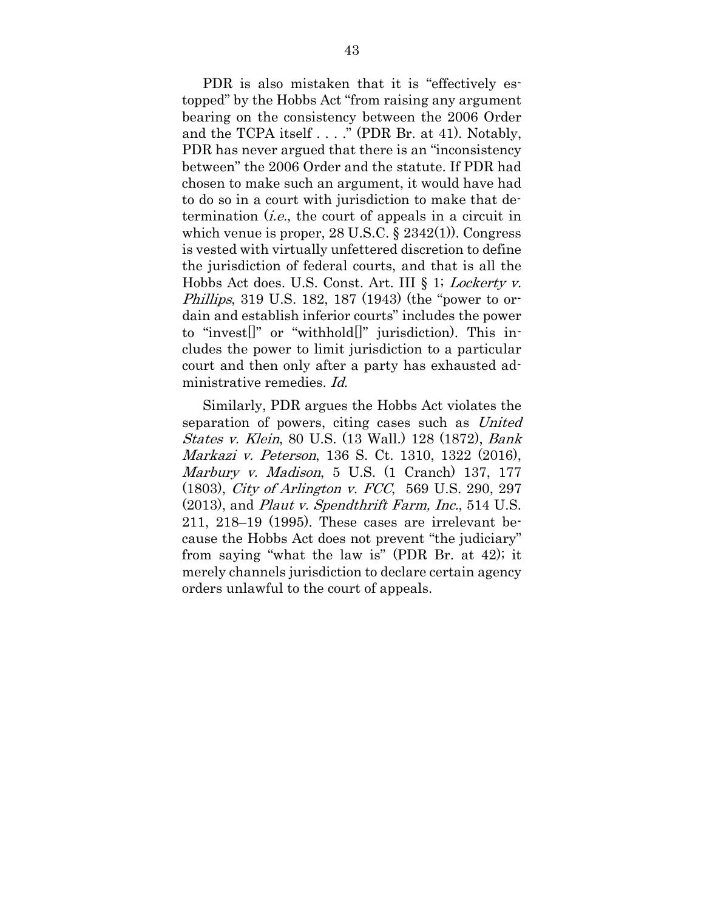PDR is also mistaken that it is "effectively estopped" by the Hobbs Act "from raising any argument bearing on the consistency between the 2006 Order and the TCPA itself . . . ." (PDR Br. at 41). Notably, PDR has never argued that there is an "inconsistency between" the 2006 Order and the statute. If PDR had chosen to make such an argument, it would have had to do so in a court with jurisdiction to make that determination (*i.e.*, the court of appeals in a circuit in which venue is proper, 28 U.S.C. § 2342(1)). Congress is vested with virtually unfettered discretion to define the jurisdiction of federal courts, and that is all the Hobbs Act does. U.S. Const. Art. III § 1; *Lockerty v. Phillips*, 319 U.S. 182, 187 (1943) (the "power to ordain and establish inferior courts" includes the power to "invest[]" or "withhold[]" jurisdiction). This includes the power to limit jurisdiction to a particular court and then only after a party has exhausted administrative remedies. *Id.*

Similarly, PDR argues the Hobbs Act violates the separation of powers, citing cases such as *United States v. Klein*, 80 U.S. (13 Wall.) 128 (1872), *Bank Markazi v. Peterson*, 136 S. Ct. 1310, 1322 (2016), *Marbury v. Madison*, 5 U.S. (1 Cranch) 137, 177 (1803), *City of Arlington v. FCC*, 569 U.S. 290, 297 (2013), and *Plaut v. Spendthrift Farm, Inc.*, 514 U.S. 211, 218–19 (1995). These cases are irrelevant because the Hobbs Act does not prevent "the judiciary" from saying "what the law is" (PDR Br. at 42); it merely channels jurisdiction to declare certain agency orders unlawful to the court of appeals.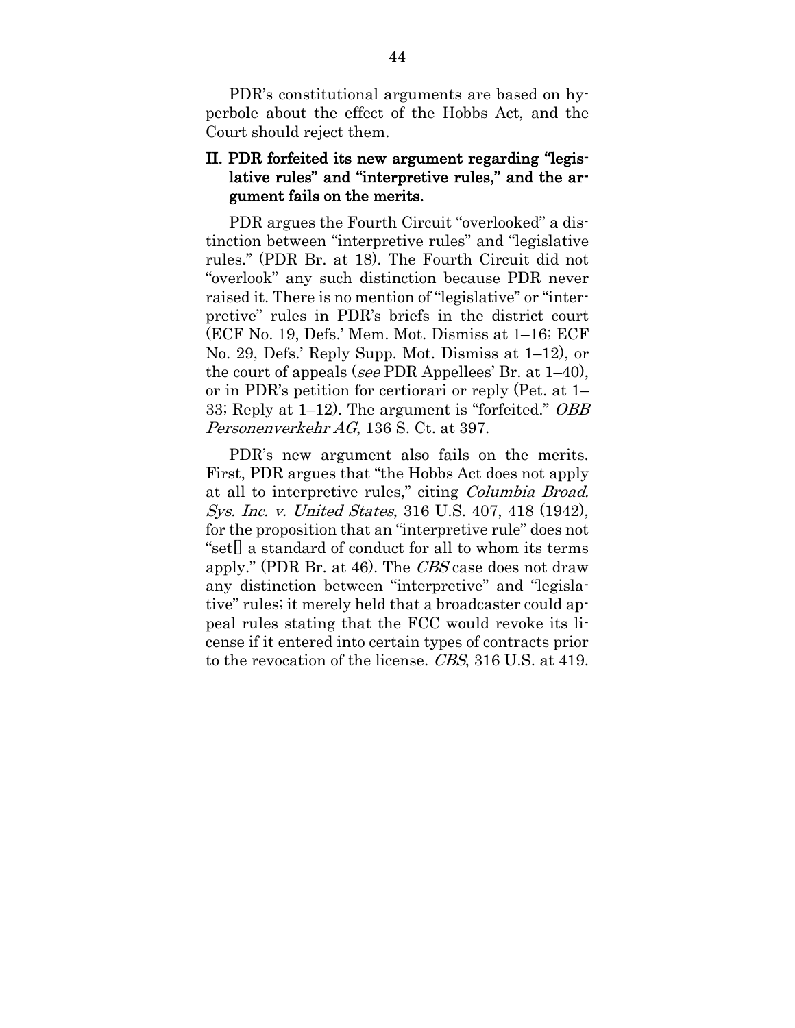PDR's constitutional arguments are based on hyperbole about the effect of the Hobbs Act, and the Court should reject them.

## II. PDR forfeited its new argument regarding "legislative rules" and "interpretive rules," and the argument fails on the merits.

PDR argues the Fourth Circuit "overlooked" a distinction between "interpretive rules" and "legislative rules." (PDR Br. at 18). The Fourth Circuit did not "overlook" any such distinction because PDR never raised it. There is no mention of "legislative" or "interpretive" rules in PDR's briefs in the district court (ECF No. 19, Defs.' Mem. Mot. Dismiss at 1–16; ECF No. 29, Defs.' Reply Supp. Mot. Dismiss at 1–12), or the court of appeals (*see* PDR Appellees' Br. at 1–40), or in PDR's petition for certiorari or reply (Pet. at 1–33; Reply at 1–12). The argument is "forfeited." *OBB Personenverkehr AG*, 136 S. Ct. at 397.

PDR's new argument also fails on the merits. First, PDR argues that "the Hobbs Act does not apply at all to interpretive rules," citing *Columbia Broad. Sys. Inc. v. United States*, 316 U.S. 407, 418 (1942), for the proposition that an "interpretive rule" does not "set[] a standard of conduct for all to whom its terms apply." (PDR Br. at 46). The *CBS* case does not draw any distinction between "interpretive" and "legislative" rules; it merely held that a broadcaster could appeal rules stating that the FCC would revoke its license if it entered into certain types of contracts prior to the revocation of the license. *CBS*, 316 U.S. at 419.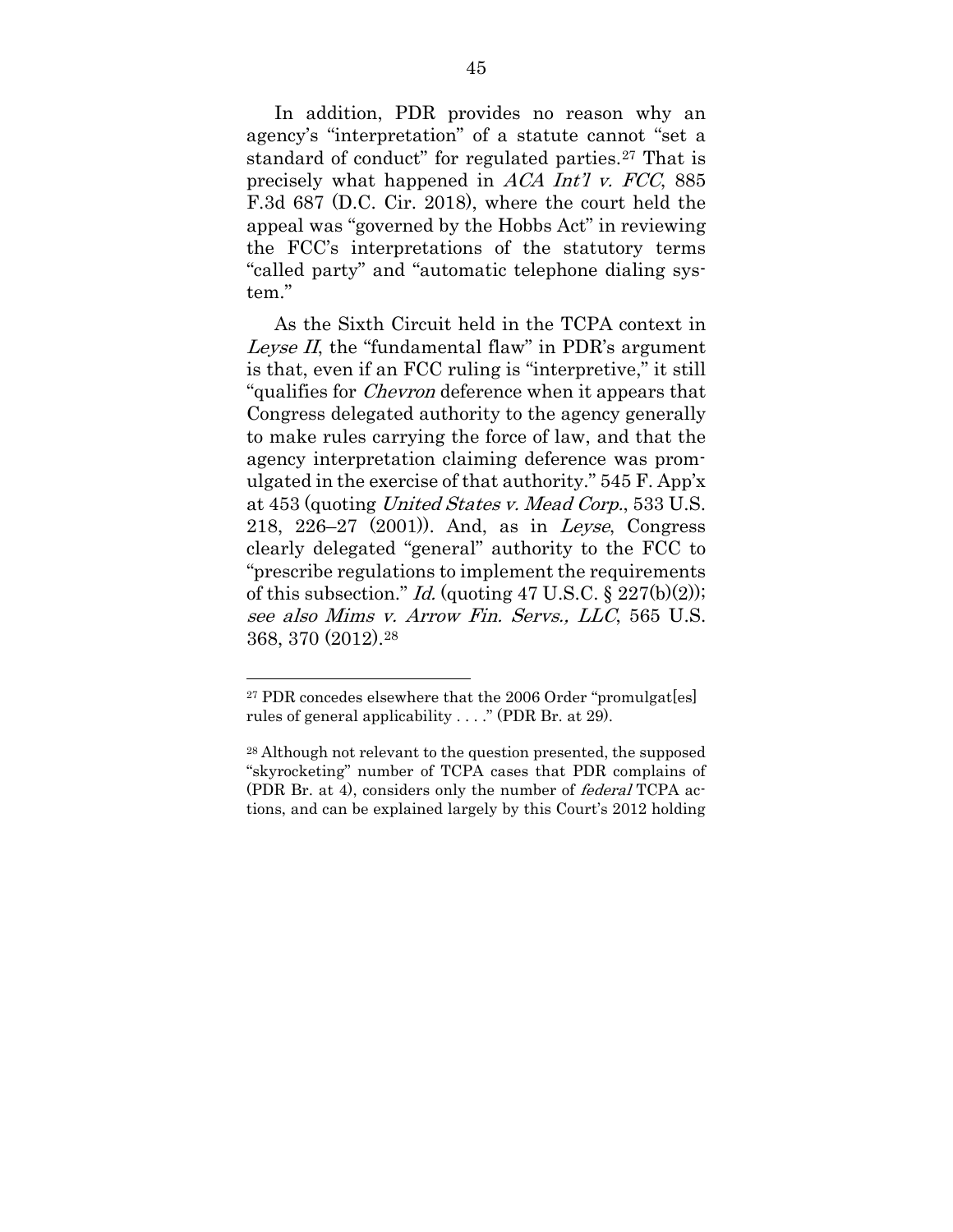In addition, PDR provides no reason why an agency's "interpretation" of a statute cannot "set a standard of conduct" for regulated parties.[27] That is precisely what happened in *ACA Int'l v. FCC*, 885 F.3d 687 (D.C. Cir. 2018), where the court held the appeal was "governed by the Hobbs Act" in reviewing the FCC's interpretations of the statutory terms "called party" and "automatic telephone dialing system."

As the Sixth Circuit held in the TCPA context in *Leyse II*, the "fundamental flaw" in PDR's argument is that, even if an FCC ruling is "interpretive," it still "qualifies for *Chevron* deference when it appears that Congress delegated authority to the agency generally to make rules carrying the force of law, and that the agency interpretation claiming deference was promulgated in the exercise of that authority." 545 F. App'x at 453 (quoting *United States v. Mead Corp.*, 533 U.S. 218, 226–27 (2001)). And, as in *Leyse*, Congress clearly delegated "general" authority to the FCC to "prescribe regulations to implement the requirements of this subsection." *Id.* (quoting 47 U.S.C. § 227(b)(2)); *see also Mims v. Arrow Fin. Servs., LLC*, 565 U.S. 368, 370 (2012).[28]

---

[27] PDR concedes elsewhere that the 2006 Order "promulgat[es] rules of general applicability . . . ." (PDR Br. at 29).

[28] Although not relevant to the question presented, the supposed "skyrocketing" number of TCPA cases that PDR complains of (PDR Br. at 4), considers only the number of *federal* TCPA actions, and can be explained largely by this Court's 2012 holding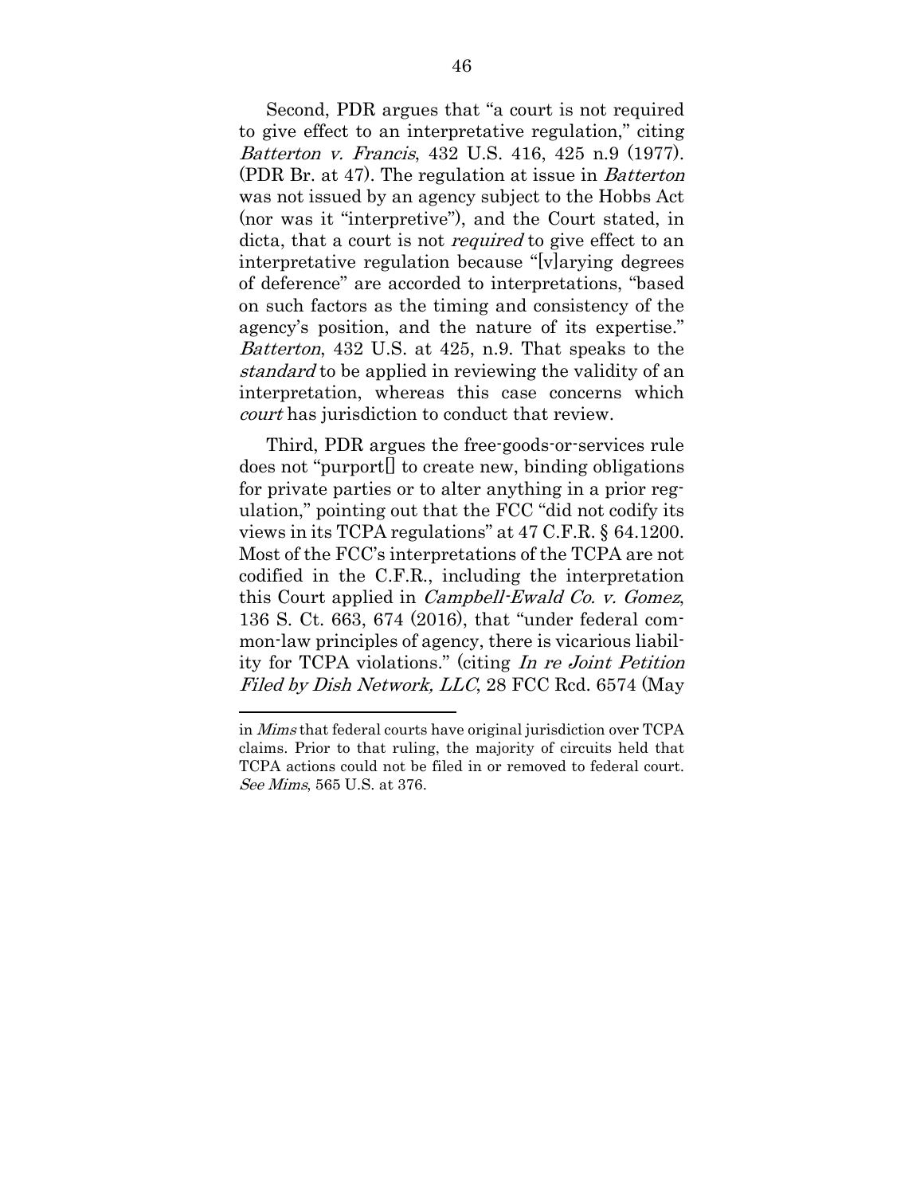Second, PDR argues that "a court is not required to give effect to an interpretative regulation," citing *Batterton v. Francis*, 432 U.S. 416, 425 n.9 (1977). (PDR Br. at 47). The regulation at issue in *Batterton* was not issued by an agency subject to the Hobbs Act (nor was it "interpretive"), and the Court stated, in dicta, that a court is not *required* to give effect to an interpretative regulation because "[v]arying degrees of deference" are accorded to interpretations, "based on such factors as the timing and consistency of the agency's position, and the nature of its expertise." *Batterton*, 432 U.S. at 425, n.9. That speaks to the *standard* to be applied in reviewing the validity of an interpretation, whereas this case concerns which *court* has jurisdiction to conduct that review.

Third, PDR argues the free-goods-or-services rule does not "purport[] to create new, binding obligations for private parties or to alter anything in a prior regulation," pointing out that the FCC "did not codify its views in its TCPA regulations" at 47 C.F.R. § 64.1200. Most of the FCC's interpretations of the TCPA are not codified in the C.F.R., including the interpretation this Court applied in *Campbell-Ewald Co. v. Gomez*, 136 S. Ct. 663, 674 (2016), that "under federal common-law principles of agency, there is vicarious liability for TCPA violations." (citing *In re Joint Petition Filed by Dish Network, LLC*, 28 FCC Rcd. 6574 (May

---

in *Mims* that federal courts have original jurisdiction over TCPA claims. Prior to that ruling, the majority of circuits held that TCPA actions could not be filed in or removed to federal court. *See Mims*, 565 U.S. at 376.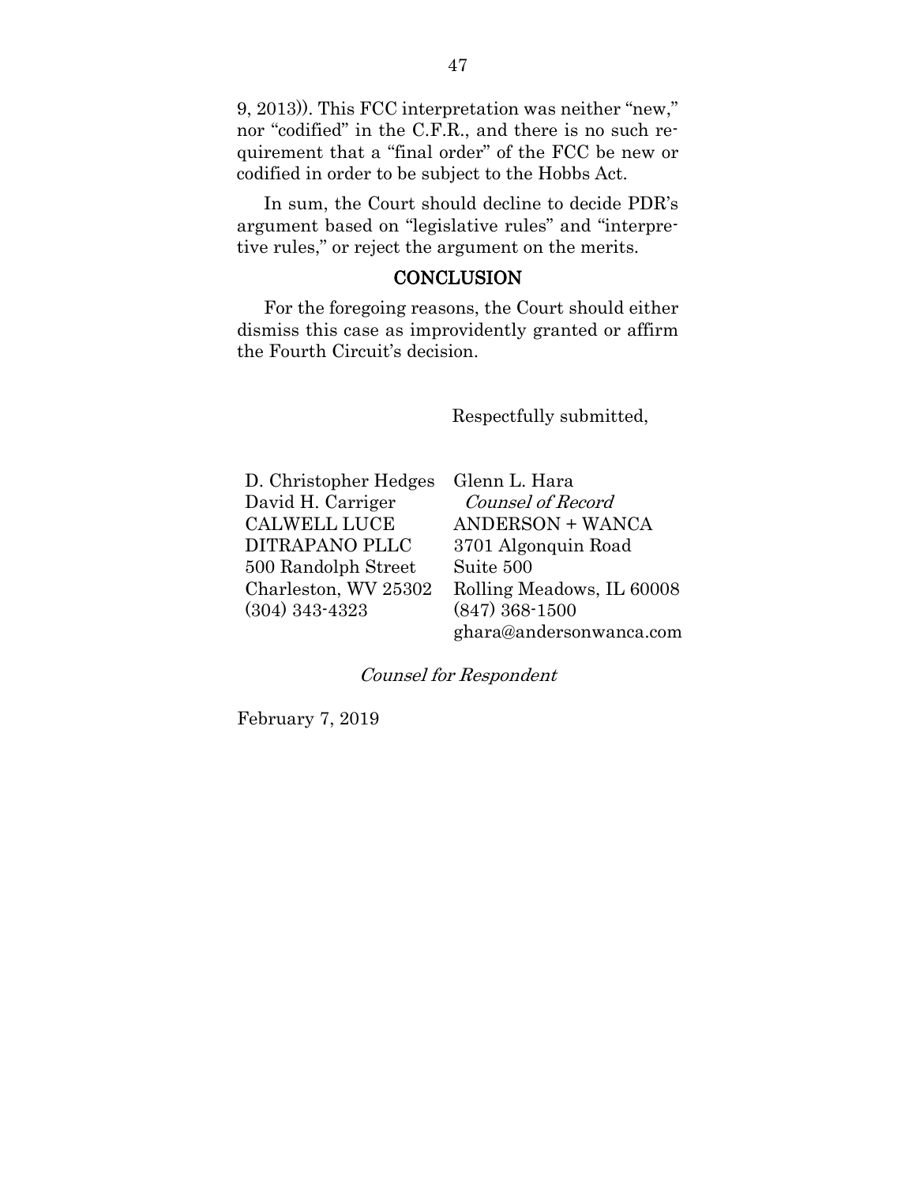9, 2013)). This FCC interpretation was neither "new," nor "codified" in the C.F.R., and there is no such requirement that a "final order" of the FCC be new or codified in order to be subject to the Hobbs Act.

In sum, the Court should decline to decide PDR's argument based on "legislative rules" and "interpretive rules," or reject the argument on the merits.

## CONCLUSION

For the foregoing reasons, the Court should either dismiss this case as improvidently granted or affirm the Fourth Circuit's decision.

Respectfully submitted,

D. Christopher Hedges
David H. Carriger
CALWELL LUCE DITRAPANO PLLC
500 Randolph Street
Charleston, WV 25302
(304) 343-4323

Glenn L. Hara
*Counsel of Record*
ANDERSON + WANCA
3701 Algonquin Road
Suite 500
Rolling Meadows, IL 60008
(847) 368-1500
ghara@andersonwanca.com

*Counsel for Respondent*

February 7, 2019